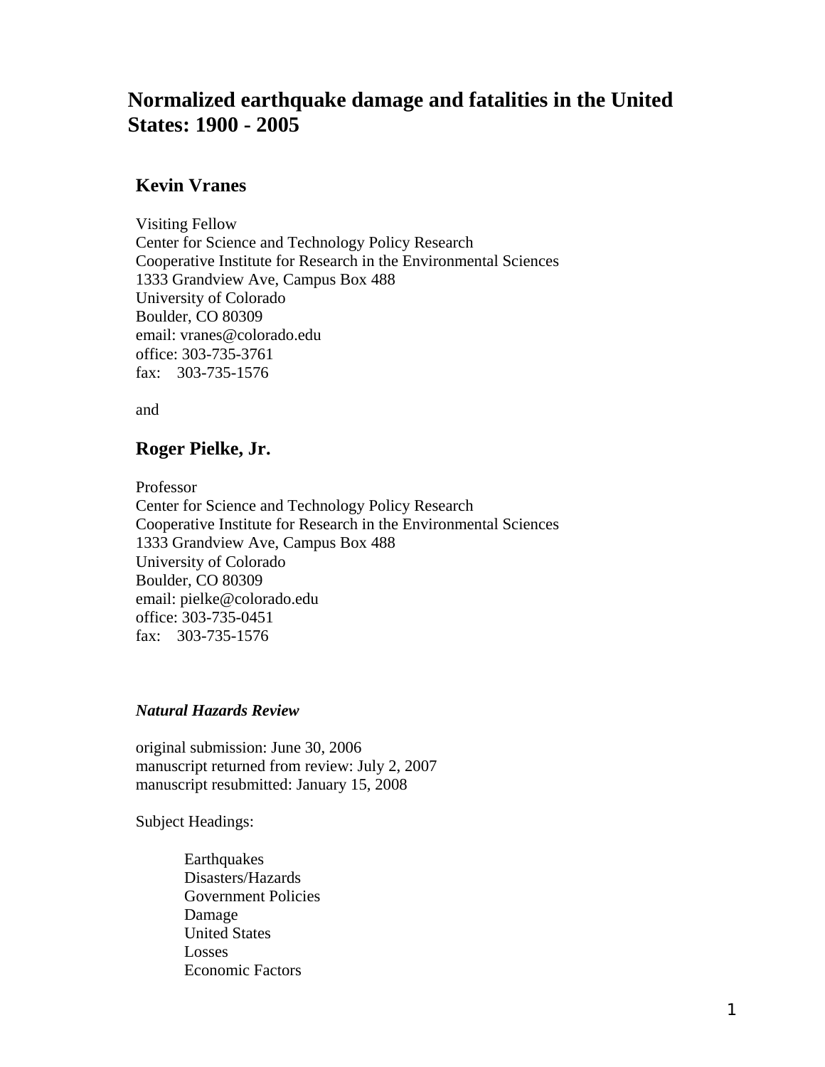# Normalized earthquake damage and fatalities in the United States: 1900 - 2005

## Kevin Vranes

Visiting Fellow
Center for Science and Technology Policy Research
Cooperative Institute for Research in the Environmental Sciences
1333 Grandview Ave, Campus Box 488
University of Colorado
Boulder, CO 80309
email: vranes@colorado.edu
office: 303-735-3761
fax: 303-735-1576

and

## Roger Pielke, Jr.

Professor
Center for Science and Technology Policy Research
Cooperative Institute for Research in the Environmental Sciences
1333 Grandview Ave, Campus Box 488
University of Colorado
Boulder, CO 80309
email: pielke@colorado.edu
office: 303-735-0451
fax: 303-735-1576

***Natural Hazards Review***

original submission: June 30, 2006
manuscript returned from review: July 2, 2007
manuscript resubmitted: January 15, 2008

Subject Headings:

- Earthquakes
- Disasters/Hazards
- Government Policies
- Damage
- United States
- Losses
- Economic Factors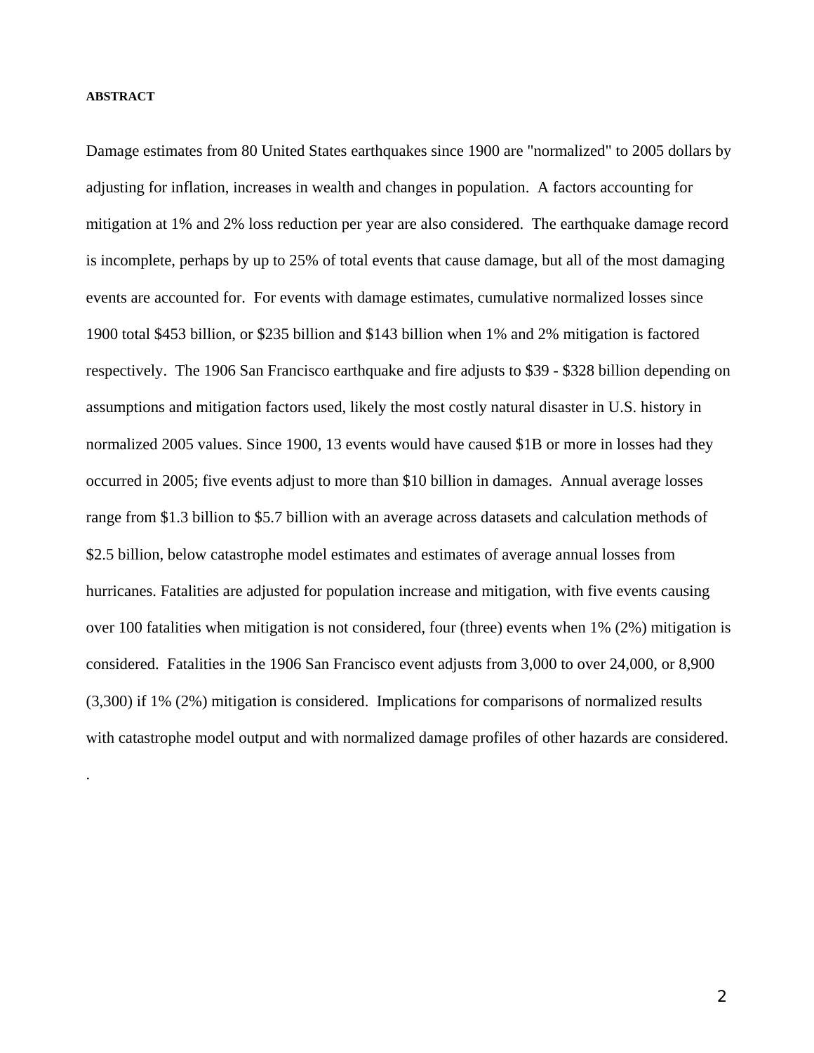**ABSTRACT**

Damage estimates from 80 United States earthquakes since 1900 are "normalized" to 2005 dollars by adjusting for inflation, increases in wealth and changes in population. A factors accounting for mitigation at 1% and 2% loss reduction per year are also considered. The earthquake damage record is incomplete, perhaps by up to 25% of total events that cause damage, but all of the most damaging events are accounted for. For events with damage estimates, cumulative normalized losses since 1900 total $453 billion, or $235 billion and $143 billion when 1% and 2% mitigation is factored respectively. The 1906 San Francisco earthquake and fire adjusts to $39 - $328 billion depending on assumptions and mitigation factors used, likely the most costly natural disaster in U.S. history in normalized 2005 values. Since 1900, 13 events would have caused $1B or more in losses had they occurred in 2005; five events adjust to more than $10 billion in damages. Annual average losses range from $1.3 billion to $5.7 billion with an average across datasets and calculation methods of $2.5 billion, below catastrophe model estimates and estimates of average annual losses from hurricanes. Fatalities are adjusted for population increase and mitigation, with five events causing over 100 fatalities when mitigation is not considered, four (three) events when 1% (2%) mitigation is considered. Fatalities in the 1906 San Francisco event adjusts from 3,000 to over 24,000, or 8,900 (3,300) if 1% (2%) mitigation is considered. Implications for comparisons of normalized results with catastrophe model output and with normalized damage profiles of other hazards are considered.

.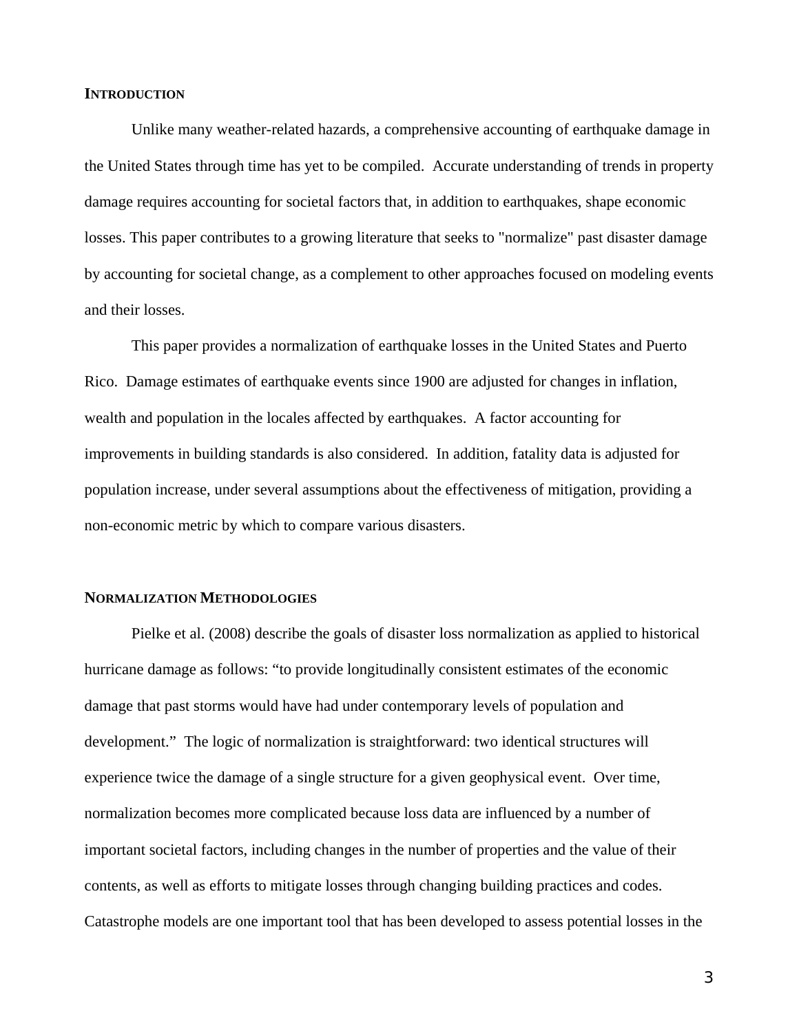## Introduction

Unlike many weather-related hazards, a comprehensive accounting of earthquake damage in the United States through time has yet to be compiled. Accurate understanding of trends in property damage requires accounting for societal factors that, in addition to earthquakes, shape economic losses. This paper contributes to a growing literature that seeks to "normalize" past disaster damage by accounting for societal change, as a complement to other approaches focused on modeling events and their losses.

This paper provides a normalization of earthquake losses in the United States and Puerto Rico. Damage estimates of earthquake events since 1900 are adjusted for changes in inflation, wealth and population in the locales affected by earthquakes. A factor accounting for improvements in building standards is also considered. In addition, fatality data is adjusted for population increase, under several assumptions about the effectiveness of mitigation, providing a non-economic metric by which to compare various disasters.

## Normalization Methodologies

Pielke et al. (2008) describe the goals of disaster loss normalization as applied to historical hurricane damage as follows: "to provide longitudinally consistent estimates of the economic damage that past storms would have had under contemporary levels of population and development." The logic of normalization is straightforward: two identical structures will experience twice the damage of a single structure for a given geophysical event. Over time, normalization becomes more complicated because loss data are influenced by a number of important societal factors, including changes in the number of properties and the value of their contents, as well as efforts to mitigate losses through changing building practices and codes. Catastrophe models are one important tool that has been developed to assess potential losses in the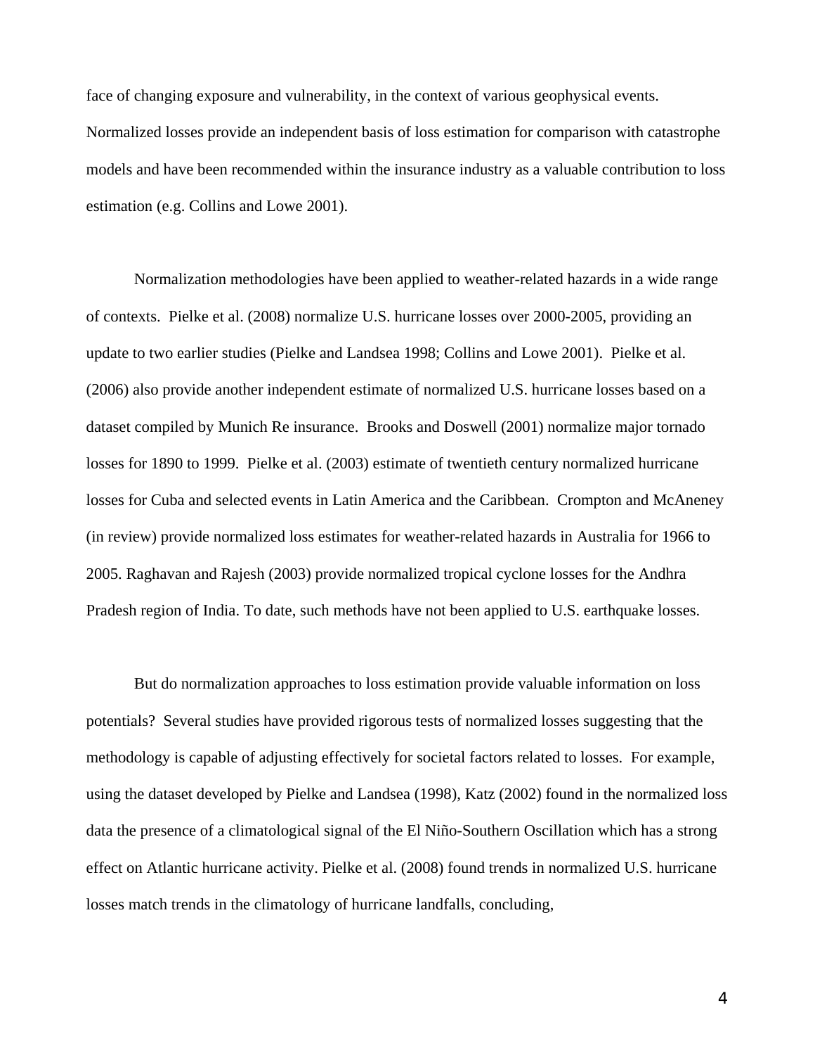face of changing exposure and vulnerability, in the context of various geophysical events. Normalized losses provide an independent basis of loss estimation for comparison with catastrophe models and have been recommended within the insurance industry as a valuable contribution to loss estimation (e.g. Collins and Lowe 2001).

Normalization methodologies have been applied to weather-related hazards in a wide range of contexts. Pielke et al. (2008) normalize U.S. hurricane losses over 2000-2005, providing an update to two earlier studies (Pielke and Landsea 1998; Collins and Lowe 2001). Pielke et al. (2006) also provide another independent estimate of normalized U.S. hurricane losses based on a dataset compiled by Munich Re insurance. Brooks and Doswell (2001) normalize major tornado losses for 1890 to 1999. Pielke et al. (2003) estimate of twentieth century normalized hurricane losses for Cuba and selected events in Latin America and the Caribbean. Crompton and McAneney (in review) provide normalized loss estimates for weather-related hazards in Australia for 1966 to 2005. Raghavan and Rajesh (2003) provide normalized tropical cyclone losses for the Andhra Pradesh region of India. To date, such methods have not been applied to U.S. earthquake losses.

But do normalization approaches to loss estimation provide valuable information on loss potentials? Several studies have provided rigorous tests of normalized losses suggesting that the methodology is capable of adjusting effectively for societal factors related to losses. For example, using the dataset developed by Pielke and Landsea (1998), Katz (2002) found in the normalized loss data the presence of a climatological signal of the El Niño-Southern Oscillation which has a strong effect on Atlantic hurricane activity. Pielke et al. (2008) found trends in normalized U.S. hurricane losses match trends in the climatology of hurricane landfalls, concluding,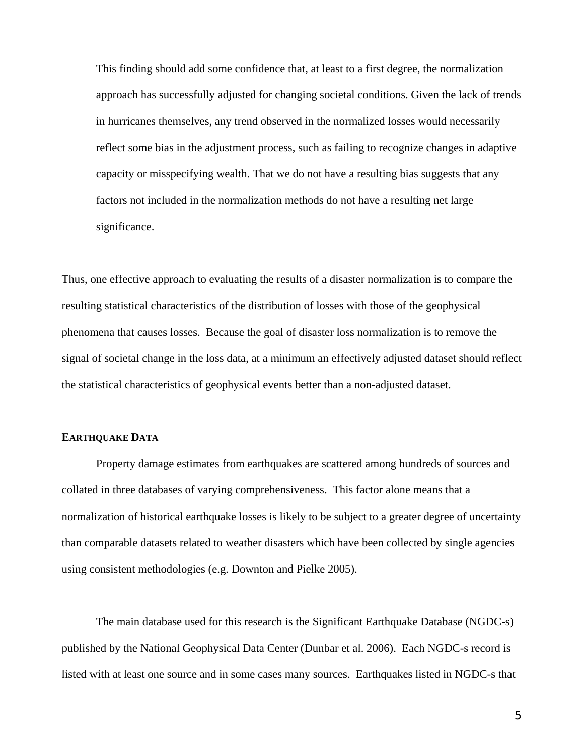> This finding should add some confidence that, at least to a first degree, the normalization approach has successfully adjusted for changing societal conditions. Given the lack of trends in hurricanes themselves, any trend observed in the normalized losses would necessarily reflect some bias in the adjustment process, such as failing to recognize changes in adaptive capacity or misspecifying wealth. That we do not have a resulting bias suggests that any factors not included in the normalization methods do not have a resulting net large significance.

Thus, one effective approach to evaluating the results of a disaster normalization is to compare the resulting statistical characteristics of the distribution of losses with those of the geophysical phenomena that causes losses. Because the goal of disaster loss normalization is to remove the signal of societal change in the loss data, at a minimum an effectively adjusted dataset should reflect the statistical characteristics of geophysical events better than a non-adjusted dataset.

## EARTHQUAKE DATA

Property damage estimates from earthquakes are scattered among hundreds of sources and collated in three databases of varying comprehensiveness. This factor alone means that a normalization of historical earthquake losses is likely to be subject to a greater degree of uncertainty than comparable datasets related to weather disasters which have been collected by single agencies using consistent methodologies (e.g. Downton and Pielke 2005).

The main database used for this research is the Significant Earthquake Database (NGDC-s) published by the National Geophysical Data Center (Dunbar et al. 2006). Each NGDC-s record is listed with at least one source and in some cases many sources. Earthquakes listed in NGDC-s that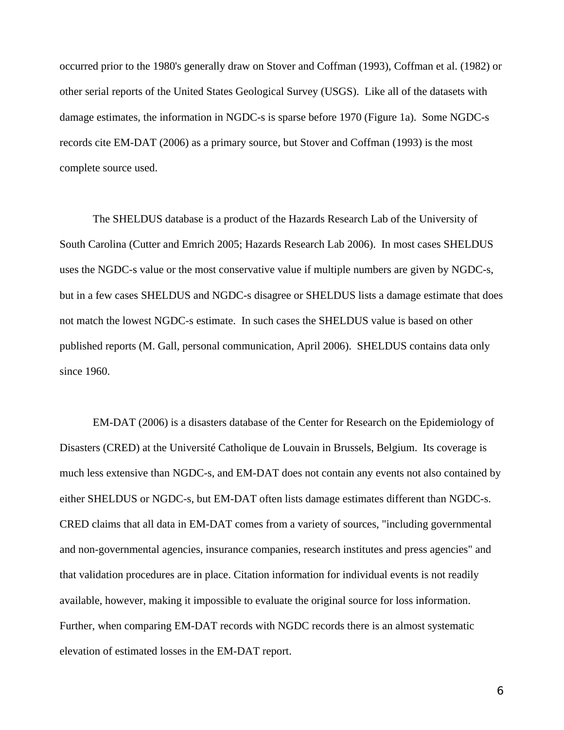occurred prior to the 1980's generally draw on Stover and Coffman (1993), Coffman et al. (1982) or other serial reports of the United States Geological Survey (USGS). Like all of the datasets with damage estimates, the information in NGDC-s is sparse before 1970 (Figure 1a). Some NGDC-s records cite EM-DAT (2006) as a primary source, but Stover and Coffman (1993) is the most complete source used.

The SHELDUS database is a product of the Hazards Research Lab of the University of South Carolina (Cutter and Emrich 2005; Hazards Research Lab 2006). In most cases SHELDUS uses the NGDC-s value or the most conservative value if multiple numbers are given by NGDC-s, but in a few cases SHELDUS and NGDC-s disagree or SHELDUS lists a damage estimate that does not match the lowest NGDC-s estimate. In such cases the SHELDUS value is based on other published reports (M. Gall, personal communication, April 2006). SHELDUS contains data only since 1960.

EM-DAT (2006) is a disasters database of the Center for Research on the Epidemiology of Disasters (CRED) at the Université Catholique de Louvain in Brussels, Belgium. Its coverage is much less extensive than NGDC-s, and EM-DAT does not contain any events not also contained by either SHELDUS or NGDC-s, but EM-DAT often lists damage estimates different than NGDC-s. CRED claims that all data in EM-DAT comes from a variety of sources, "including governmental and non-governmental agencies, insurance companies, research institutes and press agencies" and that validation procedures are in place. Citation information for individual events is not readily available, however, making it impossible to evaluate the original source for loss information. Further, when comparing EM-DAT records with NGDC records there is an almost systematic elevation of estimated losses in the EM-DAT report.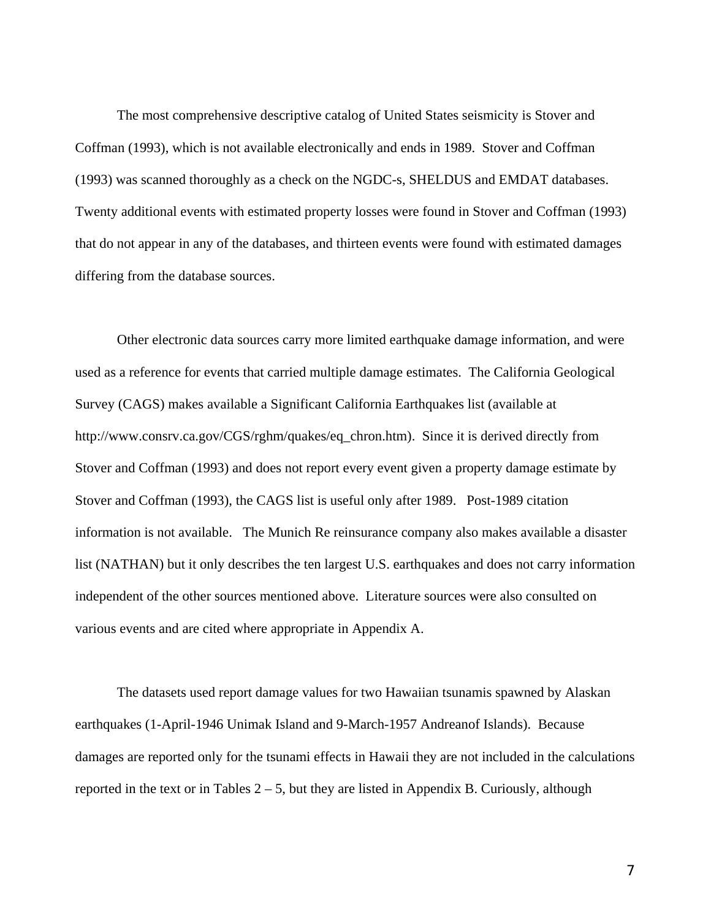The most comprehensive descriptive catalog of United States seismicity is Stover and Coffman (1993), which is not available electronically and ends in 1989. Stover and Coffman (1993) was scanned thoroughly as a check on the NGDC-s, SHELDUS and EMDAT databases. Twenty additional events with estimated property losses were found in Stover and Coffman (1993) that do not appear in any of the databases, and thirteen events were found with estimated damages differing from the database sources.

Other electronic data sources carry more limited earthquake damage information, and were used as a reference for events that carried multiple damage estimates. The California Geological Survey (CAGS) makes available a Significant California Earthquakes list (available at http://www.consrv.ca.gov/CGS/rghm/quakes/eq_chron.htm). Since it is derived directly from Stover and Coffman (1993) and does not report every event given a property damage estimate by Stover and Coffman (1993), the CAGS list is useful only after 1989. Post-1989 citation information is not available. The Munich Re reinsurance company also makes available a disaster list (NATHAN) but it only describes the ten largest U.S. earthquakes and does not carry information independent of the other sources mentioned above. Literature sources were also consulted on various events and are cited where appropriate in Appendix A.

The datasets used report damage values for two Hawaiian tsunamis spawned by Alaskan earthquakes (1-April-1946 Unimak Island and 9-March-1957 Andreanof Islands). Because damages are reported only for the tsunami effects in Hawaii they are not included in the calculations reported in the text or in Tables 2 – 5, but they are listed in Appendix B. Curiously, although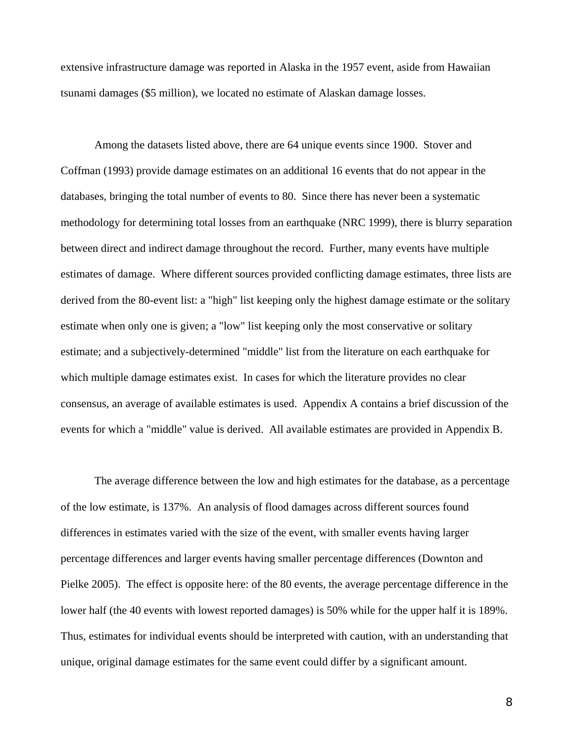extensive infrastructure damage was reported in Alaska in the 1957 event, aside from Hawaiian tsunami damages ($5 million), we located no estimate of Alaskan damage losses.

Among the datasets listed above, there are 64 unique events since 1900. Stover and Coffman (1993) provide damage estimates on an additional 16 events that do not appear in the databases, bringing the total number of events to 80. Since there has never been a systematic methodology for determining total losses from an earthquake (NRC 1999), there is blurry separation between direct and indirect damage throughout the record. Further, many events have multiple estimates of damage. Where different sources provided conflicting damage estimates, three lists are derived from the 80-event list: a "high" list keeping only the highest damage estimate or the solitary estimate when only one is given; a "low" list keeping only the most conservative or solitary estimate; and a subjectively-determined "middle" list from the literature on each earthquake for which multiple damage estimates exist. In cases for which the literature provides no clear consensus, an average of available estimates is used. Appendix A contains a brief discussion of the events for which a "middle" value is derived. All available estimates are provided in Appendix B.

The average difference between the low and high estimates for the database, as a percentage of the low estimate, is 137%. An analysis of flood damages across different sources found differences in estimates varied with the size of the event, with smaller events having larger percentage differences and larger events having smaller percentage differences (Downton and Pielke 2005). The effect is opposite here: of the 80 events, the average percentage difference in the lower half (the 40 events with lowest reported damages) is 50% while for the upper half it is 189%. Thus, estimates for individual events should be interpreted with caution, with an understanding that unique, original damage estimates for the same event could differ by a significant amount.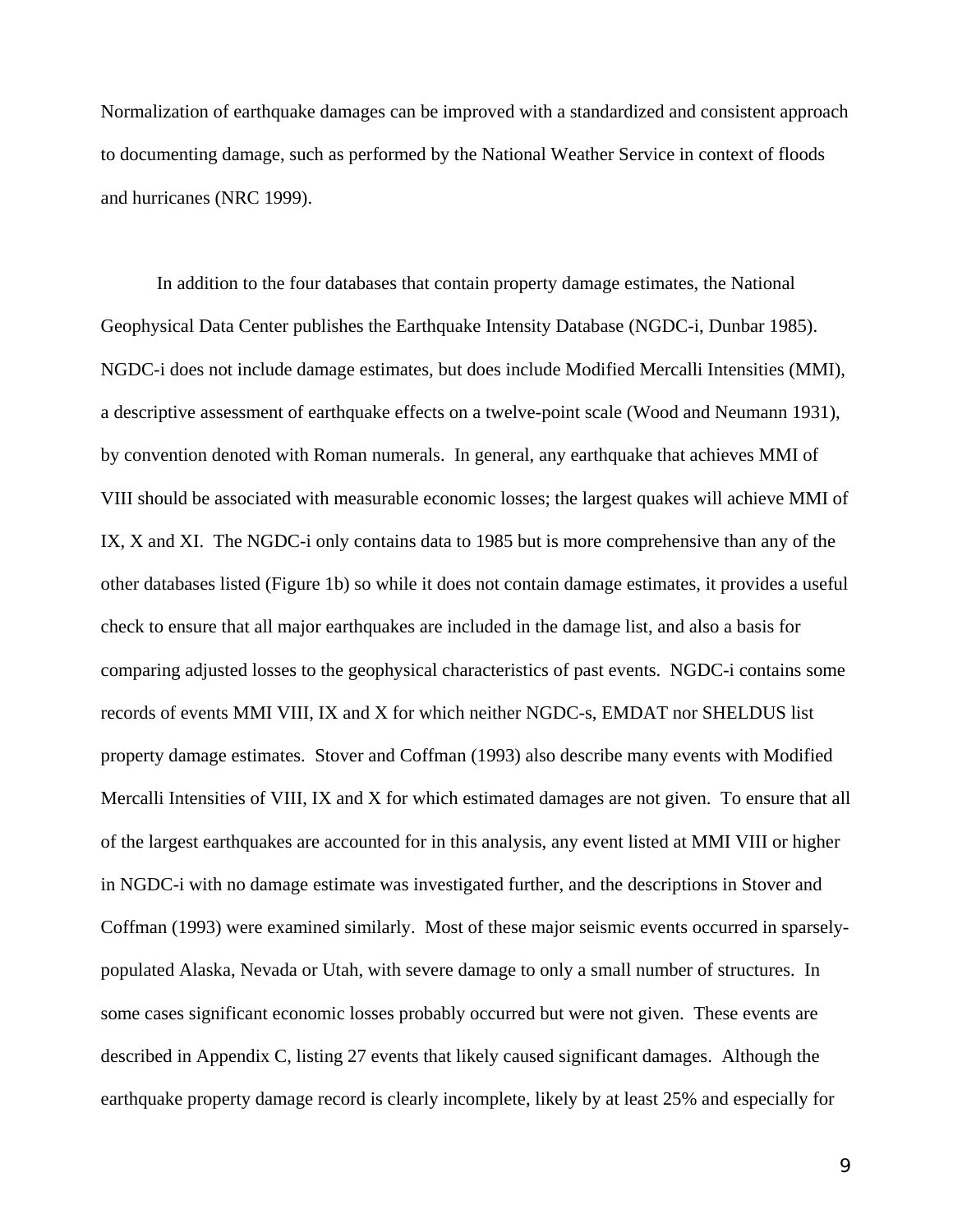Normalization of earthquake damages can be improved with a standardized and consistent approach to documenting damage, such as performed by the National Weather Service in context of floods and hurricanes (NRC 1999).

In addition to the four databases that contain property damage estimates, the National Geophysical Data Center publishes the Earthquake Intensity Database (NGDC-i, Dunbar 1985). NGDC-i does not include damage estimates, but does include Modified Mercalli Intensities (MMI), a descriptive assessment of earthquake effects on a twelve-point scale (Wood and Neumann 1931), by convention denoted with Roman numerals. In general, any earthquake that achieves MMI of VIII should be associated with measurable economic losses; the largest quakes will achieve MMI of IX, X and XI. The NGDC-i only contains data to 1985 but is more comprehensive than any of the other databases listed (Figure 1b) so while it does not contain damage estimates, it provides a useful check to ensure that all major earthquakes are included in the damage list, and also a basis for comparing adjusted losses to the geophysical characteristics of past events. NGDC-i contains some records of events MMI VIII, IX and X for which neither NGDC-s, EMDAT nor SHELDUS list property damage estimates. Stover and Coffman (1993) also describe many events with Modified Mercalli Intensities of VIII, IX and X for which estimated damages are not given. To ensure that all of the largest earthquakes are accounted for in this analysis, any event listed at MMI VIII or higher in NGDC-i with no damage estimate was investigated further, and the descriptions in Stover and Coffman (1993) were examined similarly. Most of these major seismic events occurred in sparsely-populated Alaska, Nevada or Utah, with severe damage to only a small number of structures. In some cases significant economic losses probably occurred but were not given. These events are described in Appendix C, listing 27 events that likely caused significant damages. Although the earthquake property damage record is clearly incomplete, likely by at least 25% and especially for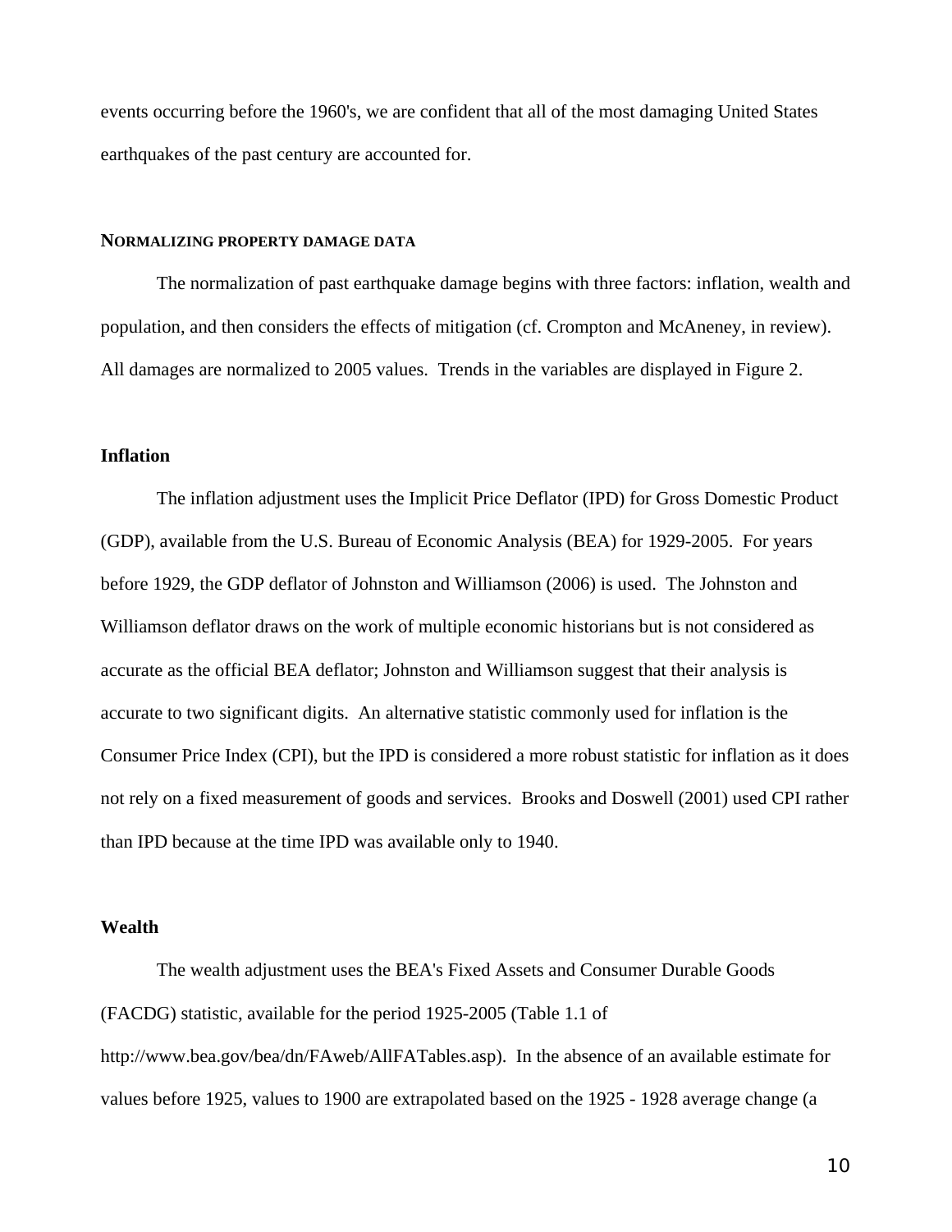events occurring before the 1960's, we are confident that all of the most damaging United States earthquakes of the past century are accounted for.

## NORMALIZING PROPERTY DAMAGE DATA

The normalization of past earthquake damage begins with three factors: inflation, wealth and population, and then considers the effects of mitigation (cf. Crompton and McAneney, in review). All damages are normalized to 2005 values. Trends in the variables are displayed in Figure 2.

### Inflation

The inflation adjustment uses the Implicit Price Deflator (IPD) for Gross Domestic Product (GDP), available from the U.S. Bureau of Economic Analysis (BEA) for 1929-2005. For years before 1929, the GDP deflator of Johnston and Williamson (2006) is used. The Johnston and Williamson deflator draws on the work of multiple economic historians but is not considered as accurate as the official BEA deflator; Johnston and Williamson suggest that their analysis is accurate to two significant digits. An alternative statistic commonly used for inflation is the Consumer Price Index (CPI), but the IPD is considered a more robust statistic for inflation as it does not rely on a fixed measurement of goods and services. Brooks and Doswell (2001) used CPI rather than IPD because at the time IPD was available only to 1940.

### Wealth

The wealth adjustment uses the BEA's Fixed Assets and Consumer Durable Goods (FACDG) statistic, available for the period 1925-2005 (Table 1.1 of http://www.bea.gov/bea/dn/FAweb/AllFATables.asp). In the absence of an available estimate for values before 1925, values to 1900 are extrapolated based on the 1925 - 1928 average change (a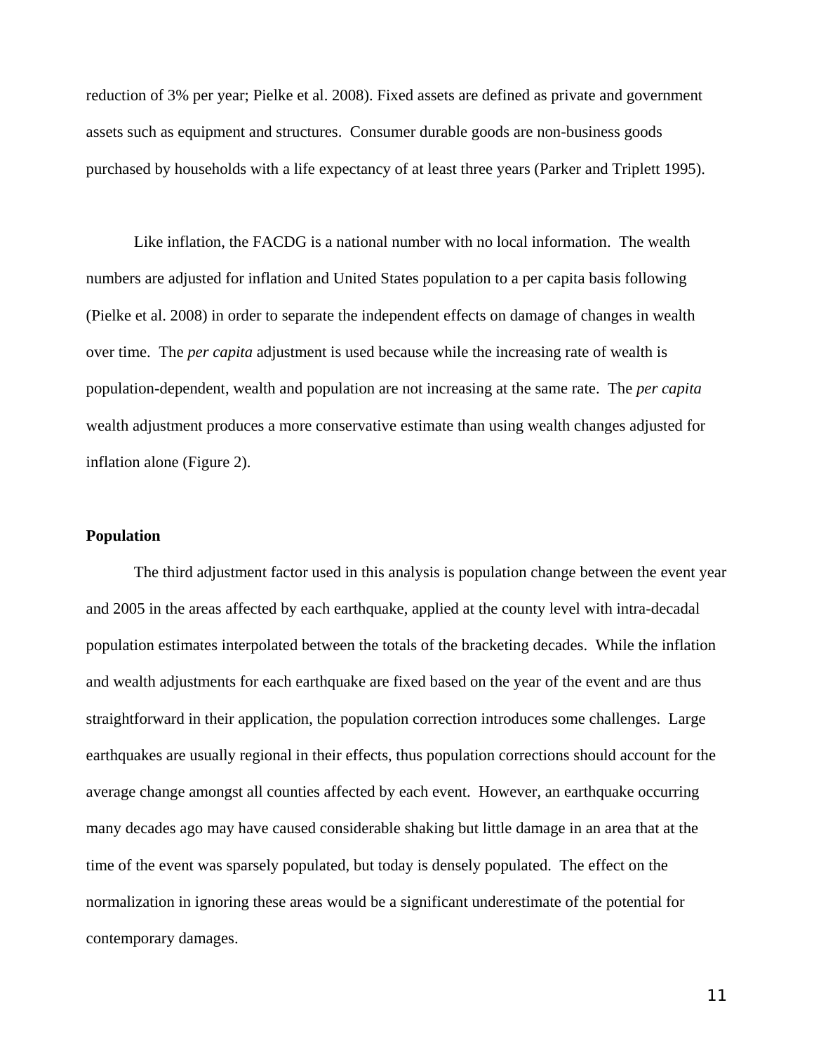reduction of 3% per year; Pielke et al. 2008). Fixed assets are defined as private and government assets such as equipment and structures. Consumer durable goods are non-business goods purchased by households with a life expectancy of at least three years (Parker and Triplett 1995).

Like inflation, the FACDG is a national number with no local information. The wealth numbers are adjusted for inflation and United States population to a per capita basis following (Pielke et al. 2008) in order to separate the independent effects on damage of changes in wealth over time. The *per capita* adjustment is used because while the increasing rate of wealth is population-dependent, wealth and population are not increasing at the same rate. The *per capita* wealth adjustment produces a more conservative estimate than using wealth changes adjusted for inflation alone (Figure 2).

**Population**

The third adjustment factor used in this analysis is population change between the event year and 2005 in the areas affected by each earthquake, applied at the county level with intra-decadal population estimates interpolated between the totals of the bracketing decades. While the inflation and wealth adjustments for each earthquake are fixed based on the year of the event and are thus straightforward in their application, the population correction introduces some challenges. Large earthquakes are usually regional in their effects, thus population corrections should account for the average change amongst all counties affected by each event. However, an earthquake occurring many decades ago may have caused considerable shaking but little damage in an area that at the time of the event was sparsely populated, but today is densely populated. The effect on the normalization in ignoring these areas would be a significant underestimate of the potential for contemporary damages.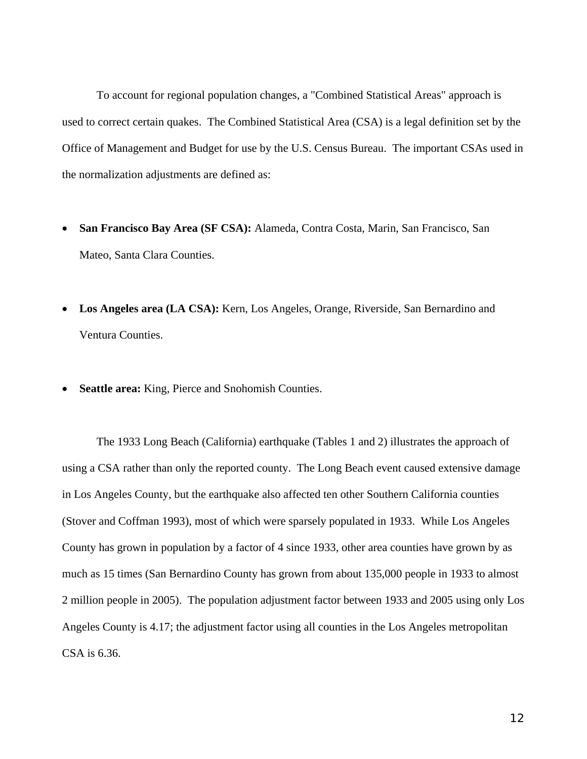To account for regional population changes, a "Combined Statistical Areas" approach is used to correct certain quakes. The Combined Statistical Area (CSA) is a legal definition set by the Office of Management and Budget for use by the U.S. Census Bureau. The important CSAs used in the normalization adjustments are defined as:

- **San Francisco Bay Area (SF CSA):** Alameda, Contra Costa, Marin, San Francisco, San Mateo, Santa Clara Counties.

- **Los Angeles area (LA CSA):** Kern, Los Angeles, Orange, Riverside, San Bernardino and Ventura Counties.

- **Seattle area:** King, Pierce and Snohomish Counties.

The 1933 Long Beach (California) earthquake (Tables 1 and 2) illustrates the approach of using a CSA rather than only the reported county. The Long Beach event caused extensive damage in Los Angeles County, but the earthquake also affected ten other Southern California counties (Stover and Coffman 1993), most of which were sparsely populated in 1933. While Los Angeles County has grown in population by a factor of 4 since 1933, other area counties have grown by as much as 15 times (San Bernardino County has grown from about 135,000 people in 1933 to almost 2 million people in 2005). The population adjustment factor between 1933 and 2005 using only Los Angeles County is 4.17; the adjustment factor using all counties in the Los Angeles metropolitan CSA is 6.36.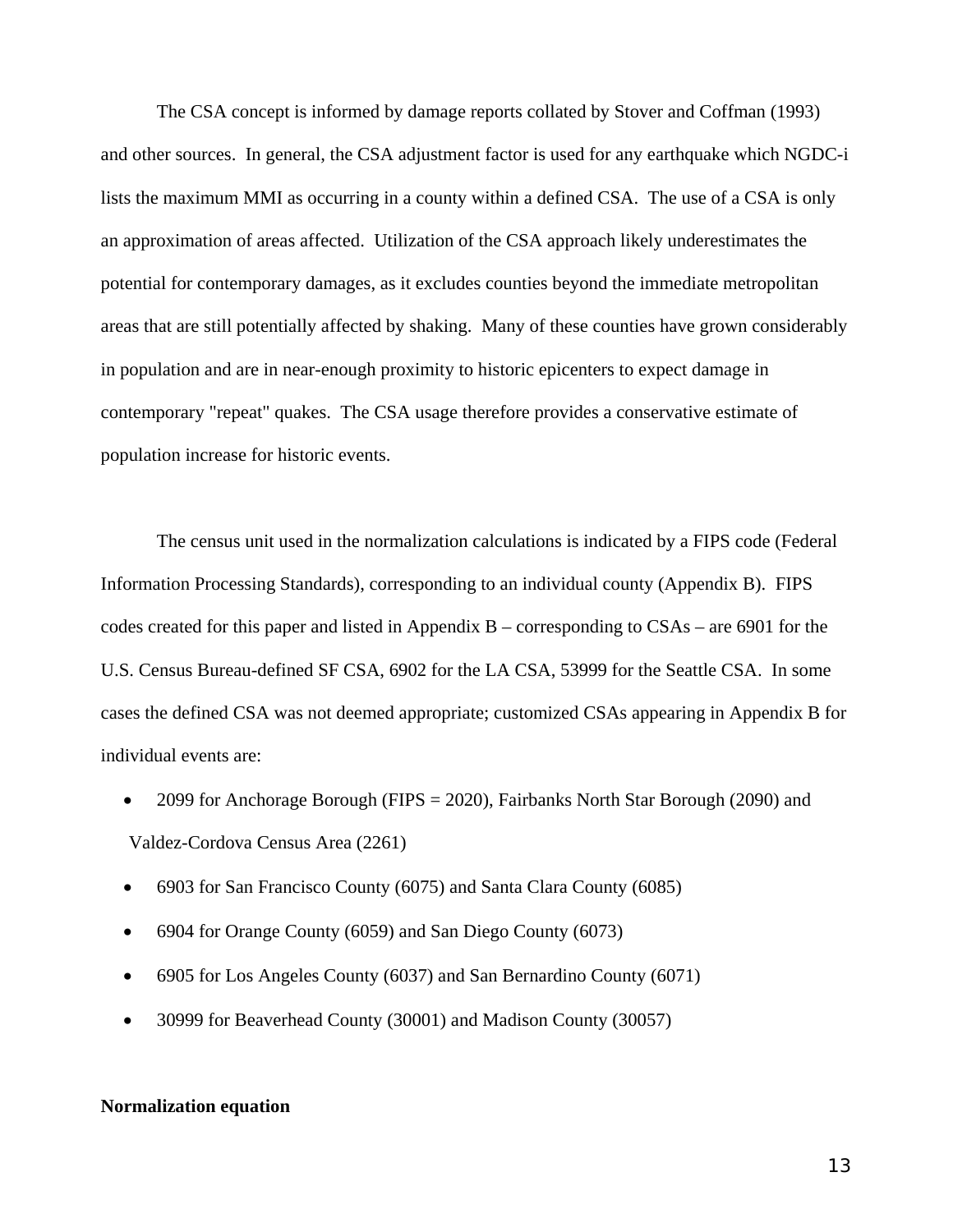The CSA concept is informed by damage reports collated by Stover and Coffman (1993) and other sources. In general, the CSA adjustment factor is used for any earthquake which NGDC-i lists the maximum MMI as occurring in a county within a defined CSA. The use of a CSA is only an approximation of areas affected. Utilization of the CSA approach likely underestimates the potential for contemporary damages, as it excludes counties beyond the immediate metropolitan areas that are still potentially affected by shaking. Many of these counties have grown considerably in population and are in near-enough proximity to historic epicenters to expect damage in contemporary "repeat" quakes. The CSA usage therefore provides a conservative estimate of population increase for historic events.

The census unit used in the normalization calculations is indicated by a FIPS code (Federal Information Processing Standards), corresponding to an individual county (Appendix B). FIPS codes created for this paper and listed in Appendix B – corresponding to CSAs – are 6901 for the U.S. Census Bureau-defined SF CSA, 6902 for the LA CSA, 53999 for the Seattle CSA. In some cases the defined CSA was not deemed appropriate; customized CSAs appearing in Appendix B for individual events are:

- 2099 for Anchorage Borough (FIPS = 2020), Fairbanks North Star Borough (2090) and Valdez-Cordova Census Area (2261)
- 6903 for San Francisco County (6075) and Santa Clara County (6085)
- 6904 for Orange County (6059) and San Diego County (6073)
- 6905 for Los Angeles County (6037) and San Bernardino County (6071)
- 30999 for Beaverhead County (30001) and Madison County (30057)

**Normalization equation**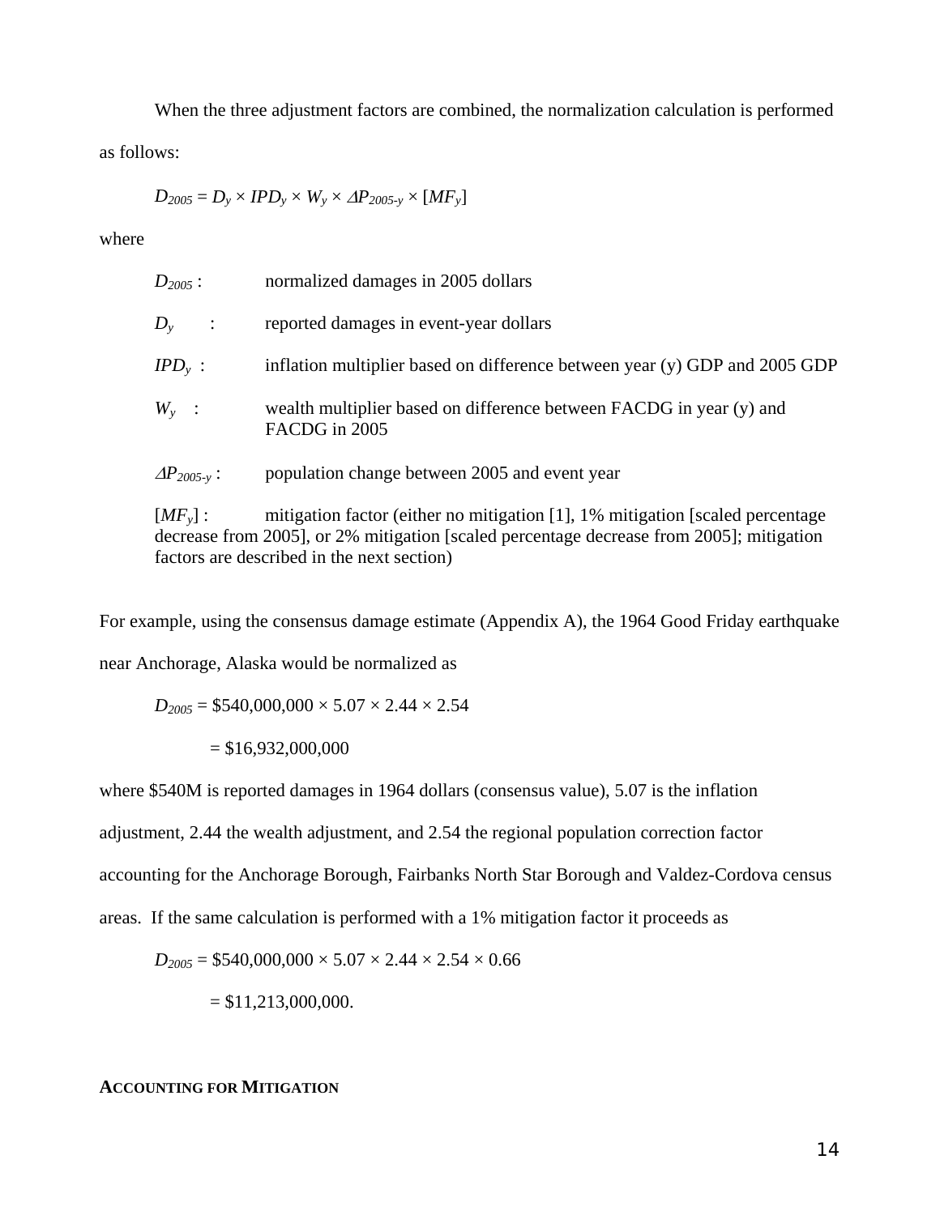When the three adjustment factors are combined, the normalization calculation is performed as follows:

$$D_{2005} = D_y \times IPD_y \times W_y \times \Delta P_{2005\text{-}y} \times [MF_y]$$

where

$D_{2005}$ : normalized damages in 2005 dollars

$D_y$ : reported damages in event-year dollars

$IPD_y$ : inflation multiplier based on difference between year (y) GDP and 2005 GDP

$W_y$ : wealth multiplier based on difference between FACDG in year (y) and FACDG in 2005

$\Delta P_{2005\text{-}y}$ : population change between 2005 and event year

$[MF_y]$ : mitigation factor (either no mitigation [1], 1% mitigation [scaled percentage decrease from 2005], or 2% mitigation [scaled percentage decrease from 2005]; mitigation factors are described in the next section)

For example, using the consensus damage estimate (Appendix A), the 1964 Good Friday earthquake near Anchorage, Alaska would be normalized as

$$D_{2005} = \$540{,}000{,}000 \times 5.07 \times 2.44 \times 2.54$$

$$= \$16{,}932{,}000{,}000$$

where \$540M is reported damages in 1964 dollars (consensus value), 5.07 is the inflation adjustment, 2.44 the wealth adjustment, and 2.54 the regional population correction factor accounting for the Anchorage Borough, Fairbanks North Star Borough and Valdez-Cordova census areas. If the same calculation is performed with a 1% mitigation factor it proceeds as

$$D_{2005} = \$540{,}000{,}000 \times 5.07 \times 2.44 \times 2.54 \times 0.66$$

$$= \$11{,}213{,}000{,}000.$$

**ACCOUNTING FOR MITIGATION**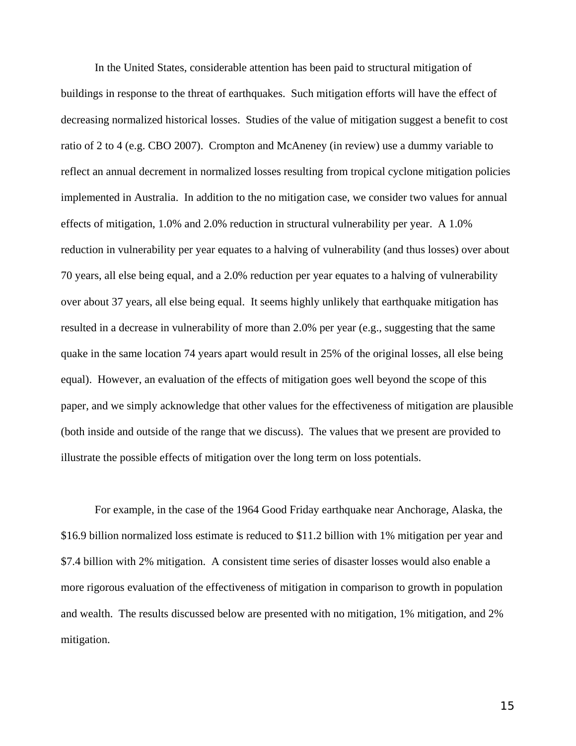In the United States, considerable attention has been paid to structural mitigation of buildings in response to the threat of earthquakes. Such mitigation efforts will have the effect of decreasing normalized historical losses. Studies of the value of mitigation suggest a benefit to cost ratio of 2 to 4 (e.g. CBO 2007). Crompton and McAneney (in review) use a dummy variable to reflect an annual decrement in normalized losses resulting from tropical cyclone mitigation policies implemented in Australia. In addition to the no mitigation case, we consider two values for annual effects of mitigation, 1.0% and 2.0% reduction in structural vulnerability per year. A 1.0% reduction in vulnerability per year equates to a halving of vulnerability (and thus losses) over about 70 years, all else being equal, and a 2.0% reduction per year equates to a halving of vulnerability over about 37 years, all else being equal. It seems highly unlikely that earthquake mitigation has resulted in a decrease in vulnerability of more than 2.0% per year (e.g., suggesting that the same quake in the same location 74 years apart would result in 25% of the original losses, all else being equal). However, an evaluation of the effects of mitigation goes well beyond the scope of this paper, and we simply acknowledge that other values for the effectiveness of mitigation are plausible (both inside and outside of the range that we discuss). The values that we present are provided to illustrate the possible effects of mitigation over the long term on loss potentials.

For example, in the case of the 1964 Good Friday earthquake near Anchorage, Alaska, the \$16.9 billion normalized loss estimate is reduced to \$11.2 billion with 1% mitigation per year and \$7.4 billion with 2% mitigation. A consistent time series of disaster losses would also enable a more rigorous evaluation of the effectiveness of mitigation in comparison to growth in population and wealth. The results discussed below are presented with no mitigation, 1% mitigation, and 2% mitigation.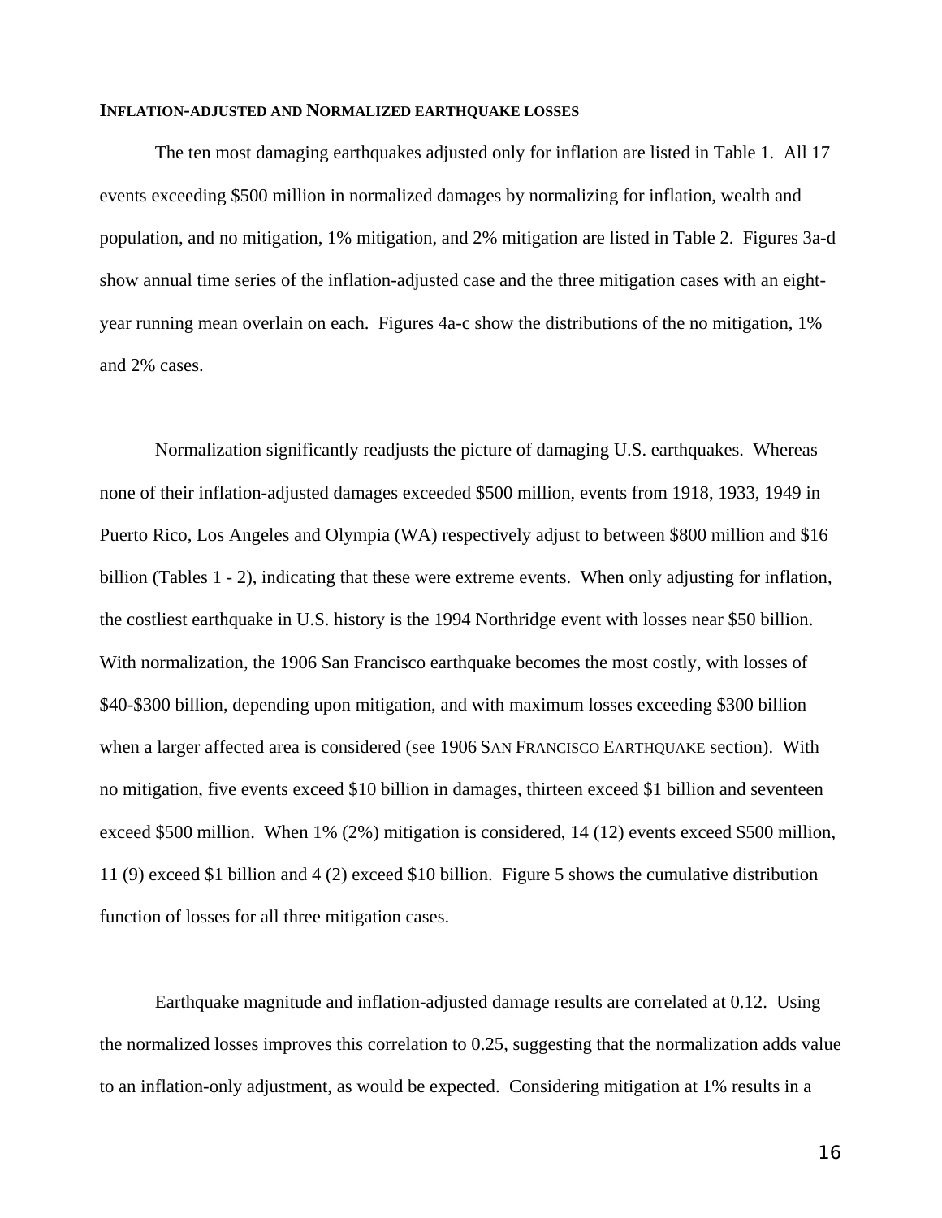## INFLATION-ADJUSTED AND NORMALIZED EARTHQUAKE LOSSES

The ten most damaging earthquakes adjusted only for inflation are listed in Table 1. All 17 events exceeding $500 million in normalized damages by normalizing for inflation, wealth and population, and no mitigation, 1% mitigation, and 2% mitigation are listed in Table 2. Figures 3a-d show annual time series of the inflation-adjusted case and the three mitigation cases with an eight-year running mean overlain on each. Figures 4a-c show the distributions of the no mitigation, 1% and 2% cases.

Normalization significantly readjusts the picture of damaging U.S. earthquakes. Whereas none of their inflation-adjusted damages exceeded $500 million, events from 1918, 1933, 1949 in Puerto Rico, Los Angeles and Olympia (WA) respectively adjust to between $800 million and $16 billion (Tables 1 - 2), indicating that these were extreme events. When only adjusting for inflation, the costliest earthquake in U.S. history is the 1994 Northridge event with losses near $50 billion. With normalization, the 1906 San Francisco earthquake becomes the most costly, with losses of $40-$300 billion, depending upon mitigation, and with maximum losses exceeding $300 billion when a larger affected area is considered (see 1906 SAN FRANCISCO EARTHQUAKE section). With no mitigation, five events exceed $10 billion in damages, thirteen exceed $1 billion and seventeen exceed $500 million. When 1% (2%) mitigation is considered, 14 (12) events exceed $500 million, 11 (9) exceed $1 billion and 4 (2) exceed $10 billion. Figure 5 shows the cumulative distribution function of losses for all three mitigation cases.

Earthquake magnitude and inflation-adjusted damage results are correlated at 0.12. Using the normalized losses improves this correlation to 0.25, suggesting that the normalization adds value to an inflation-only adjustment, as would be expected. Considering mitigation at 1% results in a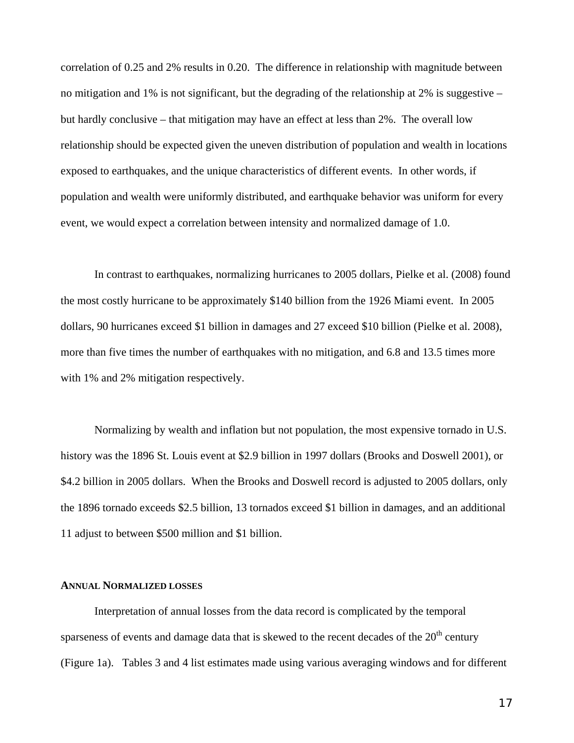correlation of 0.25 and 2% results in 0.20. The difference in relationship with magnitude between no mitigation and 1% is not significant, but the degrading of the relationship at 2% is suggestive – but hardly conclusive – that mitigation may have an effect at less than 2%. The overall low relationship should be expected given the uneven distribution of population and wealth in locations exposed to earthquakes, and the unique characteristics of different events. In other words, if population and wealth were uniformly distributed, and earthquake behavior was uniform for every event, we would expect a correlation between intensity and normalized damage of 1.0.

In contrast to earthquakes, normalizing hurricanes to 2005 dollars, Pielke et al. (2008) found the most costly hurricane to be approximately $140 billion from the 1926 Miami event. In 2005 dollars, 90 hurricanes exceed $1 billion in damages and 27 exceed $10 billion (Pielke et al. 2008), more than five times the number of earthquakes with no mitigation, and 6.8 and 13.5 times more with 1% and 2% mitigation respectively.

Normalizing by wealth and inflation but not population, the most expensive tornado in U.S. history was the 1896 St. Louis event at $2.9 billion in 1997 dollars (Brooks and Doswell 2001), or $4.2 billion in 2005 dollars. When the Brooks and Doswell record is adjusted to 2005 dollars, only the 1896 tornado exceeds $2.5 billion, 13 tornados exceed $1 billion in damages, and an additional 11 adjust to between $500 million and $1 billion.

## ANNUAL NORMALIZED LOSSES

Interpretation of annual losses from the data record is complicated by the temporal sparseness of events and damage data that is skewed to the recent decades of the 20th century (Figure 1a). Tables 3 and 4 list estimates made using various averaging windows and for different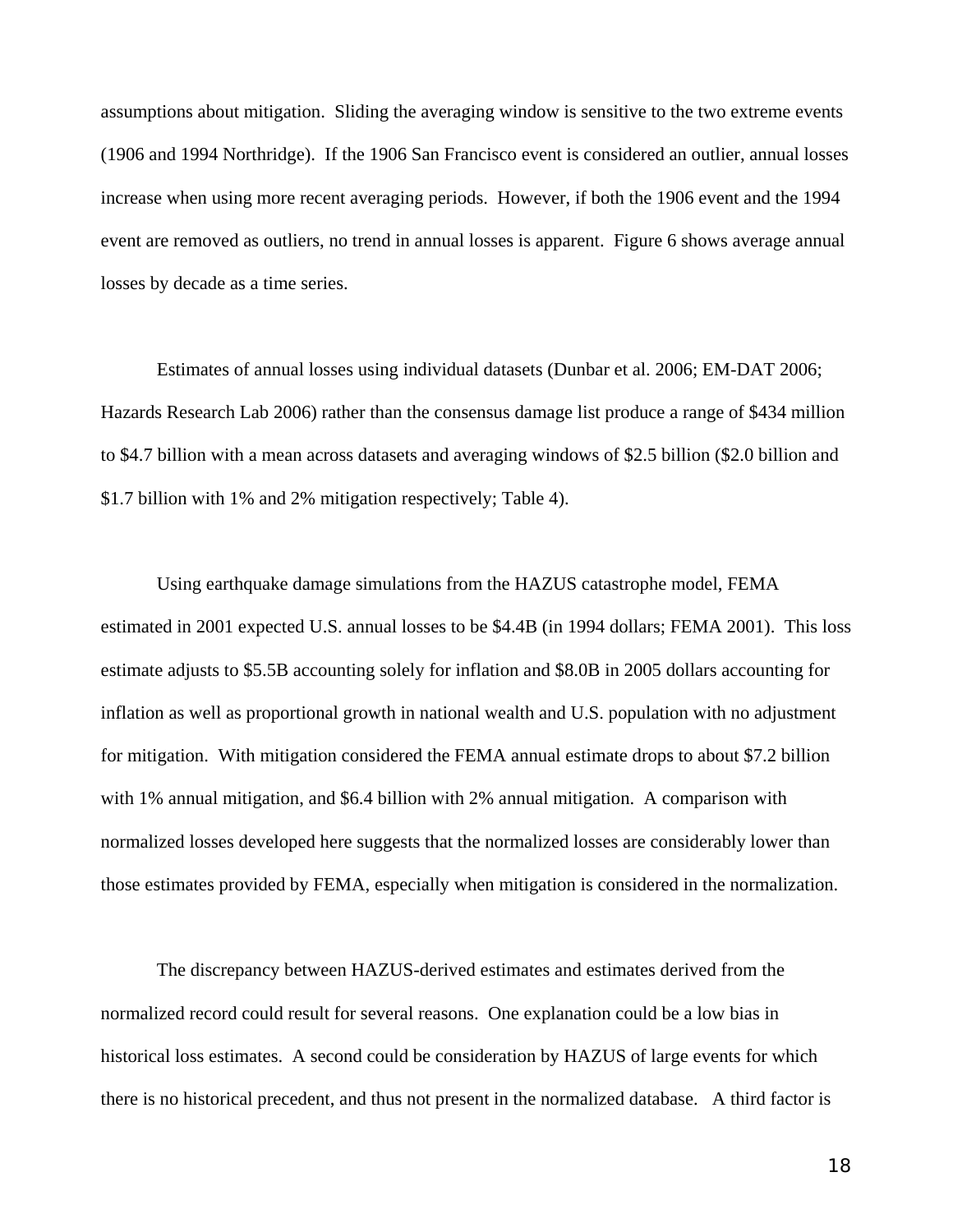assumptions about mitigation. Sliding the averaging window is sensitive to the two extreme events (1906 and 1994 Northridge). If the 1906 San Francisco event is considered an outlier, annual losses increase when using more recent averaging periods. However, if both the 1906 event and the 1994 event are removed as outliers, no trend in annual losses is apparent. Figure 6 shows average annual losses by decade as a time series.

Estimates of annual losses using individual datasets (Dunbar et al. 2006; EM-DAT 2006; Hazards Research Lab 2006) rather than the consensus damage list produce a range of $434 million to $4.7 billion with a mean across datasets and averaging windows of $2.5 billion ($2.0 billion and $1.7 billion with 1% and 2% mitigation respectively; Table 4).

Using earthquake damage simulations from the HAZUS catastrophe model, FEMA estimated in 2001 expected U.S. annual losses to be $4.4B (in 1994 dollars; FEMA 2001). This loss estimate adjusts to $5.5B accounting solely for inflation and $8.0B in 2005 dollars accounting for inflation as well as proportional growth in national wealth and U.S. population with no adjustment for mitigation. With mitigation considered the FEMA annual estimate drops to about $7.2 billion with 1% annual mitigation, and $6.4 billion with 2% annual mitigation. A comparison with normalized losses developed here suggests that the normalized losses are considerably lower than those estimates provided by FEMA, especially when mitigation is considered in the normalization.

The discrepancy between HAZUS-derived estimates and estimates derived from the normalized record could result for several reasons. One explanation could be a low bias in historical loss estimates. A second could be consideration by HAZUS of large events for which there is no historical precedent, and thus not present in the normalized database. A third factor is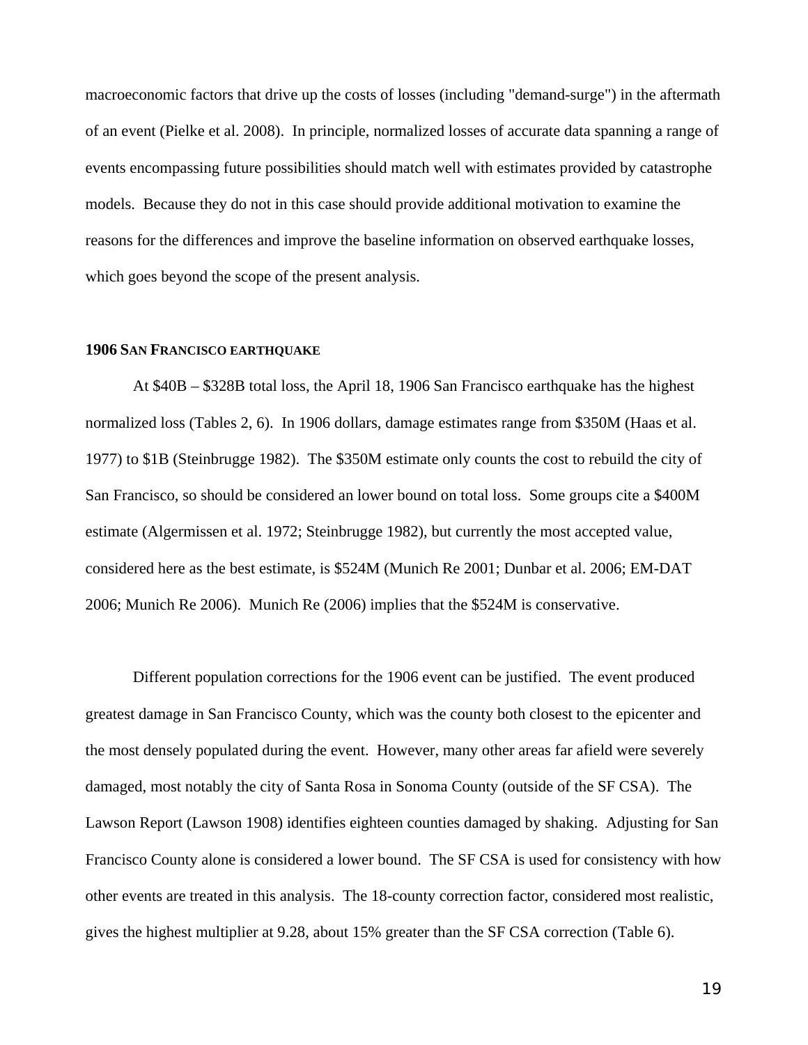macroeconomic factors that drive up the costs of losses (including "demand-surge") in the aftermath of an event (Pielke et al. 2008). In principle, normalized losses of accurate data spanning a range of events encompassing future possibilities should match well with estimates provided by catastrophe models. Because they do not in this case should provide additional motivation to examine the reasons for the differences and improve the baseline information on observed earthquake losses, which goes beyond the scope of the present analysis.

### 1906 San Francisco earthquake

At $40B – $328B total loss, the April 18, 1906 San Francisco earthquake has the highest normalized loss (Tables 2, 6). In 1906 dollars, damage estimates range from $350M (Haas et al. 1977) to $1B (Steinbrugge 1982). The $350M estimate only counts the cost to rebuild the city of San Francisco, so should be considered an lower bound on total loss. Some groups cite a $400M estimate (Algermissen et al. 1972; Steinbrugge 1982), but currently the most accepted value, considered here as the best estimate, is $524M (Munich Re 2001; Dunbar et al. 2006; EM-DAT 2006; Munich Re 2006). Munich Re (2006) implies that the $524M is conservative.

Different population corrections for the 1906 event can be justified. The event produced greatest damage in San Francisco County, which was the county both closest to the epicenter and the most densely populated during the event. However, many other areas far afield were severely damaged, most notably the city of Santa Rosa in Sonoma County (outside of the SF CSA). The Lawson Report (Lawson 1908) identifies eighteen counties damaged by shaking. Adjusting for San Francisco County alone is considered a lower bound. The SF CSA is used for consistency with how other events are treated in this analysis. The 18-county correction factor, considered most realistic, gives the highest multiplier at 9.28, about 15% greater than the SF CSA correction (Table 6).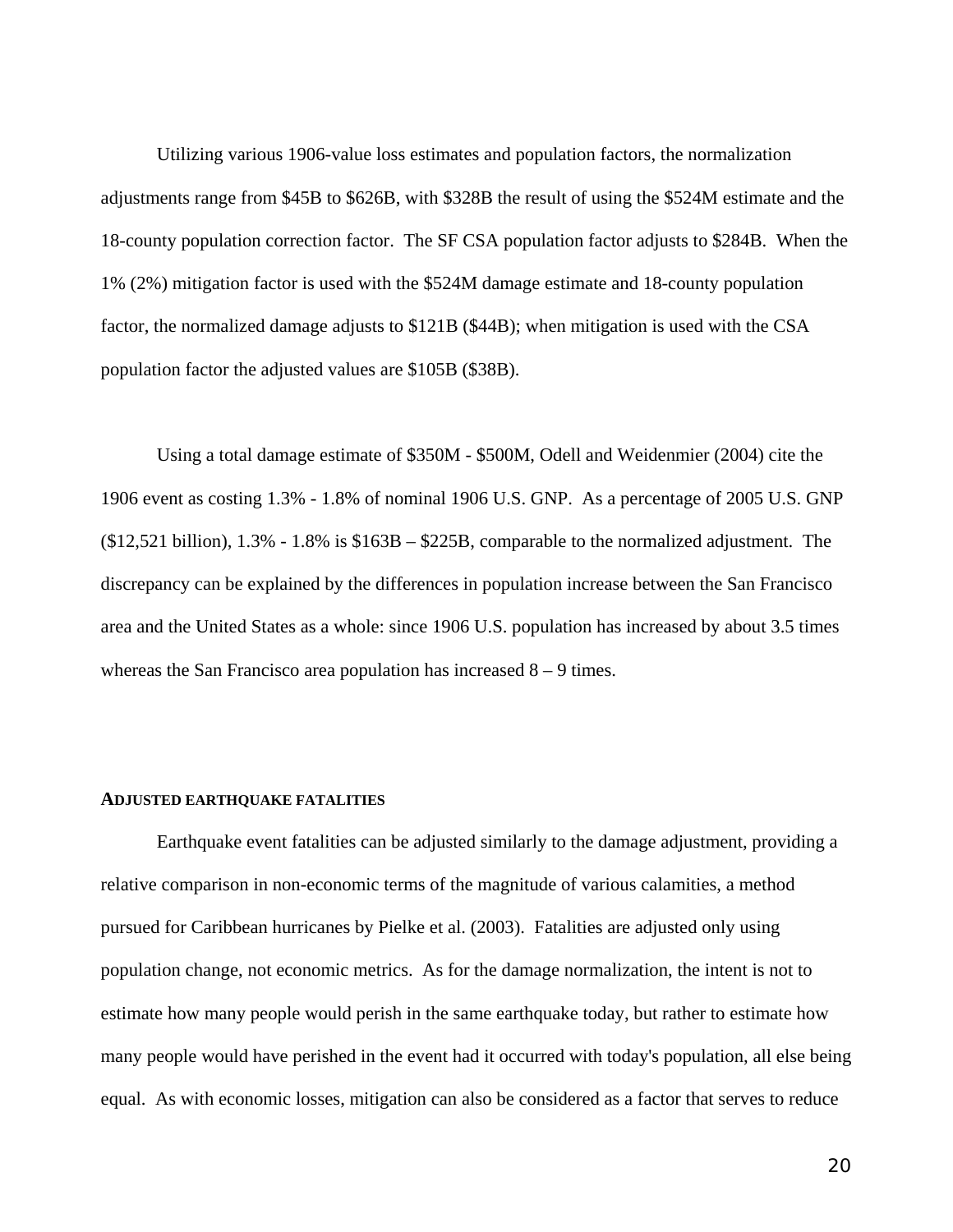Utilizing various 1906-value loss estimates and population factors, the normalization adjustments range from $45B to $626B, with $328B the result of using the $524M estimate and the 18-county population correction factor. The SF CSA population factor adjusts to $284B. When the 1% (2%) mitigation factor is used with the $524M damage estimate and 18-county population factor, the normalized damage adjusts to $121B ($44B); when mitigation is used with the CSA population factor the adjusted values are $105B ($38B).

Using a total damage estimate of $350M - $500M, Odell and Weidenmier (2004) cite the 1906 event as costing 1.3% - 1.8% of nominal 1906 U.S. GNP. As a percentage of 2005 U.S. GNP ($12,521 billion), 1.3% - 1.8% is $163B – $225B, comparable to the normalized adjustment. The discrepancy can be explained by the differences in population increase between the San Francisco area and the United States as a whole: since 1906 U.S. population has increased by about 3.5 times whereas the San Francisco area population has increased 8 – 9 times.

### ADJUSTED EARTHQUAKE FATALITIES

Earthquake event fatalities can be adjusted similarly to the damage adjustment, providing a relative comparison in non-economic terms of the magnitude of various calamities, a method pursued for Caribbean hurricanes by Pielke et al. (2003). Fatalities are adjusted only using population change, not economic metrics. As for the damage normalization, the intent is not to estimate how many people would perish in the same earthquake today, but rather to estimate how many people would have perished in the event had it occurred with today's population, all else being equal. As with economic losses, mitigation can also be considered as a factor that serves to reduce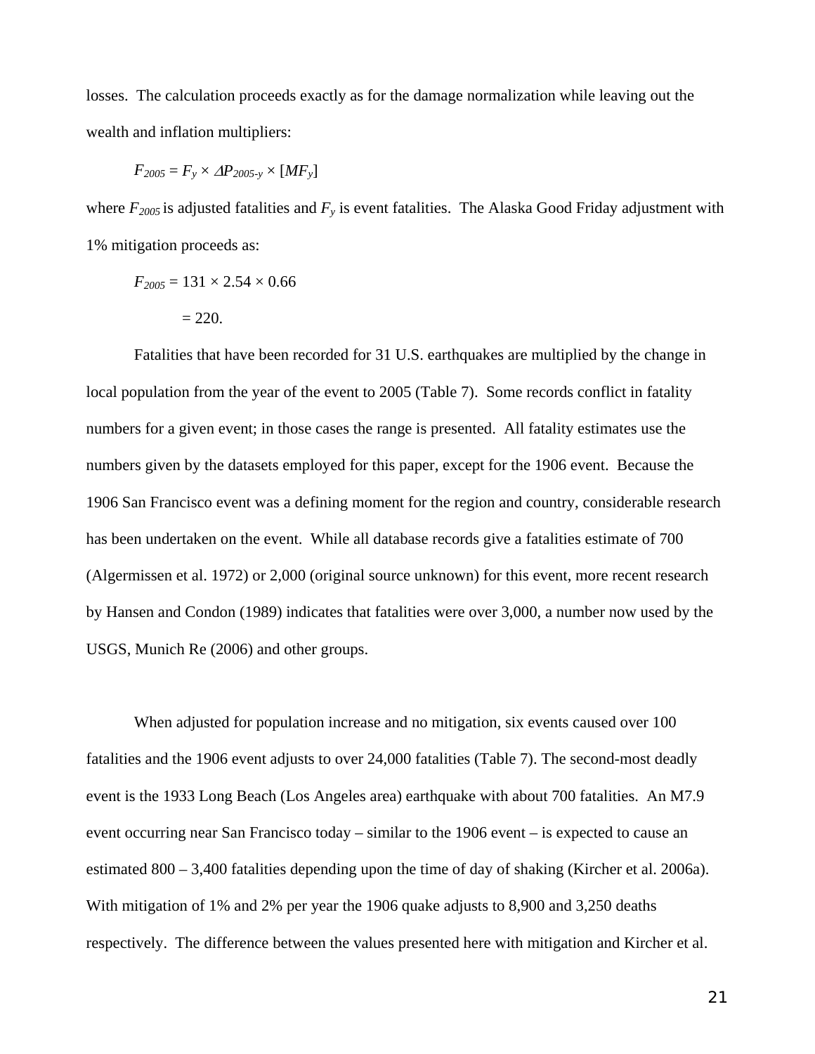losses. The calculation proceeds exactly as for the damage normalization while leaving out the wealth and inflation multipliers:

$$F_{2005} = F_y \times \Delta P_{2005\text{-}y} \times [MF_y]$$

where $F_{2005}$ is adjusted fatalities and $F_y$ is event fatalities. The Alaska Good Friday adjustment with 1% mitigation proceeds as:

$$F_{2005} = 131 \times 2.54 \times 0.66$$

$$= 220.$$

Fatalities that have been recorded for 31 U.S. earthquakes are multiplied by the change in local population from the year of the event to 2005 (Table 7). Some records conflict in fatality numbers for a given event; in those cases the range is presented. All fatality estimates use the numbers given by the datasets employed for this paper, except for the 1906 event. Because the 1906 San Francisco event was a defining moment for the region and country, considerable research has been undertaken on the event. While all database records give a fatalities estimate of 700 (Algermissen et al. 1972) or 2,000 (original source unknown) for this event, more recent research by Hansen and Condon (1989) indicates that fatalities were over 3,000, a number now used by the USGS, Munich Re (2006) and other groups.

When adjusted for population increase and no mitigation, six events caused over 100 fatalities and the 1906 event adjusts to over 24,000 fatalities (Table 7). The second-most deadly event is the 1933 Long Beach (Los Angeles area) earthquake with about 700 fatalities. An M7.9 event occurring near San Francisco today – similar to the 1906 event – is expected to cause an estimated 800 – 3,400 fatalities depending upon the time of day of shaking (Kircher et al. 2006a). With mitigation of 1% and 2% per year the 1906 quake adjusts to 8,900 and 3,250 deaths respectively. The difference between the values presented here with mitigation and Kircher et al.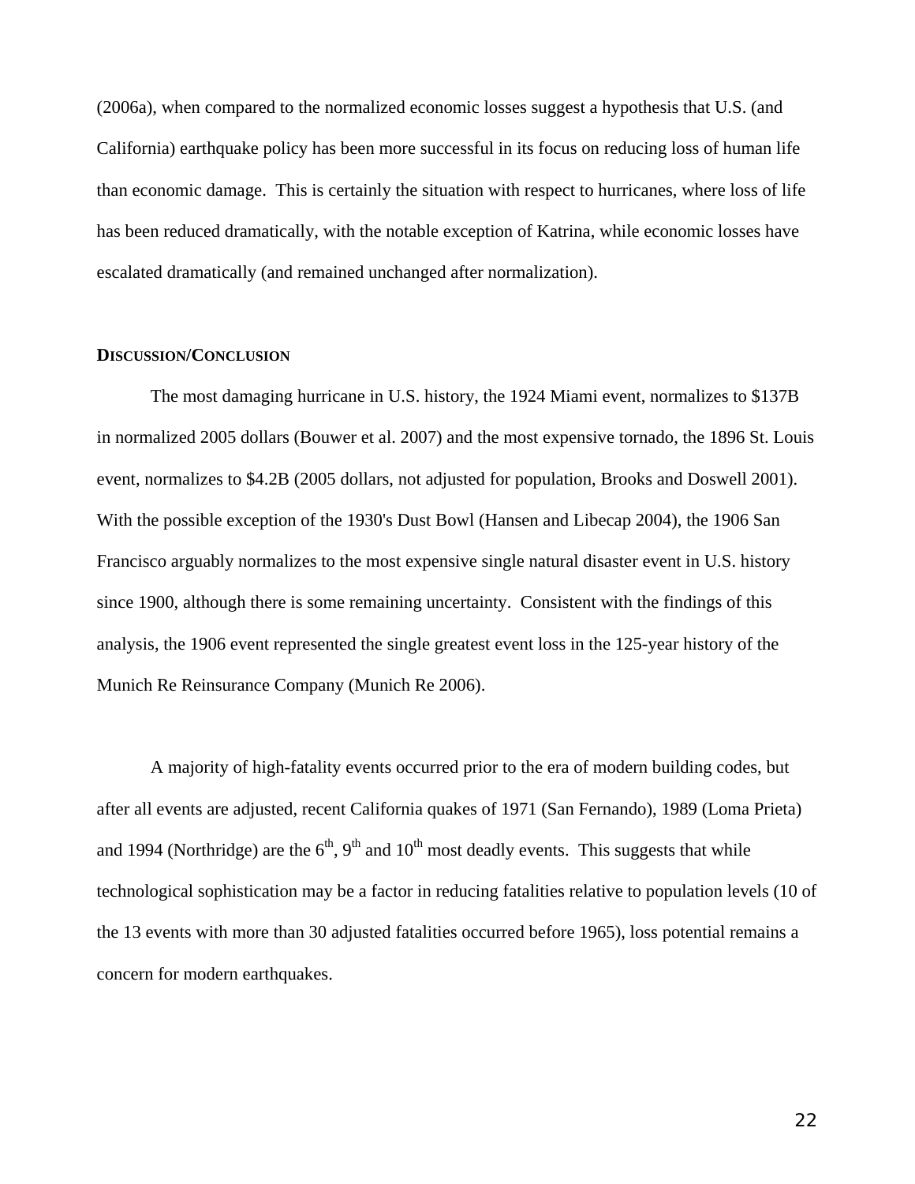(2006a), when compared to the normalized economic losses suggest a hypothesis that U.S. (and California) earthquake policy has been more successful in its focus on reducing loss of human life than economic damage. This is certainly the situation with respect to hurricanes, where loss of life has been reduced dramatically, with the notable exception of Katrina, while economic losses have escalated dramatically (and remained unchanged after normalization).

## DISCUSSION/CONCLUSION

The most damaging hurricane in U.S. history, the 1924 Miami event, normalizes to $137B in normalized 2005 dollars (Bouwer et al. 2007) and the most expensive tornado, the 1896 St. Louis event, normalizes to $4.2B (2005 dollars, not adjusted for population, Brooks and Doswell 2001). With the possible exception of the 1930's Dust Bowl (Hansen and Libecap 2004), the 1906 San Francisco arguably normalizes to the most expensive single natural disaster event in U.S. history since 1900, although there is some remaining uncertainty. Consistent with the findings of this analysis, the 1906 event represented the single greatest event loss in the 125-year history of the Munich Re Reinsurance Company (Munich Re 2006).

A majority of high-fatality events occurred prior to the era of modern building codes, but after all events are adjusted, recent California quakes of 1971 (San Fernando), 1989 (Loma Prieta) and 1994 (Northridge) are the 6th, 9th and 10th most deadly events. This suggests that while technological sophistication may be a factor in reducing fatalities relative to population levels (10 of the 13 events with more than 30 adjusted fatalities occurred before 1965), loss potential remains a concern for modern earthquakes.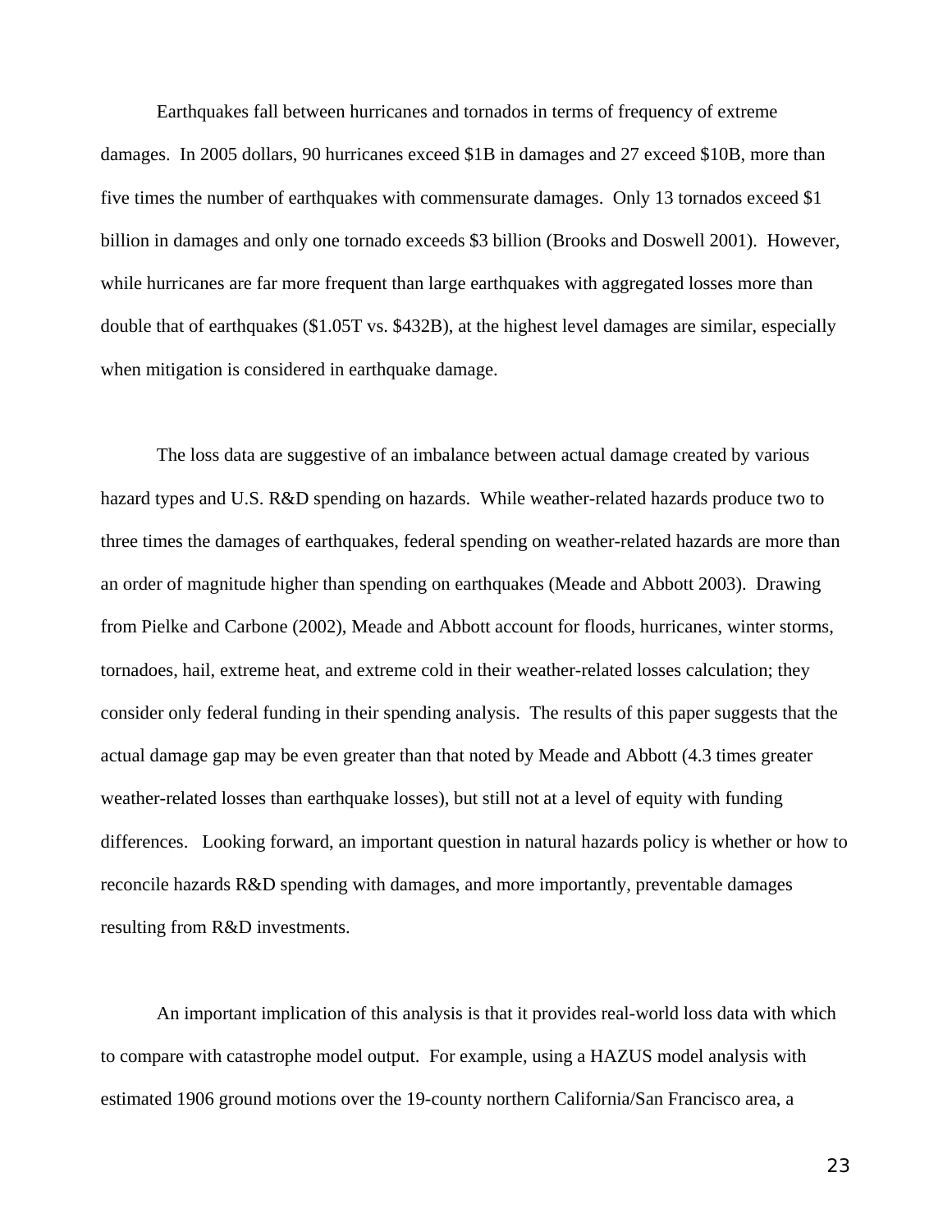Earthquakes fall between hurricanes and tornados in terms of frequency of extreme damages. In 2005 dollars, 90 hurricanes exceed $1B in damages and 27 exceed $10B, more than five times the number of earthquakes with commensurate damages. Only 13 tornados exceed $1 billion in damages and only one tornado exceeds $3 billion (Brooks and Doswell 2001). However, while hurricanes are far more frequent than large earthquakes with aggregated losses more than double that of earthquakes ($1.05T vs. $432B), at the highest level damages are similar, especially when mitigation is considered in earthquake damage.

The loss data are suggestive of an imbalance between actual damage created by various hazard types and U.S. R&D spending on hazards. While weather-related hazards produce two to three times the damages of earthquakes, federal spending on weather-related hazards are more than an order of magnitude higher than spending on earthquakes (Meade and Abbott 2003). Drawing from Pielke and Carbone (2002), Meade and Abbott account for floods, hurricanes, winter storms, tornadoes, hail, extreme heat, and extreme cold in their weather-related losses calculation; they consider only federal funding in their spending analysis. The results of this paper suggests that the actual damage gap may be even greater than that noted by Meade and Abbott (4.3 times greater weather-related losses than earthquake losses), but still not at a level of equity with funding differences. Looking forward, an important question in natural hazards policy is whether or how to reconcile hazards R&D spending with damages, and more importantly, preventable damages resulting from R&D investments.

An important implication of this analysis is that it provides real-world loss data with which to compare with catastrophe model output. For example, using a HAZUS model analysis with estimated 1906 ground motions over the 19-county northern California/San Francisco area, a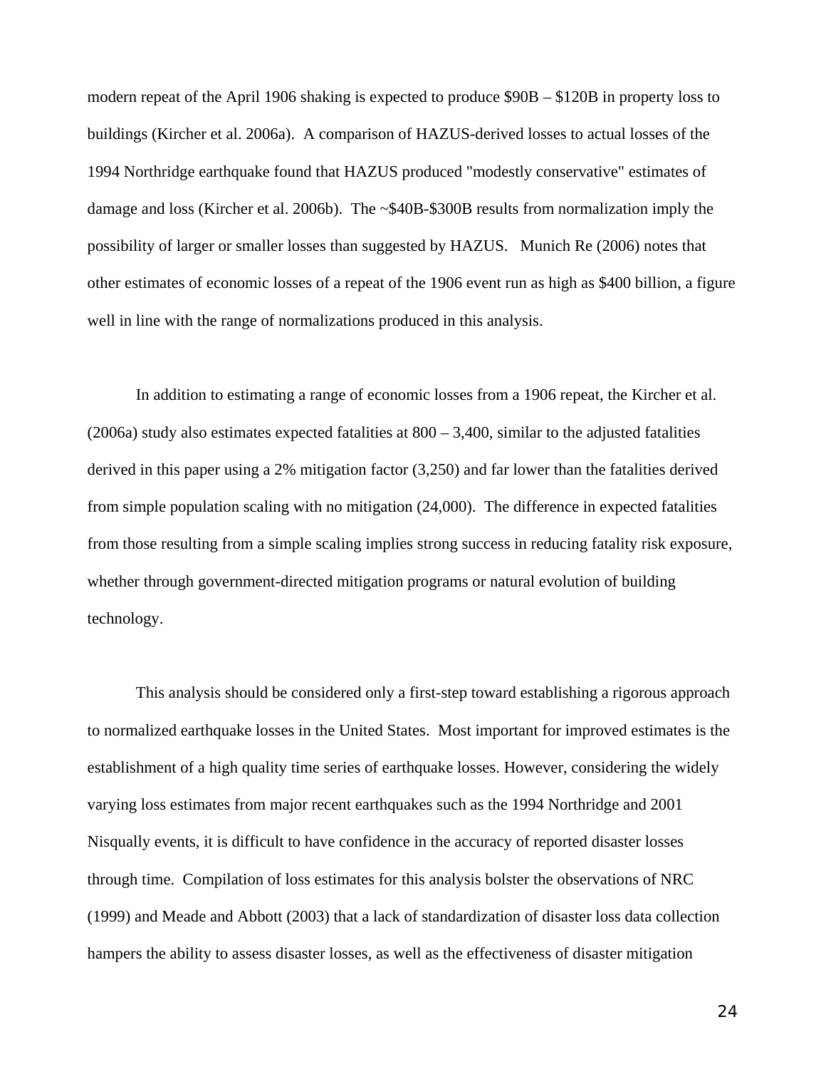modern repeat of the April 1906 shaking is expected to produce $90B – $120B in property loss to buildings (Kircher et al. 2006a). A comparison of HAZUS-derived losses to actual losses of the 1994 Northridge earthquake found that HAZUS produced "modestly conservative" estimates of damage and loss (Kircher et al. 2006b). The ~$40B-$300B results from normalization imply the possibility of larger or smaller losses than suggested by HAZUS. Munich Re (2006) notes that other estimates of economic losses of a repeat of the 1906 event run as high as $400 billion, a figure well in line with the range of normalizations produced in this analysis.

In addition to estimating a range of economic losses from a 1906 repeat, the Kircher et al. (2006a) study also estimates expected fatalities at 800 – 3,400, similar to the adjusted fatalities derived in this paper using a 2% mitigation factor (3,250) and far lower than the fatalities derived from simple population scaling with no mitigation (24,000). The difference in expected fatalities from those resulting from a simple scaling implies strong success in reducing fatality risk exposure, whether through government-directed mitigation programs or natural evolution of building technology.

This analysis should be considered only a first-step toward establishing a rigorous approach to normalized earthquake losses in the United States. Most important for improved estimates is the establishment of a high quality time series of earthquake losses. However, considering the widely varying loss estimates from major recent earthquakes such as the 1994 Northridge and 2001 Nisqually events, it is difficult to have confidence in the accuracy of reported disaster losses through time. Compilation of loss estimates for this analysis bolster the observations of NRC (1999) and Meade and Abbott (2003) that a lack of standardization of disaster loss data collection hampers the ability to assess disaster losses, as well as the effectiveness of disaster mitigation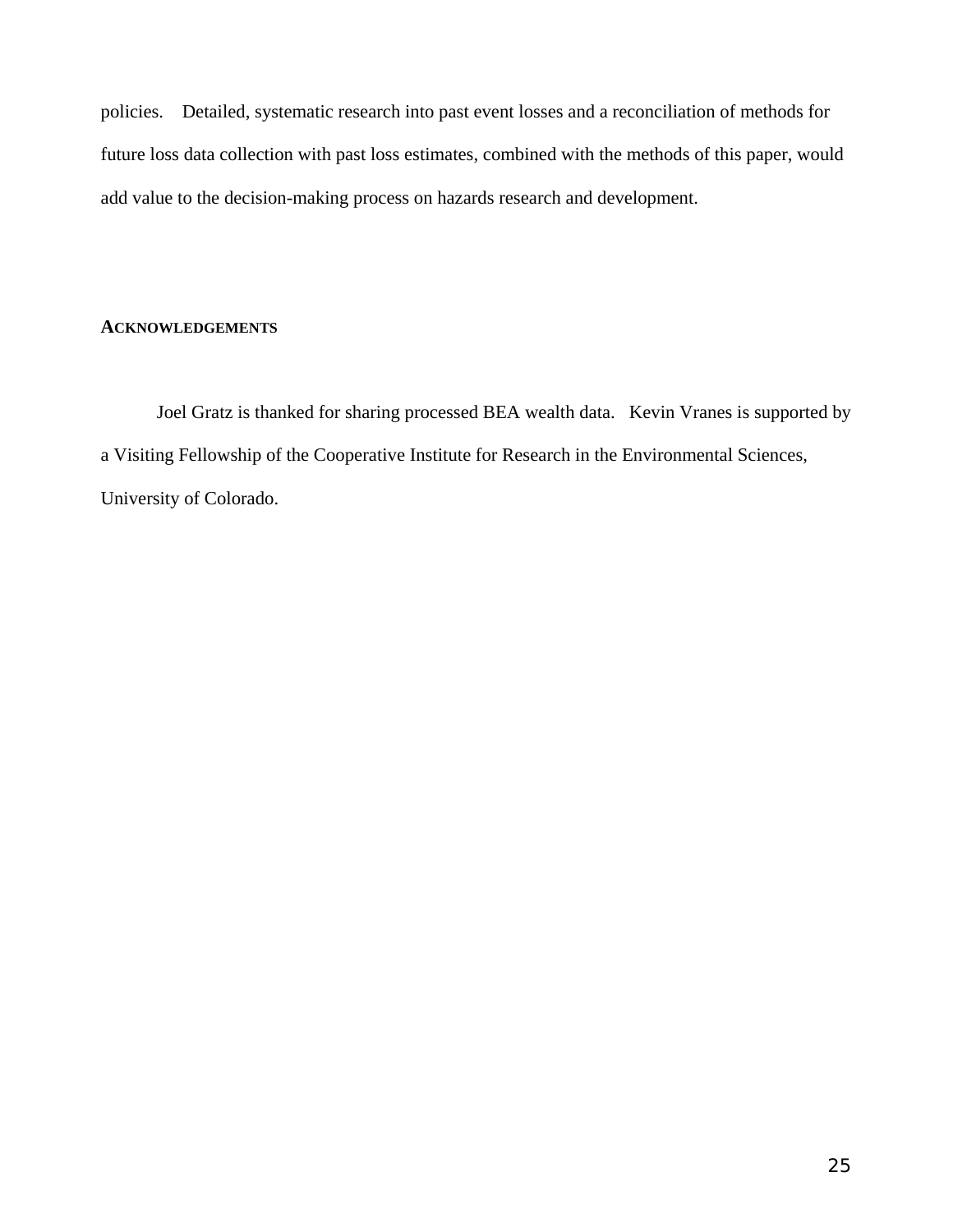policies. Detailed, systematic research into past event losses and a reconciliation of methods for future loss data collection with past loss estimates, combined with the methods of this paper, would add value to the decision-making process on hazards research and development.

## ACKNOWLEDGEMENTS

Joel Gratz is thanked for sharing processed BEA wealth data. Kevin Vranes is supported by a Visiting Fellowship of the Cooperative Institute for Research in the Environmental Sciences, University of Colorado.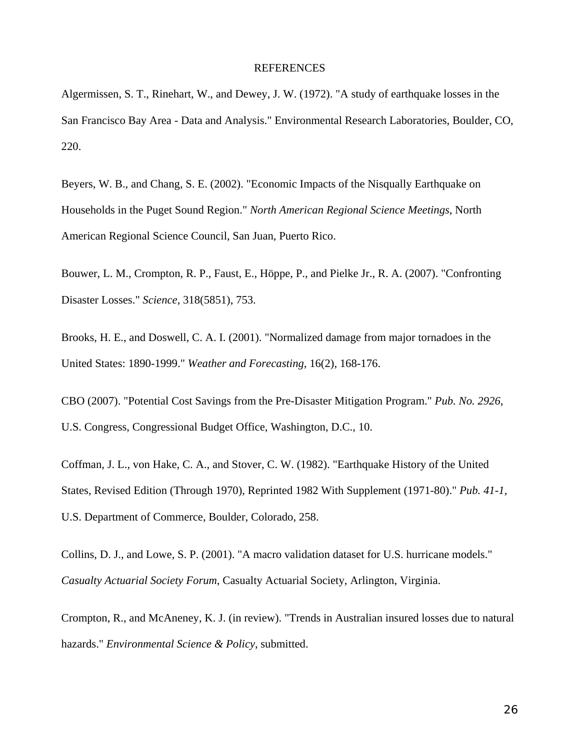# REFERENCES

Algermissen, S. T., Rinehart, W., and Dewey, J. W. (1972). "A study of earthquake losses in the San Francisco Bay Area - Data and Analysis." Environmental Research Laboratories, Boulder, CO, 220.

Beyers, W. B., and Chang, S. E. (2002). "Economic Impacts of the Nisqually Earthquake on Households in the Puget Sound Region." *North American Regional Science Meetings*, North American Regional Science Council, San Juan, Puerto Rico.

Bouwer, L. M., Crompton, R. P., Faust, E., Höppe, P., and Pielke Jr., R. A. (2007). "Confronting Disaster Losses." *Science*, 318(5851), 753.

Brooks, H. E., and Doswell, C. A. I. (2001). "Normalized damage from major tornadoes in the United States: 1890-1999." *Weather and Forecasting*, 16(2), 168-176.

CBO (2007). "Potential Cost Savings from the Pre-Disaster Mitigation Program." *Pub. No. 2926*, U.S. Congress, Congressional Budget Office, Washington, D.C., 10.

Coffman, J. L., von Hake, C. A., and Stover, C. W. (1982). "Earthquake History of the United States, Revised Edition (Through 1970), Reprinted 1982 With Supplement (1971-80)." *Pub. 41-1*, U.S. Department of Commerce, Boulder, Colorado, 258.

Collins, D. J., and Lowe, S. P. (2001). "A macro validation dataset for U.S. hurricane models." *Casualty Actuarial Society Forum*, Casualty Actuarial Society, Arlington, Virginia.

Crompton, R., and McAneney, K. J. (in review). "Trends in Australian insured losses due to natural hazards." *Environmental Science & Policy*, submitted.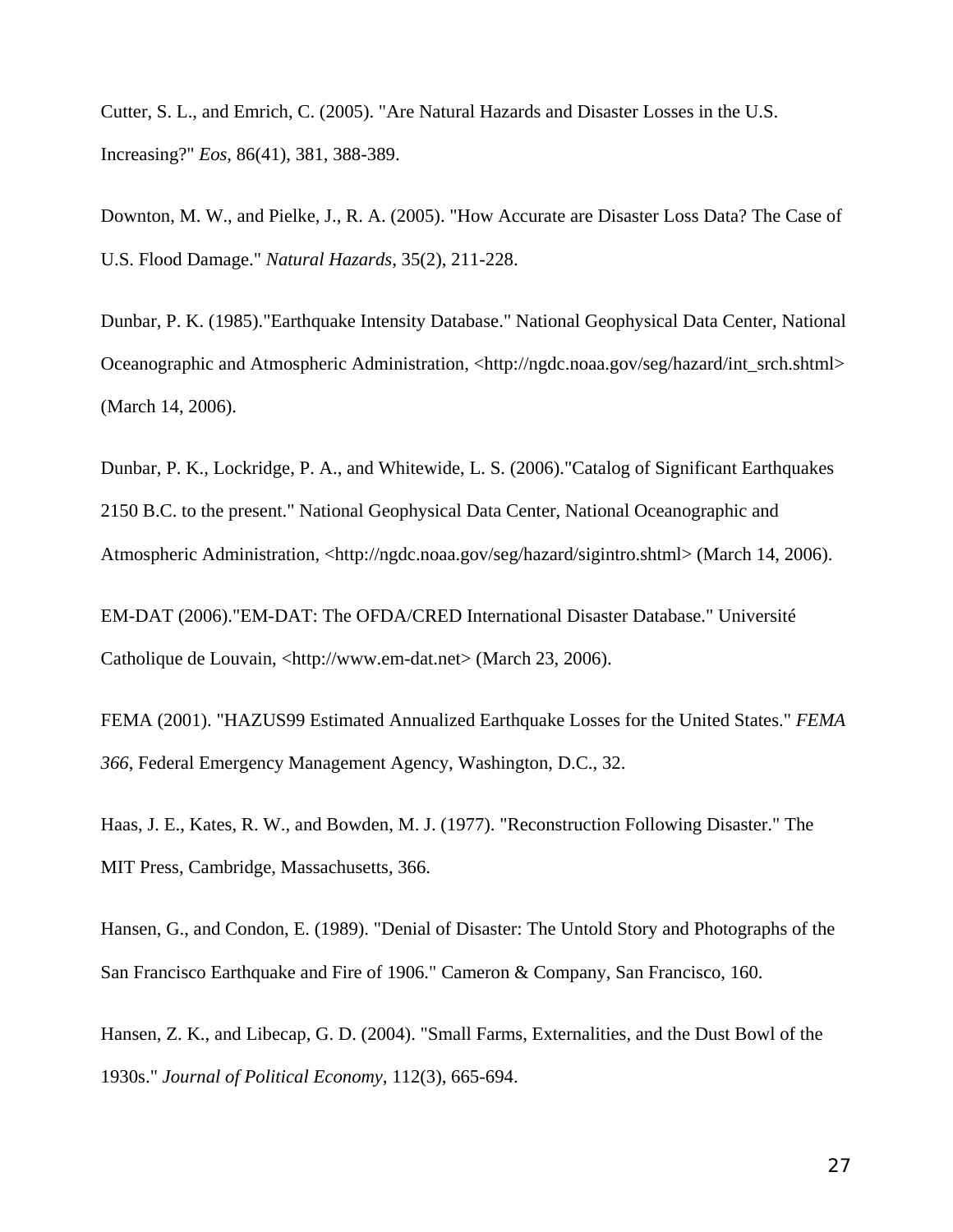Cutter, S. L., and Emrich, C. (2005). "Are Natural Hazards and Disaster Losses in the U.S. Increasing?" *Eos*, 86(41), 381, 388-389.

Downton, M. W., and Pielke, J., R. A. (2005). "How Accurate are Disaster Loss Data? The Case of U.S. Flood Damage." *Natural Hazards*, 35(2), 211-228.

Dunbar, P. K. (1985)."Earthquake Intensity Database." National Geophysical Data Center, National Oceanographic and Atmospheric Administration, <http://ngdc.noaa.gov/seg/hazard/int_srch.shtml> (March 14, 2006).

Dunbar, P. K., Lockridge, P. A., and Whitewide, L. S. (2006)."Catalog of Significant Earthquakes 2150 B.C. to the present." National Geophysical Data Center, National Oceanographic and Atmospheric Administration, <http://ngdc.noaa.gov/seg/hazard/sigintro.shtml> (March 14, 2006).

EM-DAT (2006)."EM-DAT: The OFDA/CRED International Disaster Database." Université Catholique de Louvain, <http://www.em-dat.net> (March 23, 2006).

FEMA (2001). "HAZUS99 Estimated Annualized Earthquake Losses for the United States." *FEMA 366*, Federal Emergency Management Agency, Washington, D.C., 32.

Haas, J. E., Kates, R. W., and Bowden, M. J. (1977). "Reconstruction Following Disaster." The MIT Press, Cambridge, Massachusetts, 366.

Hansen, G., and Condon, E. (1989). "Denial of Disaster: The Untold Story and Photographs of the San Francisco Earthquake and Fire of 1906." Cameron & Company, San Francisco, 160.

Hansen, Z. K., and Libecap, G. D. (2004). "Small Farms, Externalities, and the Dust Bowl of the 1930s." *Journal of Political Economy*, 112(3), 665-694.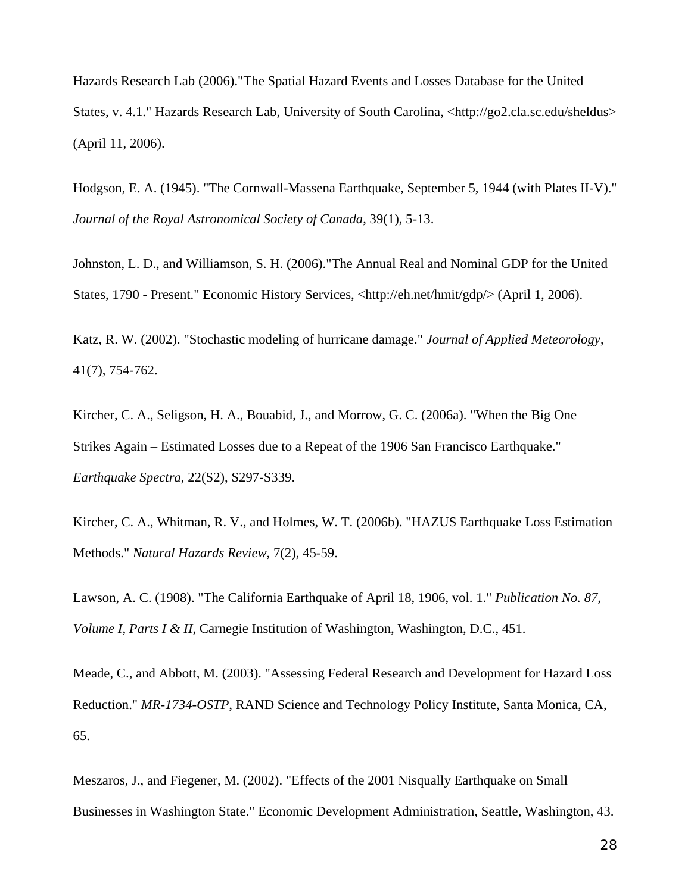Hazards Research Lab (2006)."The Spatial Hazard Events and Losses Database for the United States, v. 4.1." Hazards Research Lab, University of South Carolina, <http://go2.cla.sc.edu/sheldus> (April 11, 2006).

Hodgson, E. A. (1945). "The Cornwall-Massena Earthquake, September 5, 1944 (with Plates II-V)." *Journal of the Royal Astronomical Society of Canada*, 39(1), 5-13.

Johnston, L. D., and Williamson, S. H. (2006)."The Annual Real and Nominal GDP for the United States, 1790 - Present." Economic History Services, <http://eh.net/hmit/gdp/> (April 1, 2006).

Katz, R. W. (2002). "Stochastic modeling of hurricane damage." *Journal of Applied Meteorology*, 41(7), 754-762.

Kircher, C. A., Seligson, H. A., Bouabid, J., and Morrow, G. C. (2006a). "When the Big One Strikes Again – Estimated Losses due to a Repeat of the 1906 San Francisco Earthquake." *Earthquake Spectra*, 22(S2), S297-S339.

Kircher, C. A., Whitman, R. V., and Holmes, W. T. (2006b). "HAZUS Earthquake Loss Estimation Methods." *Natural Hazards Review*, 7(2), 45-59.

Lawson, A. C. (1908). "The California Earthquake of April 18, 1906, vol. 1." *Publication No. 87, Volume I, Parts I & II*, Carnegie Institution of Washington, Washington, D.C., 451.

Meade, C., and Abbott, M. (2003). "Assessing Federal Research and Development for Hazard Loss Reduction." *MR-1734-OSTP*, RAND Science and Technology Policy Institute, Santa Monica, CA, 65.

Meszaros, J., and Fiegener, M. (2002). "Effects of the 2001 Nisqually Earthquake on Small Businesses in Washington State." Economic Development Administration, Seattle, Washington, 43.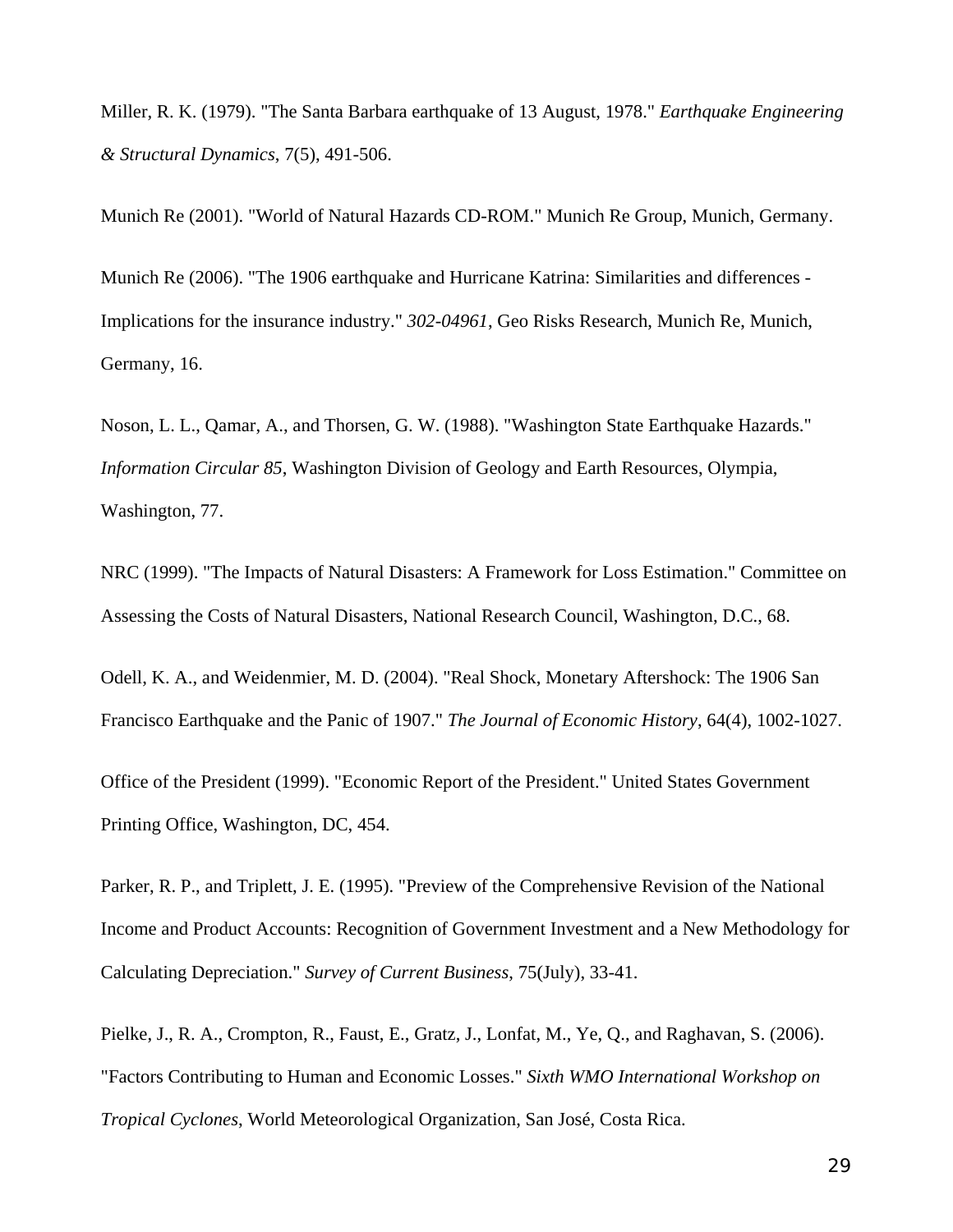Miller, R. K. (1979). "The Santa Barbara earthquake of 13 August, 1978." *Earthquake Engineering & Structural Dynamics*, 7(5), 491-506.

Munich Re (2001). "World of Natural Hazards CD-ROM." Munich Re Group, Munich, Germany.

Munich Re (2006). "The 1906 earthquake and Hurricane Katrina: Similarities and differences - Implications for the insurance industry." *302-04961*, Geo Risks Research, Munich Re, Munich, Germany, 16.

Noson, L. L., Qamar, A., and Thorsen, G. W. (1988). "Washington State Earthquake Hazards." *Information Circular 85*, Washington Division of Geology and Earth Resources, Olympia, Washington, 77.

NRC (1999). "The Impacts of Natural Disasters: A Framework for Loss Estimation." Committee on Assessing the Costs of Natural Disasters, National Research Council, Washington, D.C., 68.

Odell, K. A., and Weidenmier, M. D. (2004). "Real Shock, Monetary Aftershock: The 1906 San Francisco Earthquake and the Panic of 1907." *The Journal of Economic History*, 64(4), 1002-1027.

Office of the President (1999). "Economic Report of the President." United States Government Printing Office, Washington, DC, 454.

Parker, R. P., and Triplett, J. E. (1995). "Preview of the Comprehensive Revision of the National Income and Product Accounts: Recognition of Government Investment and a New Methodology for Calculating Depreciation." *Survey of Current Business*, 75(July), 33-41.

Pielke, J., R. A., Crompton, R., Faust, E., Gratz, J., Lonfat, M., Ye, Q., and Raghavan, S. (2006). "Factors Contributing to Human and Economic Losses." *Sixth WMO International Workshop on Tropical Cyclones*, World Meteorological Organization, San José, Costa Rica.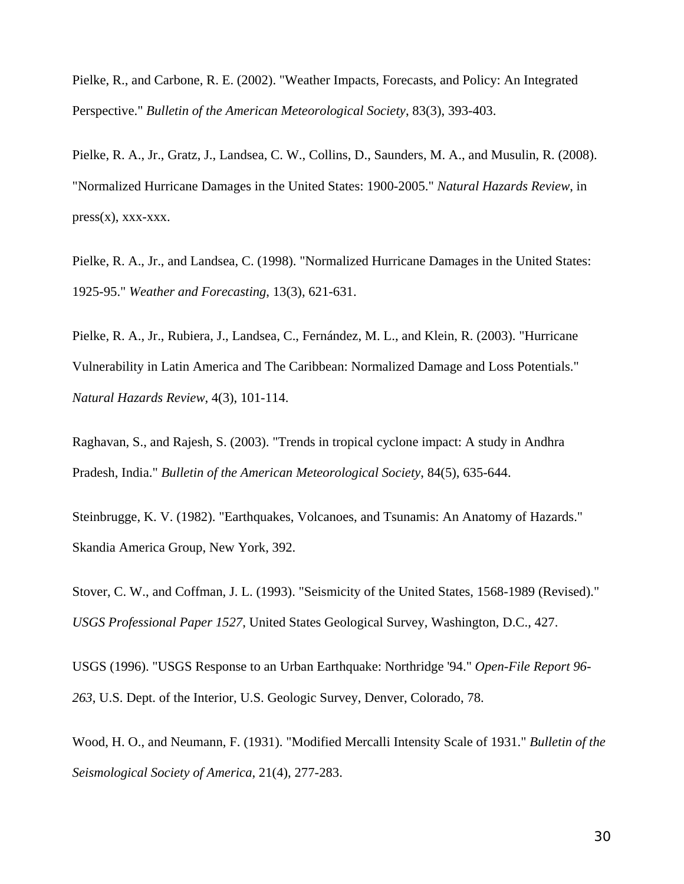Pielke, R., and Carbone, R. E. (2002). "Weather Impacts, Forecasts, and Policy: An Integrated Perspective." *Bulletin of the American Meteorological Society*, 83(3), 393-403.

Pielke, R. A., Jr., Gratz, J., Landsea, C. W., Collins, D., Saunders, M. A., and Musulin, R. (2008). "Normalized Hurricane Damages in the United States: 1900-2005." *Natural Hazards Review*, in press(x), xxx-xxx.

Pielke, R. A., Jr., and Landsea, C. (1998). "Normalized Hurricane Damages in the United States: 1925-95." *Weather and Forecasting*, 13(3), 621-631.

Pielke, R. A., Jr., Rubiera, J., Landsea, C., Fernández, M. L., and Klein, R. (2003). "Hurricane Vulnerability in Latin America and The Caribbean: Normalized Damage and Loss Potentials." *Natural Hazards Review*, 4(3), 101-114.

Raghavan, S., and Rajesh, S. (2003). "Trends in tropical cyclone impact: A study in Andhra Pradesh, India." *Bulletin of the American Meteorological Society*, 84(5), 635-644.

Steinbrugge, K. V. (1982). "Earthquakes, Volcanoes, and Tsunamis: An Anatomy of Hazards." Skandia America Group, New York, 392.

Stover, C. W., and Coffman, J. L. (1993). "Seismicity of the United States, 1568-1989 (Revised)." *USGS Professional Paper 1527*, United States Geological Survey, Washington, D.C., 427.

USGS (1996). "USGS Response to an Urban Earthquake: Northridge '94." *Open-File Report 96-263*, U.S. Dept. of the Interior, U.S. Geologic Survey, Denver, Colorado, 78.

Wood, H. O., and Neumann, F. (1931). "Modified Mercalli Intensity Scale of 1931." *Bulletin of the Seismological Society of America*, 21(4), 277-283.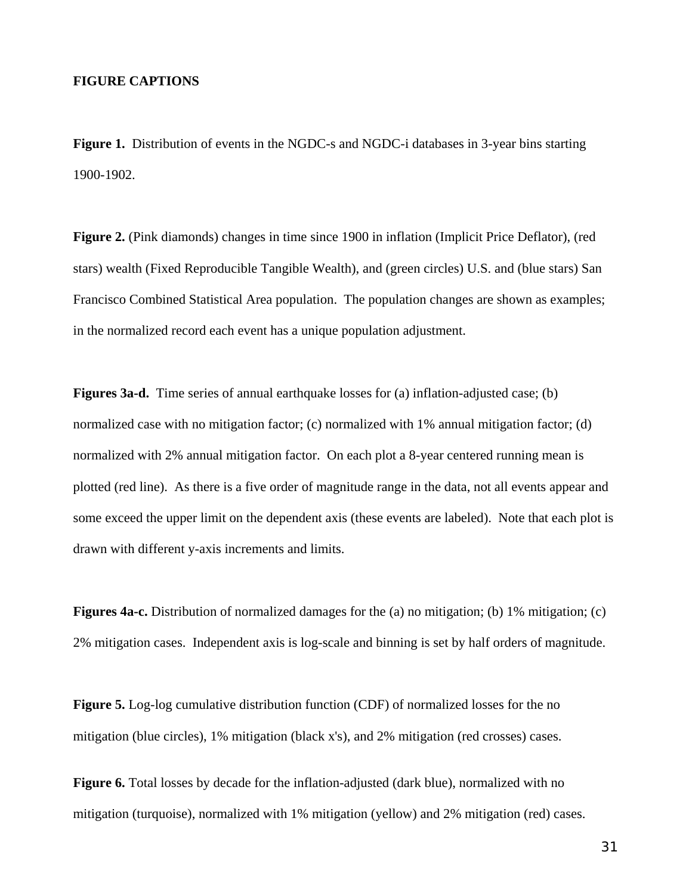**FIGURE CAPTIONS**

**Figure 1.** Distribution of events in the NGDC-s and NGDC-i databases in 3-year bins starting 1900-1902.

**Figure 2.** (Pink diamonds) changes in time since 1900 in inflation (Implicit Price Deflator), (red stars) wealth (Fixed Reproducible Tangible Wealth), and (green circles) U.S. and (blue stars) San Francisco Combined Statistical Area population. The population changes are shown as examples; in the normalized record each event has a unique population adjustment.

**Figures 3a-d.** Time series of annual earthquake losses for (a) inflation-adjusted case; (b) normalized case with no mitigation factor; (c) normalized with 1% annual mitigation factor; (d) normalized with 2% annual mitigation factor. On each plot a 8-year centered running mean is plotted (red line). As there is a five order of magnitude range in the data, not all events appear and some exceed the upper limit on the dependent axis (these events are labeled). Note that each plot is drawn with different y-axis increments and limits.

**Figures 4a-c.** Distribution of normalized damages for the (a) no mitigation; (b) 1% mitigation; (c) 2% mitigation cases. Independent axis is log-scale and binning is set by half orders of magnitude.

**Figure 5.** Log-log cumulative distribution function (CDF) of normalized losses for the no mitigation (blue circles), 1% mitigation (black x's), and 2% mitigation (red crosses) cases.

**Figure 6.** Total losses by decade for the inflation-adjusted (dark blue), normalized with no mitigation (turquoise), normalized with 1% mitigation (yellow) and 2% mitigation (red) cases.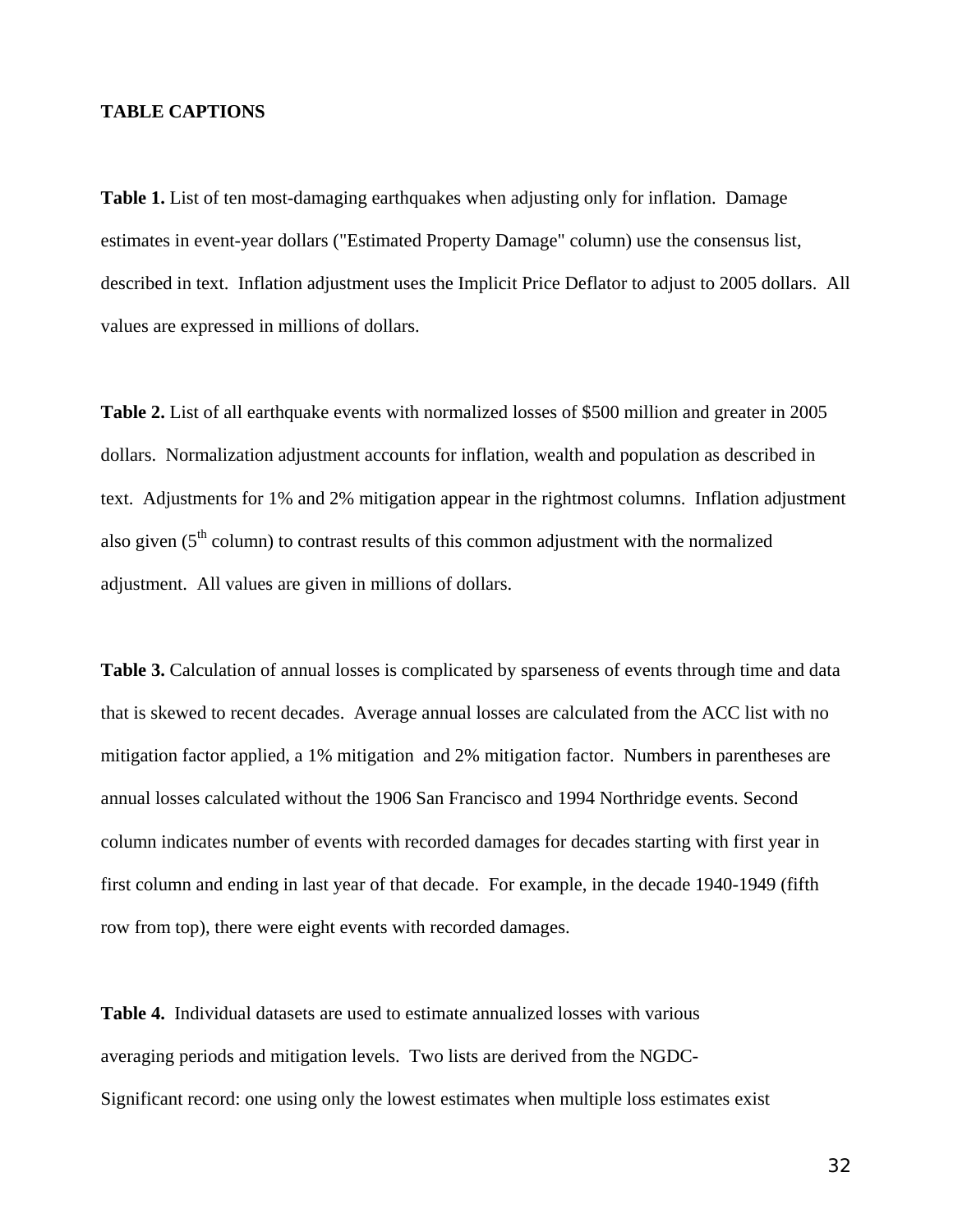**TABLE CAPTIONS**

**Table 1.** List of ten most-damaging earthquakes when adjusting only for inflation. Damage estimates in event-year dollars ("Estimated Property Damage" column) use the consensus list, described in text. Inflation adjustment uses the Implicit Price Deflator to adjust to 2005 dollars. All values are expressed in millions of dollars.

**Table 2.** List of all earthquake events with normalized losses of $500 million and greater in 2005 dollars. Normalization adjustment accounts for inflation, wealth and population as described in text. Adjustments for 1% and 2% mitigation appear in the rightmost columns. Inflation adjustment also given (5th column) to contrast results of this common adjustment with the normalized adjustment. All values are given in millions of dollars.

**Table 3.** Calculation of annual losses is complicated by sparseness of events through time and data that is skewed to recent decades. Average annual losses are calculated from the ACC list with no mitigation factor applied, a 1% mitigation and 2% mitigation factor. Numbers in parentheses are annual losses calculated without the 1906 San Francisco and 1994 Northridge events. Second column indicates number of events with recorded damages for decades starting with first year in first column and ending in last year of that decade. For example, in the decade 1940-1949 (fifth row from top), there were eight events with recorded damages.

**Table 4.** Individual datasets are used to estimate annualized losses with various averaging periods and mitigation levels. Two lists are derived from the NGDC-Significant record: one using only the lowest estimates when multiple loss estimates exist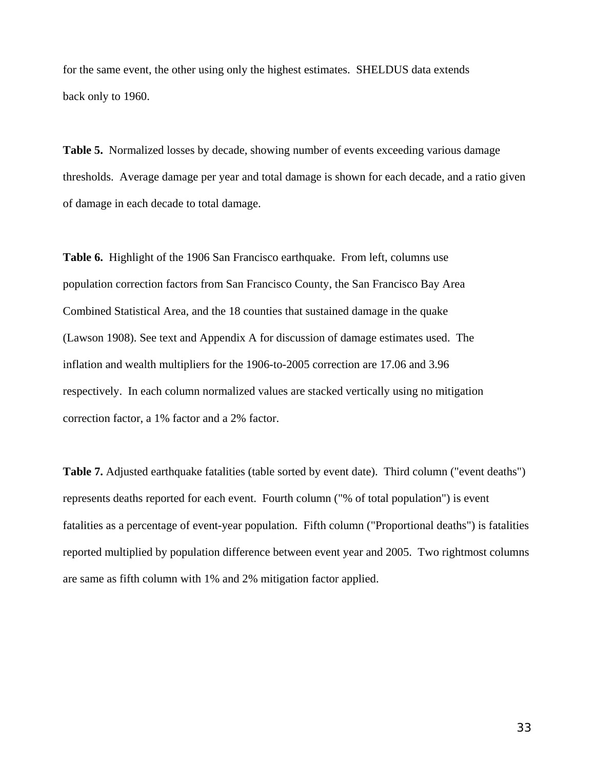for the same event, the other using only the highest estimates. SHELDUS data extends back only to 1960.

**Table 5.** Normalized losses by decade, showing number of events exceeding various damage thresholds. Average damage per year and total damage is shown for each decade, and a ratio given of damage in each decade to total damage.

**Table 6.** Highlight of the 1906 San Francisco earthquake. From left, columns use population correction factors from San Francisco County, the San Francisco Bay Area Combined Statistical Area, and the 18 counties that sustained damage in the quake (Lawson 1908). See text and Appendix A for discussion of damage estimates used. The inflation and wealth multipliers for the 1906-to-2005 correction are 17.06 and 3.96 respectively. In each column normalized values are stacked vertically using no mitigation correction factor, a 1% factor and a 2% factor.

**Table 7.** Adjusted earthquake fatalities (table sorted by event date). Third column ("event deaths") represents deaths reported for each event. Fourth column ("% of total population") is event fatalities as a percentage of event-year population. Fifth column ("Proportional deaths") is fatalities reported multiplied by population difference between event year and 2005. Two rightmost columns are same as fifth column with 1% and 2% mitigation factor applied.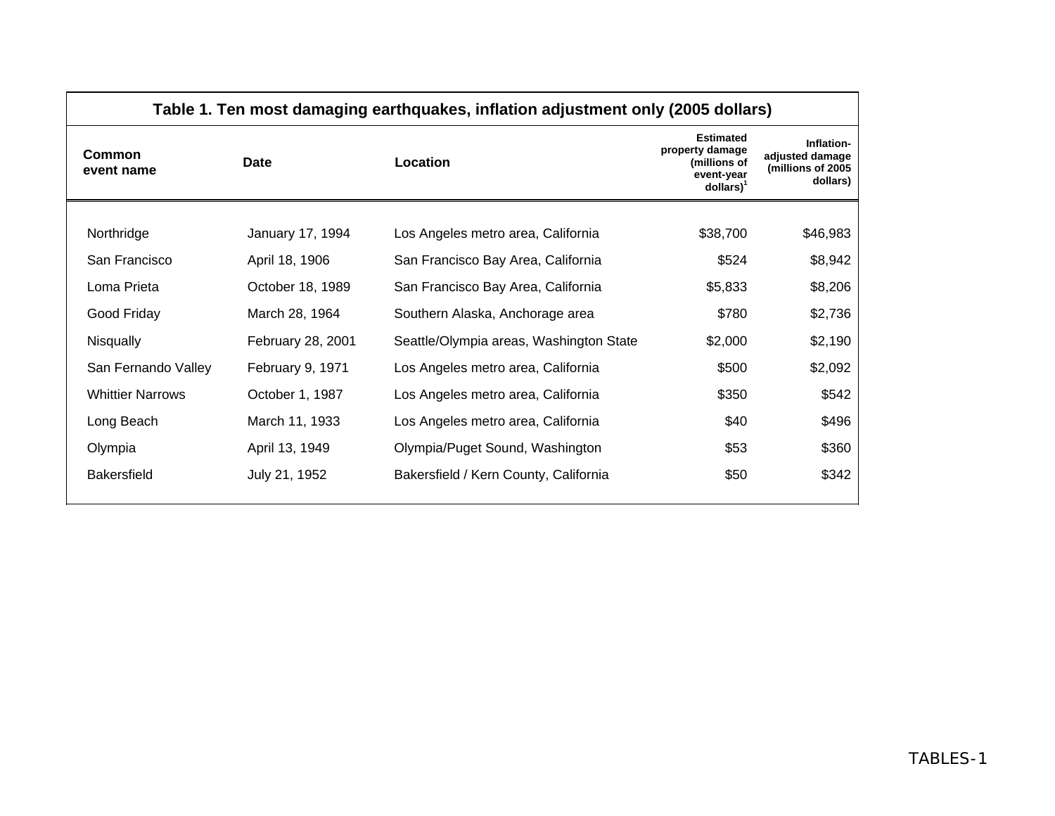**Table 1. Ten most damaging earthquakes, inflation adjustment only (2005 dollars)**

| Common event name | Date | Location | Estimated property damage (millions of event-year dollars)[1] | Inflation-adjusted damage (millions of 2005 dollars) |
|---|---|---|---|---|
| Northridge | January 17, 1994 | Los Angeles metro area, California | $38,700 | $46,983 |
| San Francisco | April 18, 1906 | San Francisco Bay Area, California | $524 | $8,942 |
| Loma Prieta | October 18, 1989 | San Francisco Bay Area, California | $5,833 | $8,206 |
| Good Friday | March 28, 1964 | Southern Alaska, Anchorage area | $780 | $2,736 |
| Nisqually | February 28, 2001 | Seattle/Olympia areas, Washington State | $2,000 | $2,190 |
| San Fernando Valley | February 9, 1971 | Los Angeles metro area, California | $500 | $2,092 |
| Whittier Narrows | October 1, 1987 | Los Angeles metro area, California | $350 | $542 |
| Long Beach | March 11, 1933 | Los Angeles metro area, California | $40 | $496 |
| Olympia | April 13, 1949 | Olympia/Puget Sound, Washington | $53 | $360 |
| Bakersfield | July 21, 1952 | Bakersfield / Kern County, California | $50 | $342 |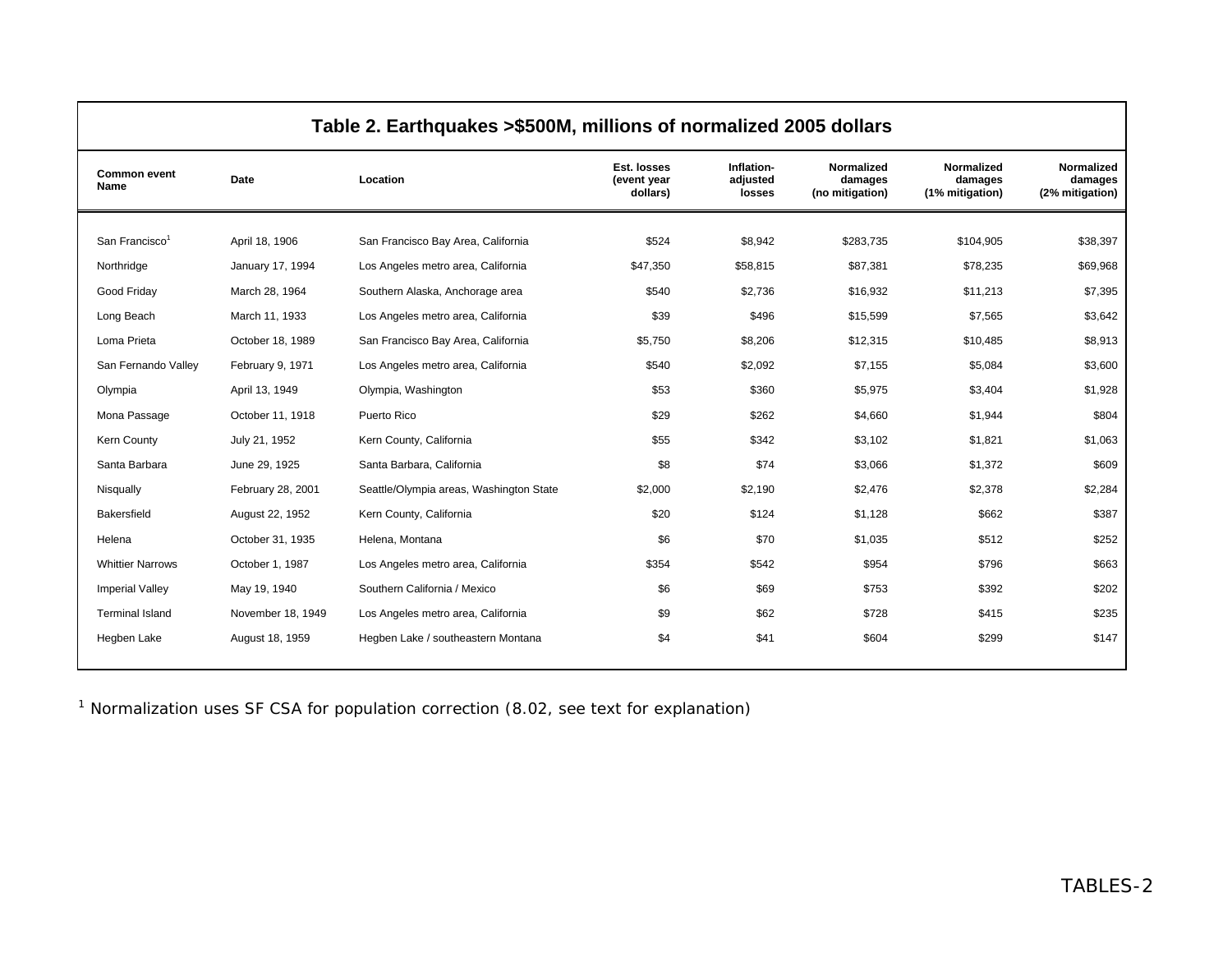## Table 2. Earthquakes >$500M, millions of normalized 2005 dollars

| Common event Name | Date | Location | Est. losses (event year dollars) | Inflation-adjusted losses | Normalized damages (no mitigation) | Normalized damages (1% mitigation) | Normalized damages (2% mitigation) |
|---|---|---|---|---|---|---|---|
| San Francisco[1] | April 18, 1906 | San Francisco Bay Area, California | $524 | $8,942 | $283,735 | $104,905 | $38,397 |
| Northridge | January 17, 1994 | Los Angeles metro area, California | $47,350 | $58,815 | $87,381 | $78,235 | $69,968 |
| Good Friday | March 28, 1964 | Southern Alaska, Anchorage area | $540 | $2,736 | $16,932 | $11,213 | $7,395 |
| Long Beach | March 11, 1933 | Los Angeles metro area, California | $39 | $496 | $15,599 | $7,565 | $3,642 |
| Loma Prieta | October 18, 1989 | San Francisco Bay Area, California | $5,750 | $8,206 | $12,315 | $10,485 | $8,913 |
| San Fernando Valley | February 9, 1971 | Los Angeles metro area, California | $540 | $2,092 | $7,155 | $5,084 | $3,600 |
| Olympia | April 13, 1949 | Olympia, Washington | $53 | $360 | $5,975 | $3,404 | $1,928 |
| Mona Passage | October 11, 1918 | Puerto Rico | $29 | $262 | $4,660 | $1,944 | $804 |
| Kern County | July 21, 1952 | Kern County, California | $55 | $342 | $3,102 | $1,821 | $1,063 |
| Santa Barbara | June 29, 1925 | Santa Barbara, California | $8 | $74 | $3,066 | $1,372 | $609 |
| Nisqually | February 28, 2001 | Seattle/Olympia areas, Washington State | $2,000 | $2,190 | $2,476 | $2,378 | $2,284 |
| Bakersfield | August 22, 1952 | Kern County, California | $20 | $124 | $1,128 | $662 | $387 |
| Helena | October 31, 1935 | Helena, Montana | $6 | $70 | $1,035 | $512 | $252 |
| Whittier Narrows | October 1, 1987 | Los Angeles metro area, California | $354 | $542 | $954 | $796 | $663 |
| Imperial Valley | May 19, 1940 | Southern California / Mexico | $6 | $69 | $753 | $392 | $202 |
| Terminal Island | November 18, 1949 | Los Angeles metro area, California | $9 | $62 | $728 | $415 | $235 |
| Hegben Lake | August 18, 1959 | Hegben Lake / southeastern Montana | $4 | $41 | $604 | $299 | $147 |

[1] Normalization uses SF CSA for population correction (8.02, see text for explanation)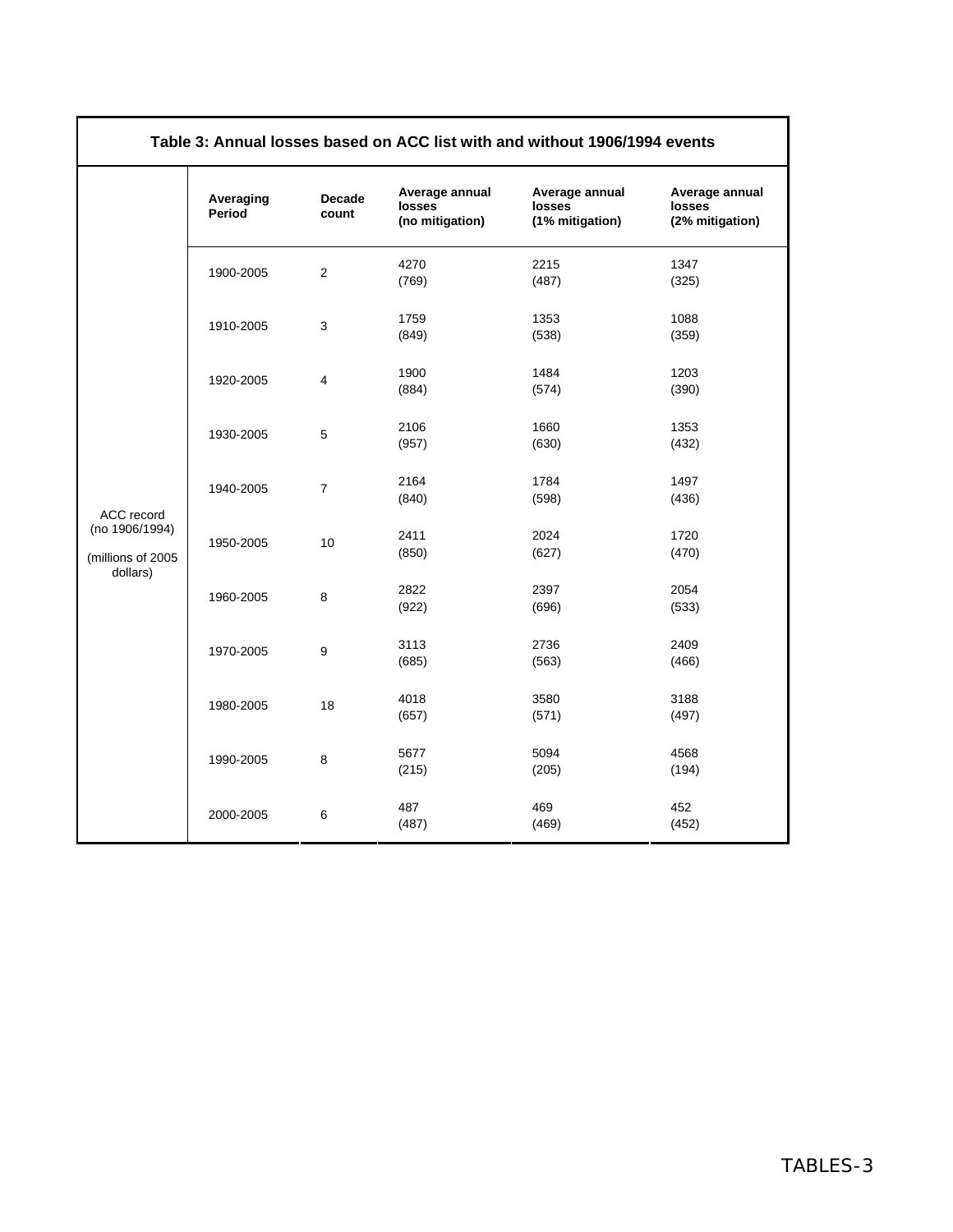**Table 3: Annual losses based on ACC list with and without 1906/1994 events**

| | Averaging Period | Decade count | Average annual losses (no mitigation) | Average annual losses (1% mitigation) | Average annual losses (2% mitigation) |
|---|---|---|---|---|---|
| ACC record (no 1906/1994) (millions of 2005 dollars) | 1900-2005 | 2 | 4270 (769) | 2215 (487) | 1347 (325) |
| | 1910-2005 | 3 | 1759 (849) | 1353 (538) | 1088 (359) |
| | 1920-2005 | 4 | 1900 (884) | 1484 (574) | 1203 (390) |
| | 1930-2005 | 5 | 2106 (957) | 1660 (630) | 1353 (432) |
| | 1940-2005 | 7 | 2164 (840) | 1784 (598) | 1497 (436) |
| | 1950-2005 | 10 | 2411 (850) | 2024 (627) | 1720 (470) |
| | 1960-2005 | 8 | 2822 (922) | 2397 (696) | 2054 (533) |
| | 1970-2005 | 9 | 3113 (685) | 2736 (563) | 2409 (466) |
| | 1980-2005 | 18 | 4018 (657) | 3580 (571) | 3188 (497) |
| | 1990-2005 | 8 | 5677 (215) | 5094 (205) | 4568 (194) |
| | 2000-2005 | 6 | 487 (487) | 469 (469) | 452 (452) |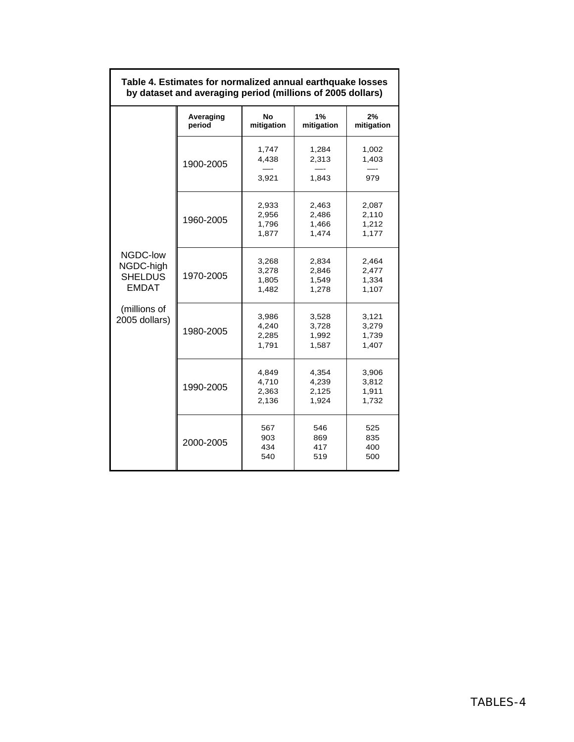**Table 4. Estimates for normalized annual earthquake losses by dataset and averaging period (millions of 2005 dollars)**

| | Averaging period | No mitigation | 1% mitigation | 2% mitigation |
|---|---|---|---|---|
| NGDC-low<br>NGDC-high<br>SHELDUS<br>EMDAT<br><br>(millions of 2005 dollars) | 1900-2005 | 1,747<br>4,438<br>—-<br>3,921 | 1,284<br>2,313<br>—-<br>1,843 | 1,002<br>1,403<br>—-<br>979 |
| | 1960-2005 | 2,933<br>2,956<br>1,796<br>1,877 | 2,463<br>2,486<br>1,466<br>1,474 | 2,087<br>2,110<br>1,212<br>1,177 |
| | 1970-2005 | 3,268<br>3,278<br>1,805<br>1,482 | 2,834<br>2,846<br>1,549<br>1,278 | 2,464<br>2,477<br>1,334<br>1,107 |
| | 1980-2005 | 3,986<br>4,240<br>2,285<br>1,791 | 3,528<br>3,728<br>1,992<br>1,587 | 3,121<br>3,279<br>1,739<br>1,407 |
| | 1990-2005 | 4,849<br>4,710<br>2,363<br>2,136 | 4,354<br>4,239<br>2,125<br>1,924 | 3,906<br>3,812<br>1,911<br>1,732 |
| | 2000-2005 | 567<br>903<br>434<br>540 | 546<br>869<br>417<br>519 | 525<br>835<br>400<br>500 |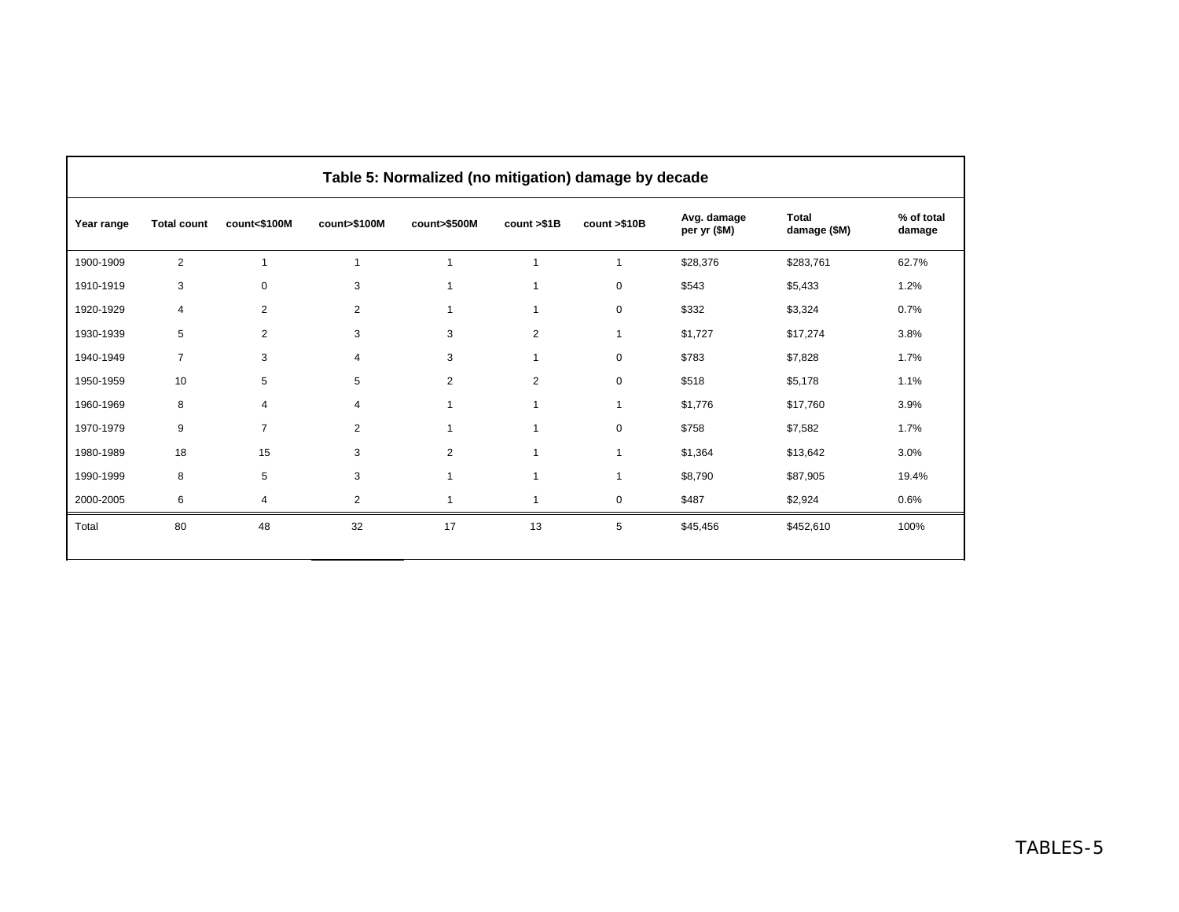## Table 5: Normalized (no mitigation) damage by decade

| Year range | Total count | count<$100M | count>$100M | count>$500M | count >$1B | count >$10B | Avg. damage per yr ($M) | Total damage ($M) | % of total damage |
|---|---|---|---|---|---|---|---|---|---|
| 1900-1909 | 2 | 1 | 1 | 1 | 1 | 1 | $28,376 | $283,761 | 62.7% |
| 1910-1919 | 3 | 0 | 3 | 1 | 1 | 0 | $543 | $5,433 | 1.2% |
| 1920-1929 | 4 | 2 | 2 | 1 | 1 | 0 | $332 | $3,324 | 0.7% |
| 1930-1939 | 5 | 2 | 3 | 3 | 2 | 1 | $1,727 | $17,274 | 3.8% |
| 1940-1949 | 7 | 3 | 4 | 3 | 1 | 0 | $783 | $7,828 | 1.7% |
| 1950-1959 | 10 | 5 | 5 | 2 | 2 | 0 | $518 | $5,178 | 1.1% |
| 1960-1969 | 8 | 4 | 4 | 1 | 1 | 1 | $1,776 | $17,760 | 3.9% |
| 1970-1979 | 9 | 7 | 2 | 1 | 1 | 0 | $758 | $7,582 | 1.7% |
| 1980-1989 | 18 | 15 | 3 | 2 | 1 | 1 | $1,364 | $13,642 | 3.0% |
| 1990-1999 | 8 | 5 | 3 | 1 | 1 | 1 | $8,790 | $87,905 | 19.4% |
| 2000-2005 | 6 | 4 | 2 | 1 | 1 | 0 | $487 | $2,924 | 0.6% |
| Total | 80 | 48 | 32 | 17 | 13 | 5 | $45,456 | $452,610 | 100% |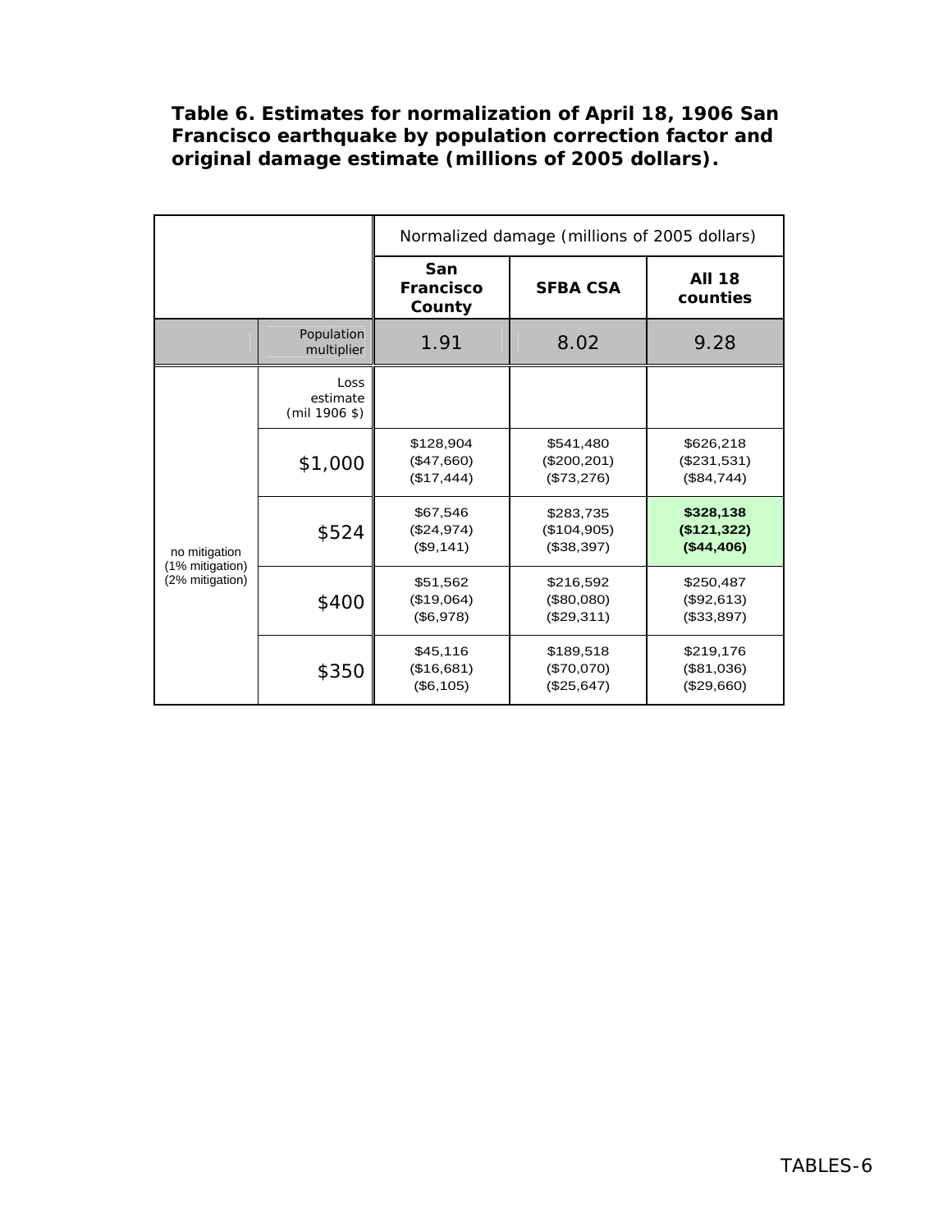**Table 6. Estimates for normalization of April 18, 1906 San Francisco earthquake by population correction factor and original damage estimate (millions of 2005 dollars).**

| | | Normalized damage (millions of 2005 dollars) | | |
|---|---|---|---|---|
| | | **San Francisco County** | **SFBA CSA** | **All 18 counties** |
| | Population multiplier | 1.91 | 8.02 | 9.28 |
| | Loss estimate (mil 1906 $) | | | |
| no mitigation (1% mitigation) (2% mitigation) | $1,000 | $128,904 ($47,660) ($17,444) | $541,480 ($200,201) ($73,276) | $626,218 ($231,531) ($84,744) |
| | $524 | $67,546 ($24,974) ($9,141) | $283,735 ($104,905) ($38,397) | **$328,138 ($121,322) ($44,406)** |
| | $400 | $51,562 ($19,064) ($6,978) | $216,592 ($80,080) ($29,311) | $250,487 ($92,613) ($33,897) |
| | $350 | $45,116 ($16,681) ($6,105) | $189,518 ($70,070) ($25,647) | $219,176 ($81,036) ($29,660) |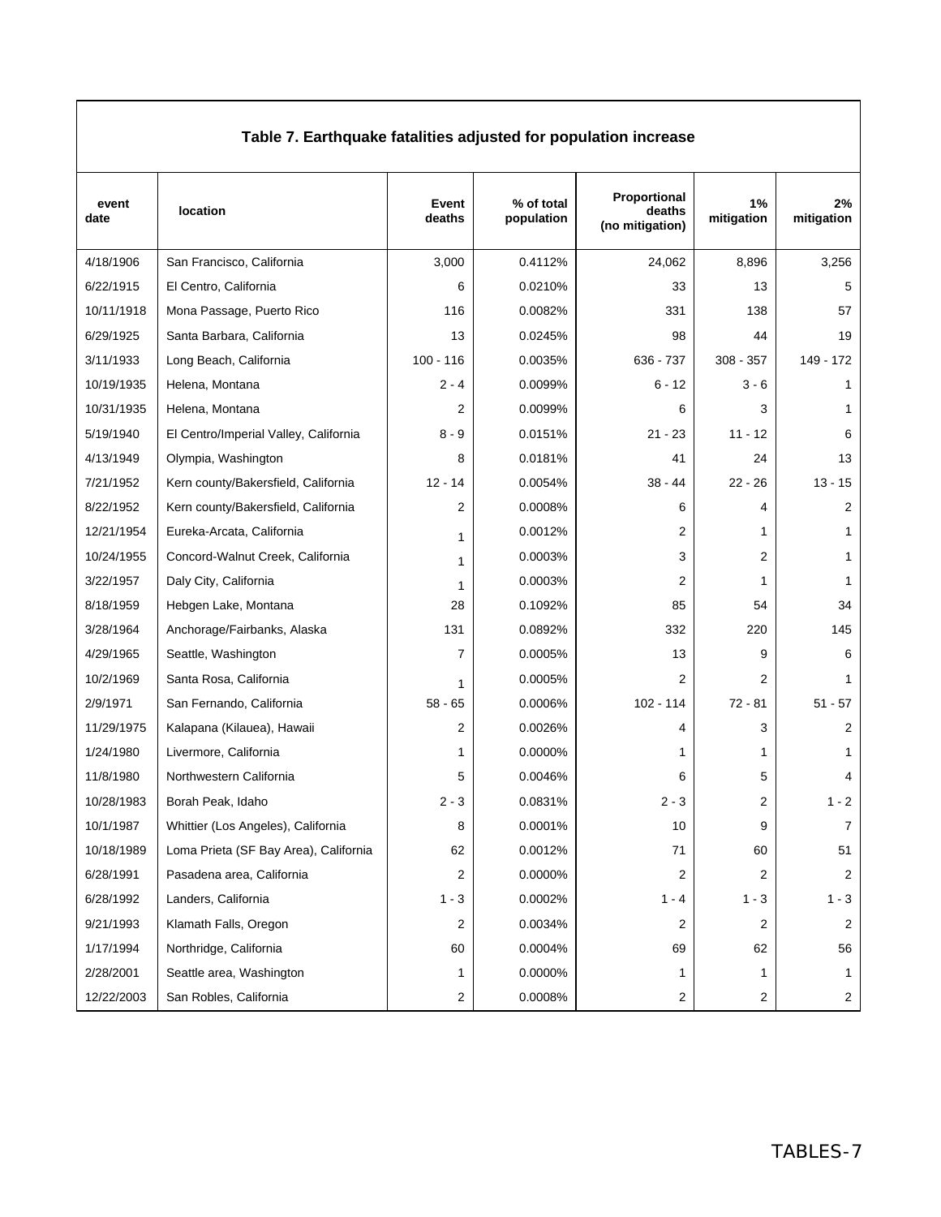**Table 7. Earthquake fatalities adjusted for population increase**

| event date | location | Event deaths | % of total population | Proportional deaths (no mitigation) | 1% mitigation | 2% mitigation |
|---|---|---|---|---|---|---|
| 4/18/1906 | San Francisco, California | 3,000 | 0.4112% | 24,062 | 8,896 | 3,256 |
| 6/22/1915 | El Centro, California | 6 | 0.0210% | 33 | 13 | 5 |
| 10/11/1918 | Mona Passage, Puerto Rico | 116 | 0.0082% | 331 | 138 | 57 |
| 6/29/1925 | Santa Barbara, California | 13 | 0.0245% | 98 | 44 | 19 |
| 3/11/1933 | Long Beach, California | 100 - 116 | 0.0035% | 636 - 737 | 308 - 357 | 149 - 172 |
| 10/19/1935 | Helena, Montana | 2 - 4 | 0.0099% | 6 - 12 | 3 - 6 | 1 |
| 10/31/1935 | Helena, Montana | 2 | 0.0099% | 6 | 3 | 1 |
| 5/19/1940 | El Centro/Imperial Valley, California | 8 - 9 | 0.0151% | 21 - 23 | 11 - 12 | 6 |
| 4/13/1949 | Olympia, Washington | 8 | 0.0181% | 41 | 24 | 13 |
| 7/21/1952 | Kern county/Bakersfield, California | 12 - 14 | 0.0054% | 38 - 44 | 22 - 26 | 13 - 15 |
| 8/22/1952 | Kern county/Bakersfield, California | 2 | 0.0008% | 6 | 4 | 2 |
| 12/21/1954 | Eureka-Arcata, California | 1 | 0.0012% | 2 | 1 | 1 |
| 10/24/1955 | Concord-Walnut Creek, California | 1 | 0.0003% | 3 | 2 | 1 |
| 3/22/1957 | Daly City, California | 1 | 0.0003% | 2 | 1 | 1 |
| 8/18/1959 | Hebgen Lake, Montana | 28 | 0.1092% | 85 | 54 | 34 |
| 3/28/1964 | Anchorage/Fairbanks, Alaska | 131 | 0.0892% | 332 | 220 | 145 |
| 4/29/1965 | Seattle, Washington | 7 | 0.0005% | 13 | 9 | 6 |
| 10/2/1969 | Santa Rosa, California | 1 | 0.0005% | 2 | 2 | 1 |
| 2/9/1971 | San Fernando, California | 58 - 65 | 0.0006% | 102 - 114 | 72 - 81 | 51 - 57 |
| 11/29/1975 | Kalapana (Kilauea), Hawaii | 2 | 0.0026% | 4 | 3 | 2 |
| 1/24/1980 | Livermore, California | 1 | 0.0000% | 1 | 1 | 1 |
| 11/8/1980 | Northwestern California | 5 | 0.0046% | 6 | 5 | 4 |
| 10/28/1983 | Borah Peak, Idaho | 2 - 3 | 0.0831% | 2 - 3 | 2 | 1 - 2 |
| 10/1/1987 | Whittier (Los Angeles), California | 8 | 0.0001% | 10 | 9 | 7 |
| 10/18/1989 | Loma Prieta (SF Bay Area), California | 62 | 0.0012% | 71 | 60 | 51 |
| 6/28/1991 | Pasadena area, California | 2 | 0.0000% | 2 | 2 | 2 |
| 6/28/1992 | Landers, California | 1 - 3 | 0.0002% | 1 - 4 | 1 - 3 | 1 - 3 |
| 9/21/1993 | Klamath Falls, Oregon | 2 | 0.0034% | 2 | 2 | 2 |
| 1/17/1994 | Northridge, California | 60 | 0.0004% | 69 | 62 | 56 |
| 2/28/2001 | Seattle area, Washington | 1 | 0.0000% | 1 | 1 | 1 |
| 12/22/2003 | San Robles, California | 2 | 0.0008% | 2 | 2 | 2 |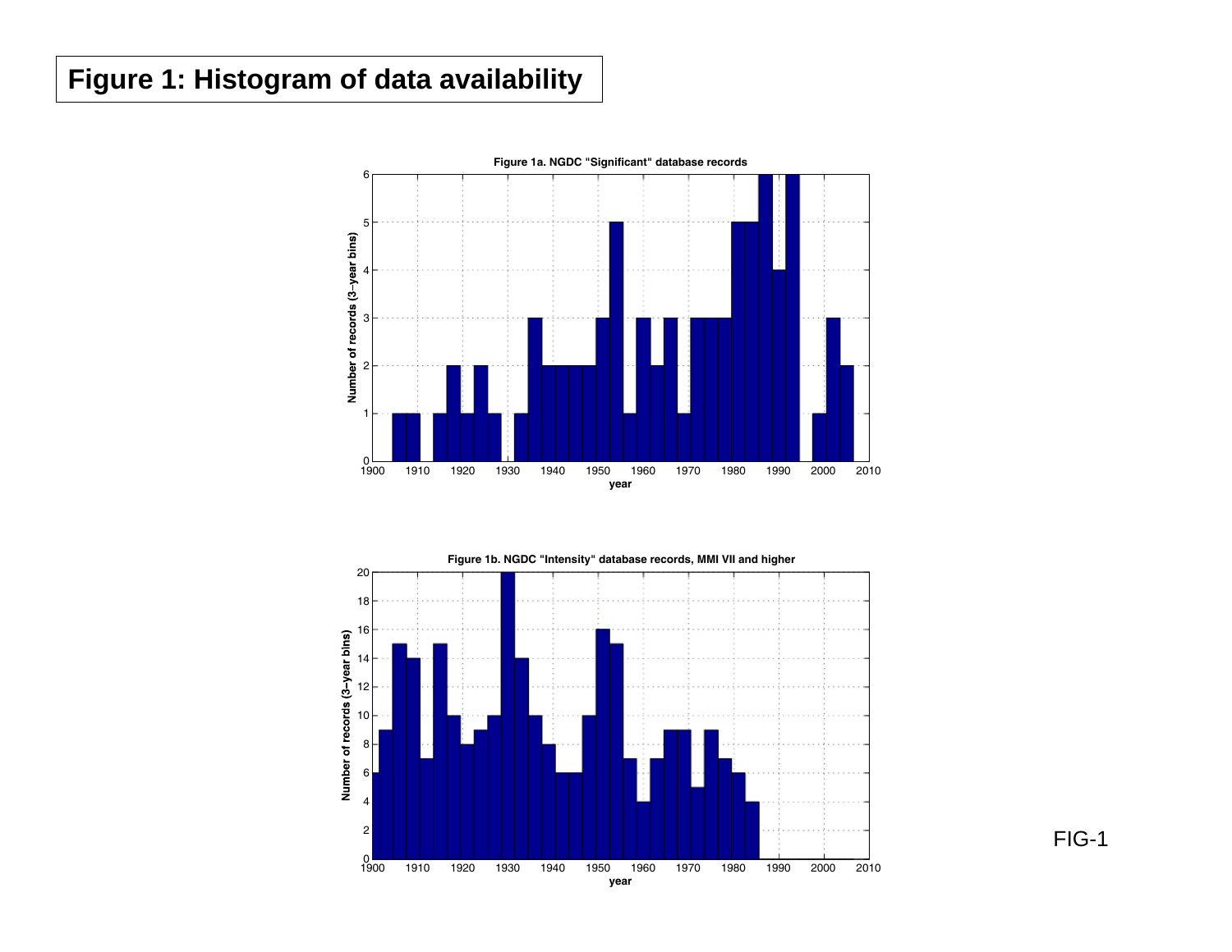# Figure 1: Histogram of data availability

Figure 1a. NGDC "Significant" database records

Figure 1b. NGDC "Intensity" database records, MMI VII and higher

FIG-1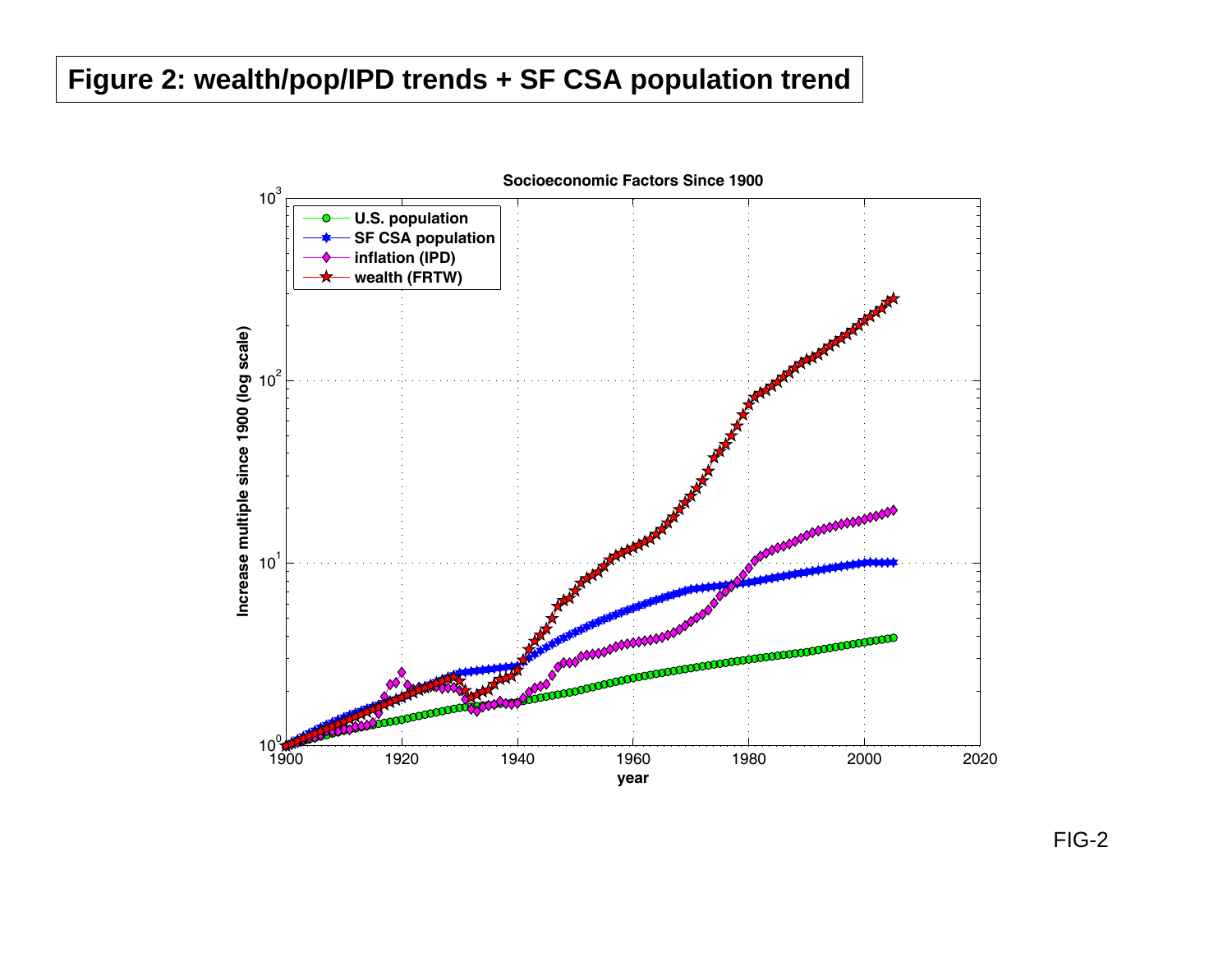**Figure 2: wealth/pop/IPD trends + SF CSA population trend**

FIG-2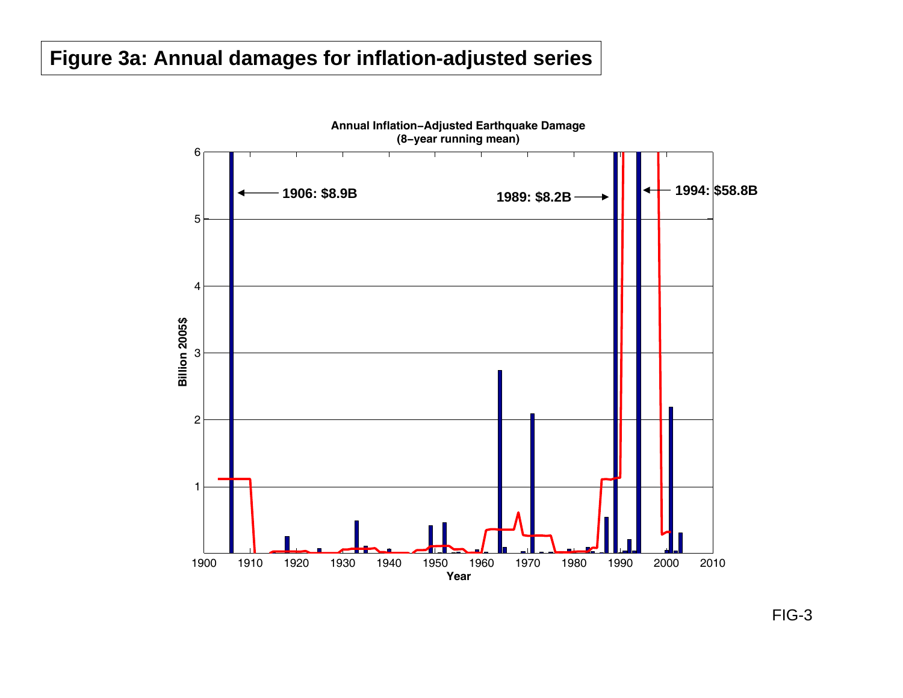# Figure 3a: Annual damages for inflation-adjusted series

**Annual Inflation–Adjusted Earthquake Damage**
**(8–year running mean)**

1906: $8.9B

1989: $8.2B

1994: $58.8B

Billion 2005$

Year

FIG-3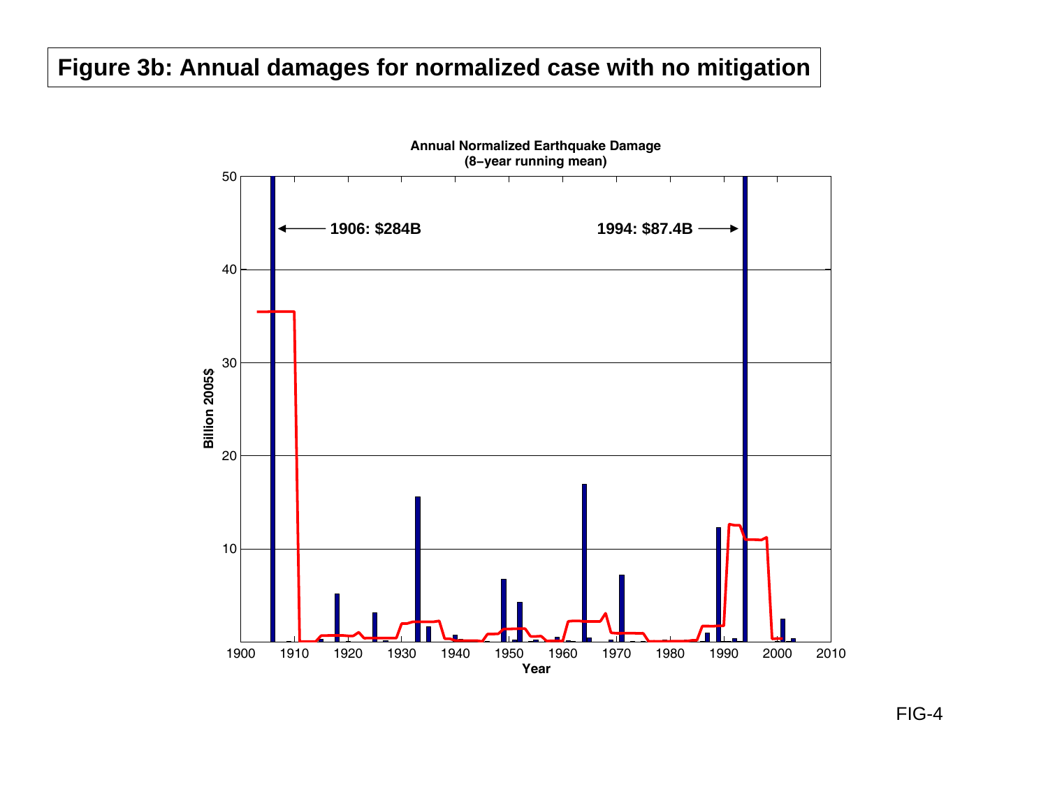# Figure 3b: Annual damages for normalized case with no mitigation

**Annual Normalized Earthquake Damage**
**(8-year running mean)**

1906: $284B

1994: $87.4B

Billion 2005$

Year

FIG-4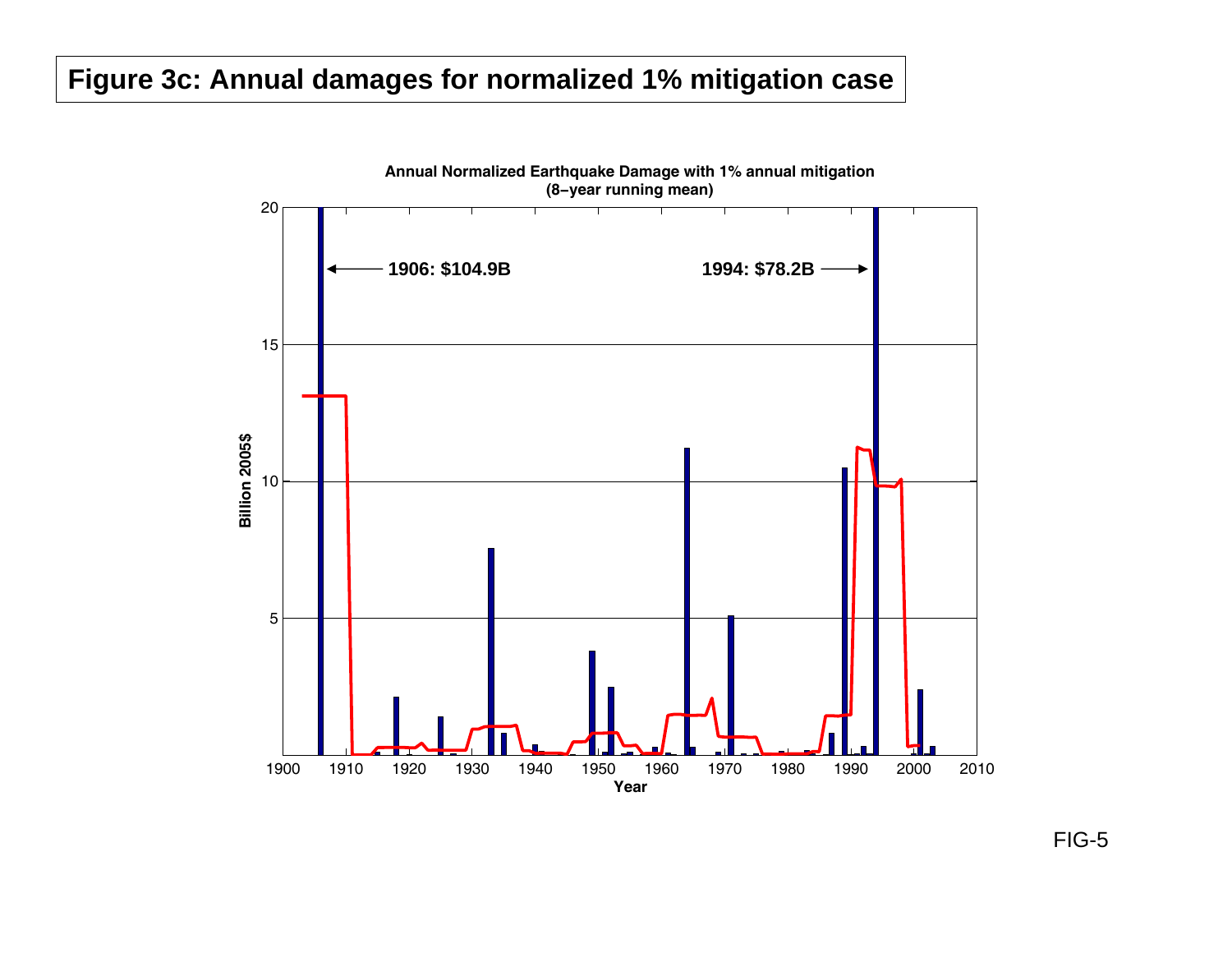# Figure 3c: Annual damages for normalized 1% mitigation case

**Annual Normalized Earthquake Damage with 1% annual mitigation (8−year running mean)**

1906: $104.9B

1994: $78.2B

Billion 2005$

Year

FIG-5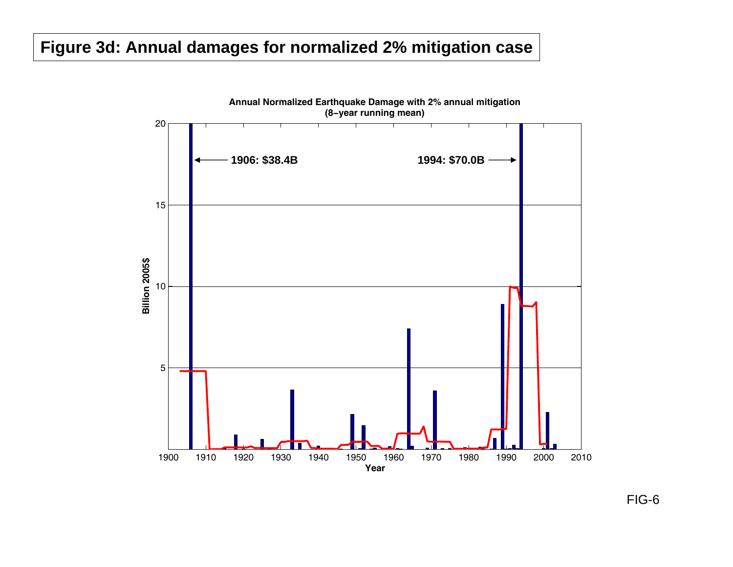# Figure 3d: Annual damages for normalized 2% mitigation case

**Annual Normalized Earthquake Damage with 2% annual mitigation (8−year running mean)**

1906: $38.4B

1994: $70.0B

Billion 2005$

Year

FIG-6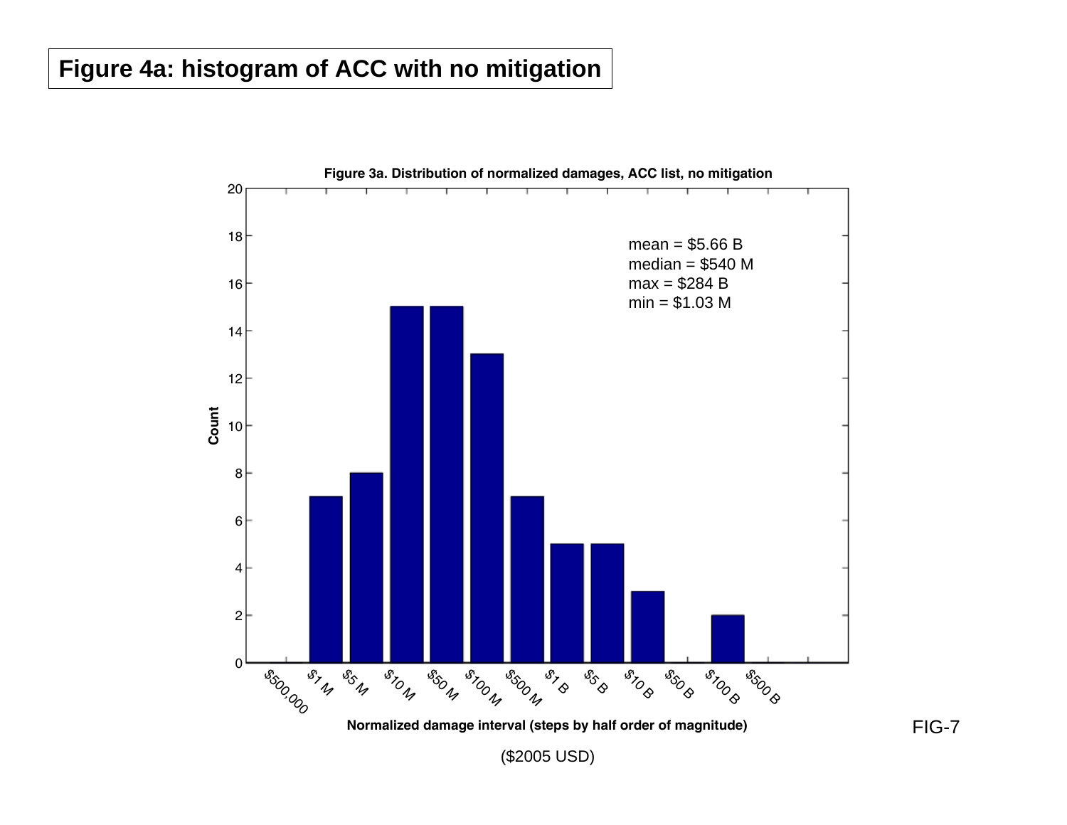**Figure 4a: histogram of ACC with no mitigation**

**Figure 3a. Distribution of normalized damages, ACC list, no mitigation**

mean = $5.66 B
median = $540 M
max = $284 B
min = $1.03 M

| Normalized damage interval | Count |
|---|---|
| $500,000 | 0 |
| $1 M | 7 |
| $5 M | 8 |
| $10 M | 15 |
| $50 M | 15 |
| $100 M | 13 |
| $500 M | 7 |
| $1 B | 5 |
| $5 B | 5 |
| $10 B | 3 |
| $50 B | 0 |
| $100 B | 2 |
| $500 B | 0 |

**Normalized damage interval (steps by half order of magnitude)**

($2005 USD)

FIG-7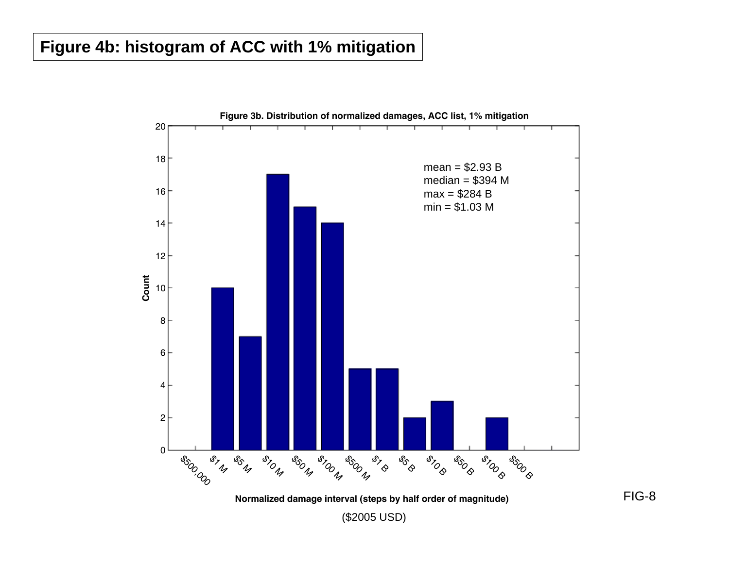# Figure 4b: histogram of ACC with 1% mitigation

**Figure 3b. Distribution of normalized damages, ACC list, 1% mitigation**

mean = $2.93 B
median = $394 M
max = $284 B
min = $1.03 M

| Normalized damage interval | Count |
|---|---|
| $500,000 | 0 |
| $1 M | 10 |
| $5 M | 7 |
| $10 M | 17 |
| $50 M | 15 |
| $100 M | 14 |
| $500 M | 5 |
| $1 B | 5 |
| $5 B | 2 |
| $10 B | 3 |
| $50 B | 0 |
| $100 B | 2 |
| $500 B | 0 |

Normalized damage interval (steps by half order of magnitude)

($2005 USD)

FIG-8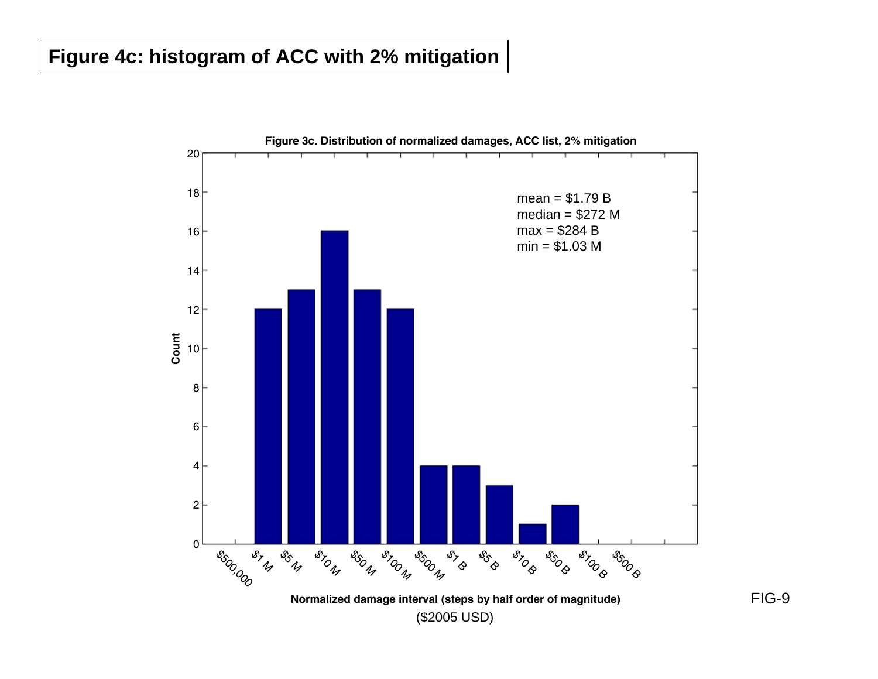**Figure 4c: histogram of ACC with 2% mitigation**

**Figure 3c. Distribution of normalized damages, ACC list, 2% mitigation**

mean = $1.79 B
median = $272 M
max = $284 B
min = $1.03 M

| Normalized damage interval | Count |
|---|---|
| $500,000 | 0 |
| $1 M | 12 |
| $5 M | 13 |
| $10 M | 16 |
| $50 M | 13 |
| $100 M | 12 |
| $500 M | 4 |
| $1 B | 4 |
| $5 B | 3 |
| $10 B | 1 |
| $50 B | 2 |
| $100 B | 0 |
| $500 B | 0 |

**Normalized damage interval (steps by half order of magnitude)**
($2005 USD)

FIG-9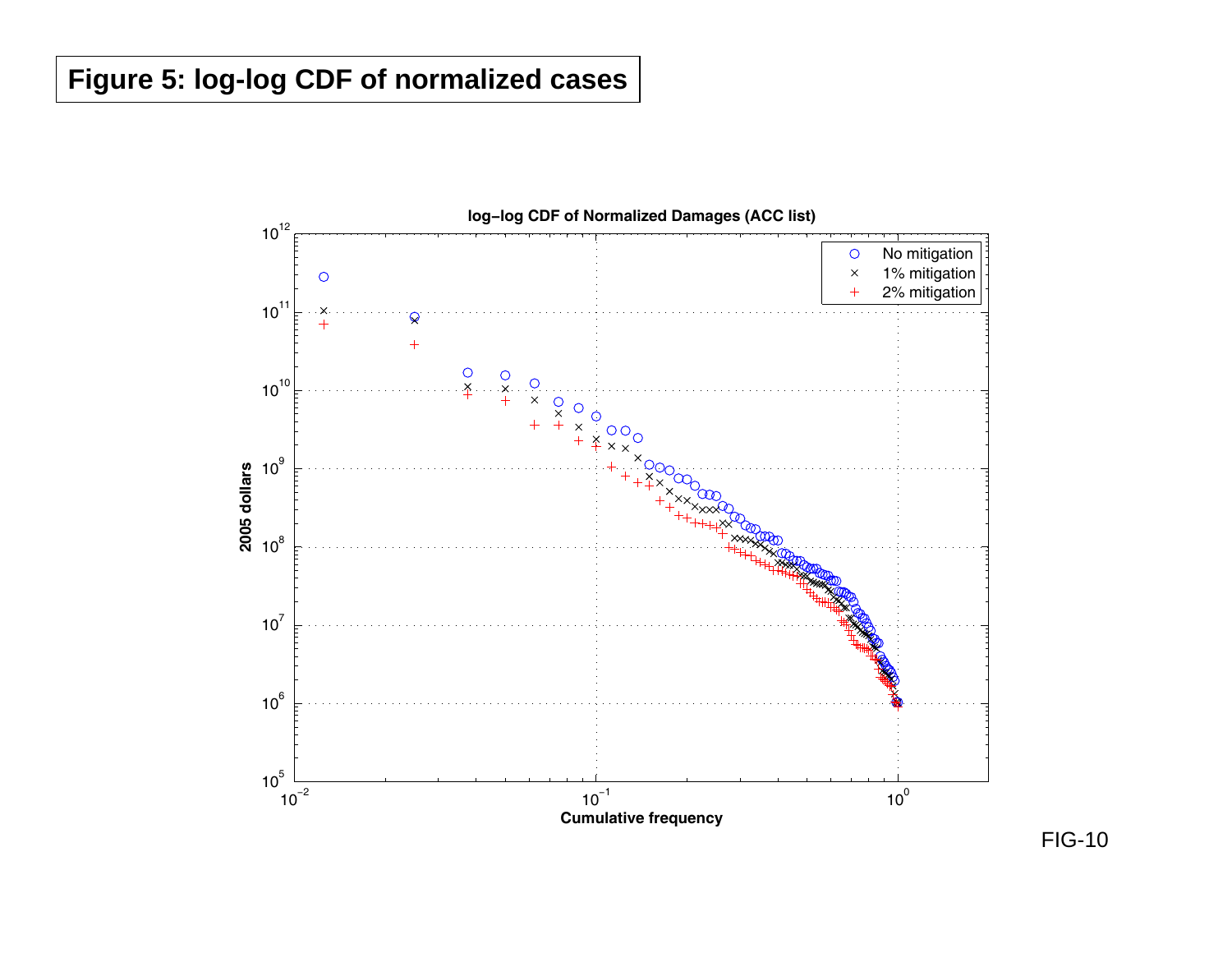# Figure 5: log-log CDF of normalized cases

**log–log CDF of Normalized Damages (ACC list)**

FIG-10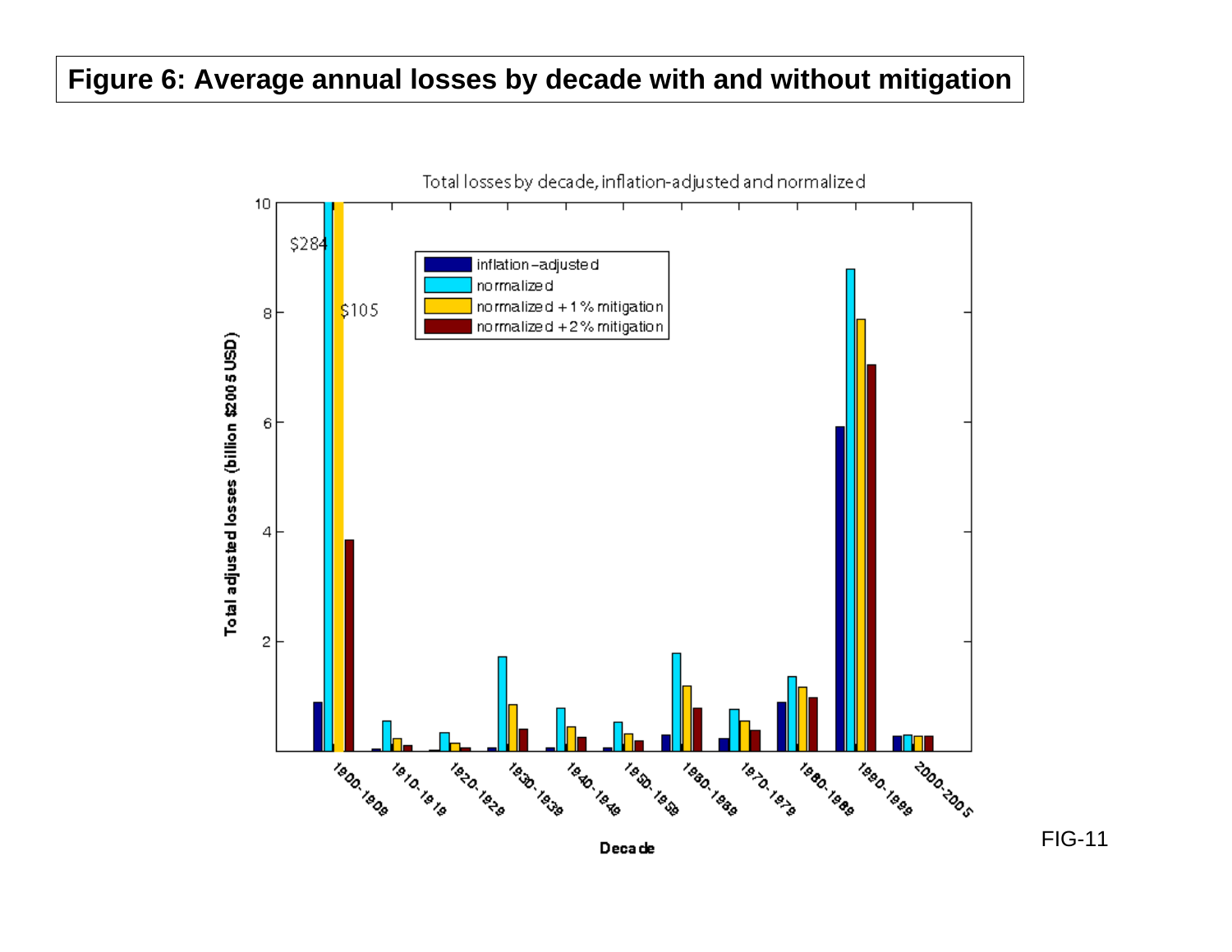# Figure 6: Average annual losses by decade with and without mitigation

Total losses by decade, inflation-adjusted and normalized

Total adjusted losses (billion $2005 USD)

- inflation-adjusted
- normalized
- normalized + 1% mitigation
- normalized + 2% mitigation

$284

$105

Decade

1900-1909, 1910-1919, 1920-1929, 1930-1939, 1940-1949, 1950-1959, 1960-1969, 1970-1979, 1980-1989, 1990-1999, 2000-2005

FIG-11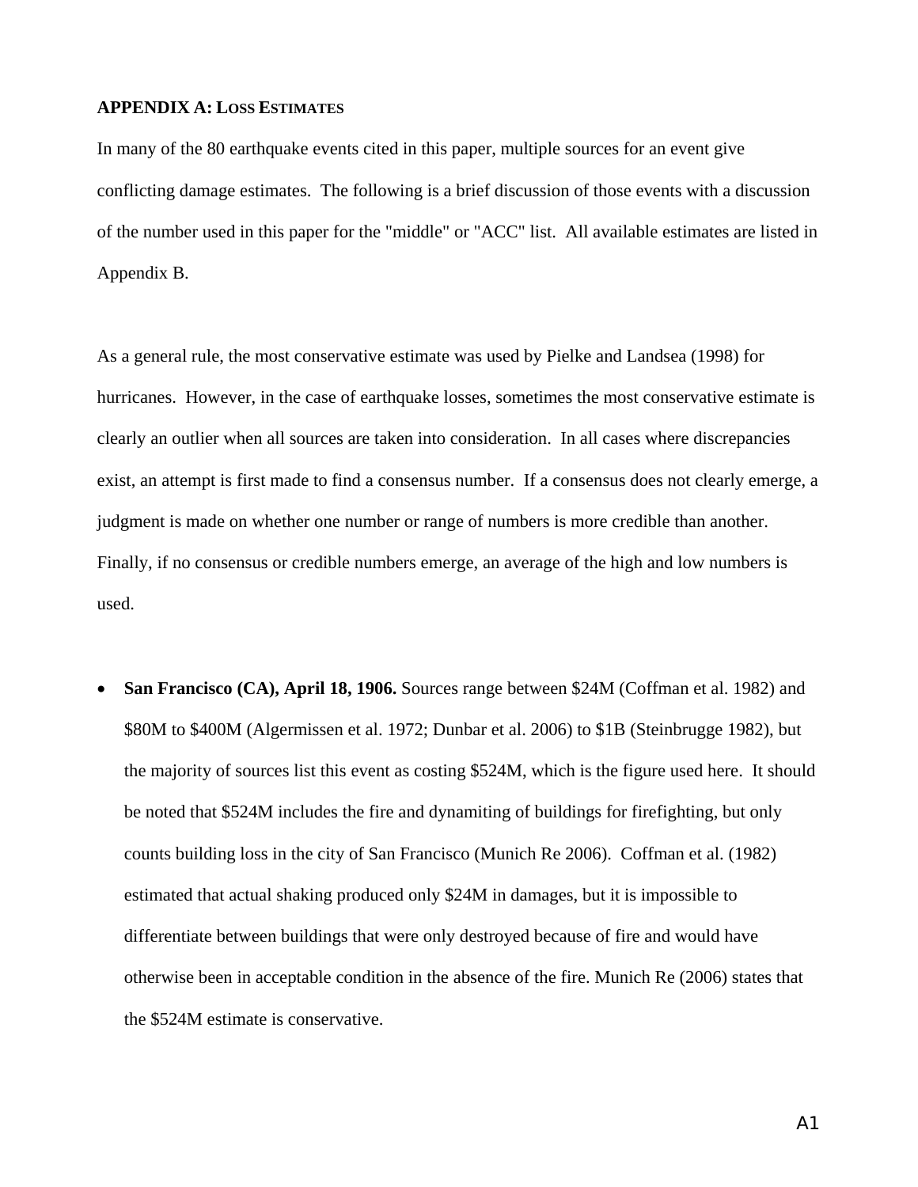## APPENDIX A: LOSS ESTIMATES

In many of the 80 earthquake events cited in this paper, multiple sources for an event give conflicting damage estimates. The following is a brief discussion of those events with a discussion of the number used in this paper for the "middle" or "ACC" list. All available estimates are listed in Appendix B.

As a general rule, the most conservative estimate was used by Pielke and Landsea (1998) for hurricanes. However, in the case of earthquake losses, sometimes the most conservative estimate is clearly an outlier when all sources are taken into consideration. In all cases where discrepancies exist, an attempt is first made to find a consensus number. If a consensus does not clearly emerge, a judgment is made on whether one number or range of numbers is more credible than another. Finally, if no consensus or credible numbers emerge, an average of the high and low numbers is used.

- **San Francisco (CA), April 18, 1906.** Sources range between $24M (Coffman et al. 1982) and $80M to $400M (Algermissen et al. 1972; Dunbar et al. 2006) to $1B (Steinbrugge 1982), but the majority of sources list this event as costing $524M, which is the figure used here. It should be noted that $524M includes the fire and dynamiting of buildings for firefighting, but only counts building loss in the city of San Francisco (Munich Re 2006). Coffman et al. (1982) estimated that actual shaking produced only $24M in damages, but it is impossible to differentiate between buildings that were only destroyed because of fire and would have otherwise been in acceptable condition in the absence of the fire. Munich Re (2006) states that the $524M estimate is conservative.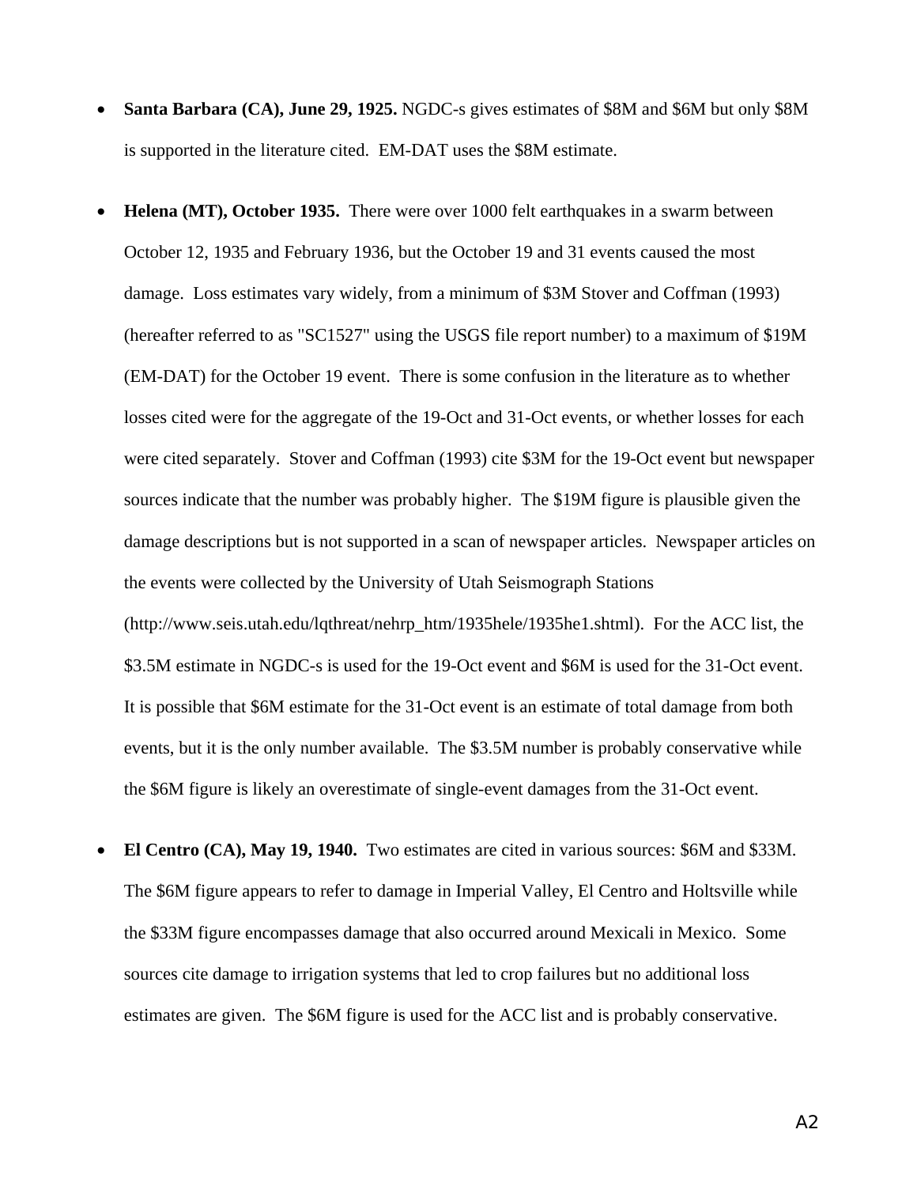- **Santa Barbara (CA), June 29, 1925.** NGDC-s gives estimates of $8M and $6M but only $8M is supported in the literature cited. EM-DAT uses the $8M estimate.

- **Helena (MT), October 1935.** There were over 1000 felt earthquakes in a swarm between October 12, 1935 and February 1936, but the October 19 and 31 events caused the most damage. Loss estimates vary widely, from a minimum of $3M Stover and Coffman (1993) (hereafter referred to as "SC1527" using the USGS file report number) to a maximum of $19M (EM-DAT) for the October 19 event. There is some confusion in the literature as to whether losses cited were for the aggregate of the 19-Oct and 31-Oct events, or whether losses for each were cited separately. Stover and Coffman (1993) cite $3M for the 19-Oct event but newspaper sources indicate that the number was probably higher. The $19M figure is plausible given the damage descriptions but is not supported in a scan of newspaper articles. Newspaper articles on the events were collected by the University of Utah Seismograph Stations (http://www.seis.utah.edu/lqthreat/nehrp_htm/1935hele/1935he1.shtml). For the ACC list, the $3.5M estimate in NGDC-s is used for the 19-Oct event and $6M is used for the 31-Oct event. It is possible that $6M estimate for the 31-Oct event is an estimate of total damage from both events, but it is the only number available. The $3.5M number is probably conservative while the $6M figure is likely an overestimate of single-event damages from the 31-Oct event.

- **El Centro (CA), May 19, 1940.** Two estimates are cited in various sources: $6M and $33M. The $6M figure appears to refer to damage in Imperial Valley, El Centro and Holtsville while the $33M figure encompasses damage that also occurred around Mexicali in Mexico. Some sources cite damage to irrigation systems that led to crop failures but no additional loss estimates are given. The $6M figure is used for the ACC list and is probably conservative.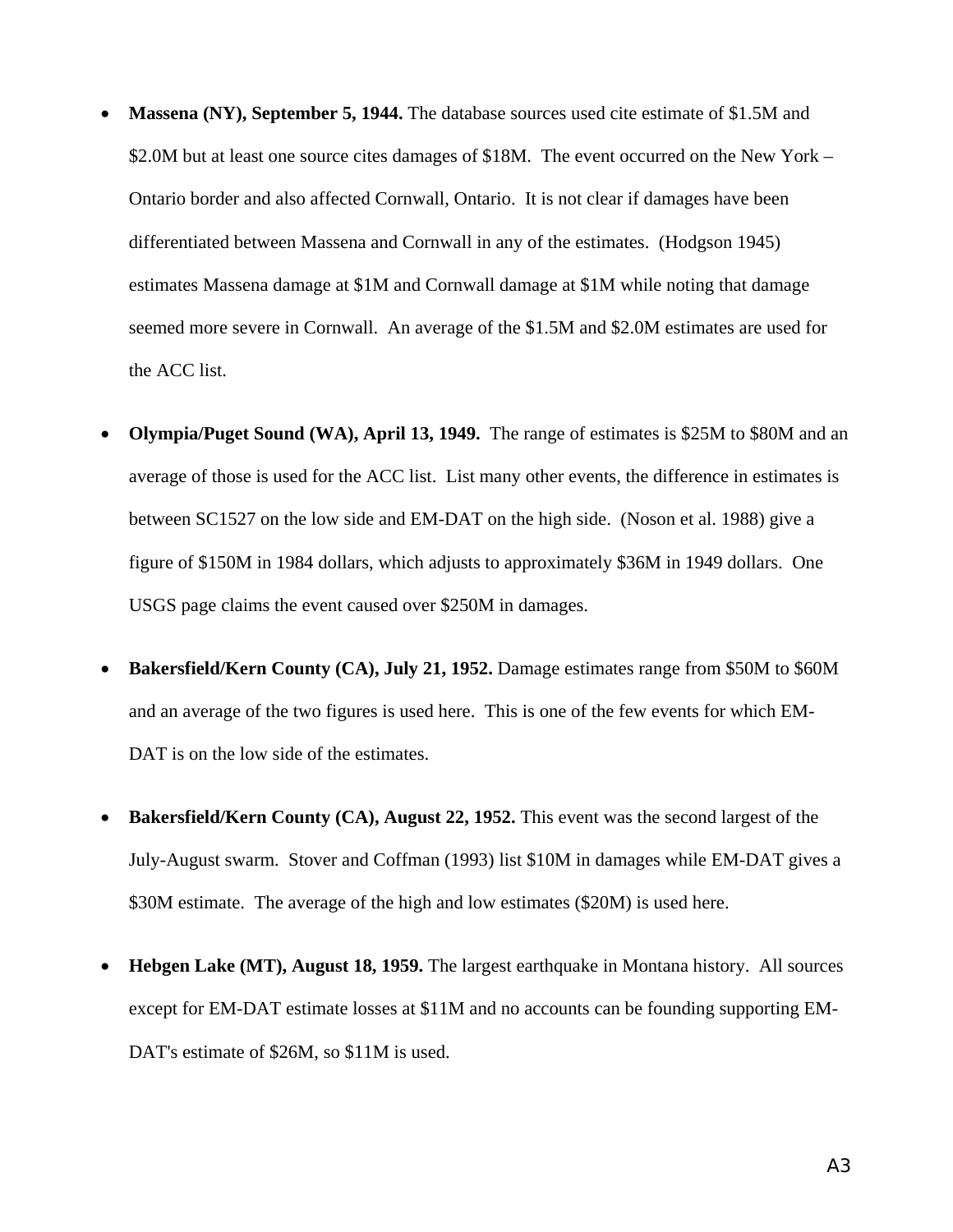- **Massena (NY), September 5, 1944.** The database sources used cite estimate of $1.5M and $2.0M but at least one source cites damages of $18M. The event occurred on the New York – Ontario border and also affected Cornwall, Ontario. It is not clear if damages have been differentiated between Massena and Cornwall in any of the estimates. (Hodgson 1945) estimates Massena damage at $1M and Cornwall damage at $1M while noting that damage seemed more severe in Cornwall. An average of the $1.5M and $2.0M estimates are used for the ACC list.

- **Olympia/Puget Sound (WA), April 13, 1949.** The range of estimates is $25M to $80M and an average of those is used for the ACC list. List many other events, the difference in estimates is between SC1527 on the low side and EM-DAT on the high side. (Noson et al. 1988) give a figure of $150M in 1984 dollars, which adjusts to approximately $36M in 1949 dollars. One USGS page claims the event caused over $250M in damages.

- **Bakersfield/Kern County (CA), July 21, 1952.** Damage estimates range from $50M to $60M and an average of the two figures is used here. This is one of the few events for which EM-DAT is on the low side of the estimates.

- **Bakersfield/Kern County (CA), August 22, 1952.** This event was the second largest of the July-August swarm. Stover and Coffman (1993) list $10M in damages while EM-DAT gives a $30M estimate. The average of the high and low estimates ($20M) is used here.

- **Hebgen Lake (MT), August 18, 1959.** The largest earthquake in Montana history. All sources except for EM-DAT estimate losses at $11M and no accounts can be founding supporting EM-DAT's estimate of $26M, so $11M is used.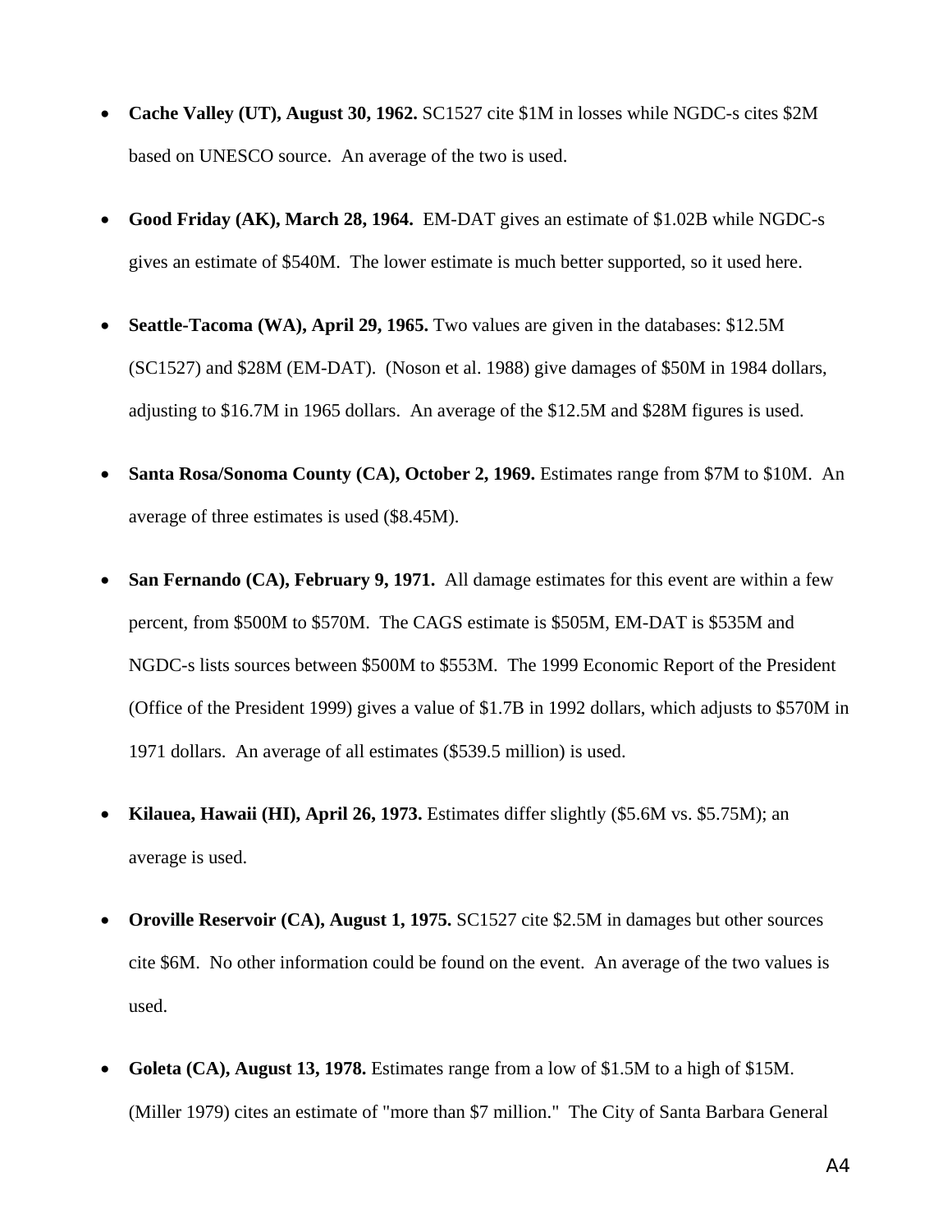- **Cache Valley (UT), August 30, 1962.** SC1527 cite $1M in losses while NGDC-s cites $2M based on UNESCO source. An average of the two is used.

- **Good Friday (AK), March 28, 1964.** EM-DAT gives an estimate of $1.02B while NGDC-s gives an estimate of $540M. The lower estimate is much better supported, so it used here.

- **Seattle-Tacoma (WA), April 29, 1965.** Two values are given in the databases: $12.5M (SC1527) and $28M (EM-DAT). (Noson et al. 1988) give damages of $50M in 1984 dollars, adjusting to $16.7M in 1965 dollars. An average of the $12.5M and $28M figures is used.

- **Santa Rosa/Sonoma County (CA), October 2, 1969.** Estimates range from $7M to $10M. An average of three estimates is used ($8.45M).

- **San Fernando (CA), February 9, 1971.** All damage estimates for this event are within a few percent, from $500M to $570M. The CAGS estimate is $505M, EM-DAT is $535M and NGDC-s lists sources between $500M to $553M. The 1999 Economic Report of the President (Office of the President 1999) gives a value of $1.7B in 1992 dollars, which adjusts to $570M in 1971 dollars. An average of all estimates ($539.5 million) is used.

- **Kilauea, Hawaii (HI), April 26, 1973.** Estimates differ slightly ($5.6M vs. $5.75M); an average is used.

- **Oroville Reservoir (CA), August 1, 1975.** SC1527 cite $2.5M in damages but other sources cite $6M. No other information could be found on the event. An average of the two values is used.

- **Goleta (CA), August 13, 1978.** Estimates range from a low of $1.5M to a high of $15M. (Miller 1979) cites an estimate of "more than $7 million." The City of Santa Barbara General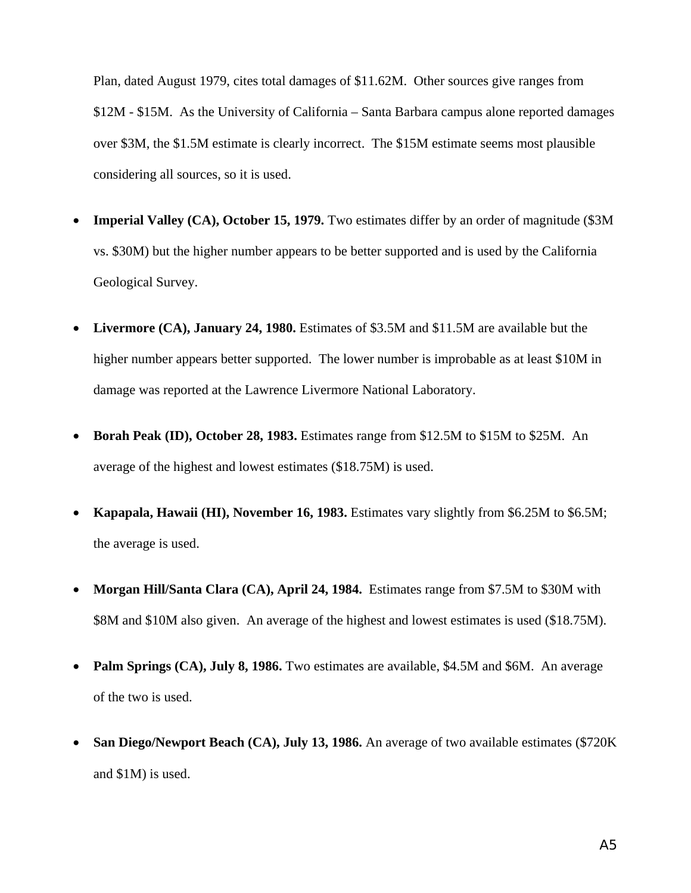Plan, dated August 1979, cites total damages of $11.62M. Other sources give ranges from $12M - $15M. As the University of California – Santa Barbara campus alone reported damages over $3M, the $1.5M estimate is clearly incorrect. The $15M estimate seems most plausible considering all sources, so it is used.

- **Imperial Valley (CA), October 15, 1979.** Two estimates differ by an order of magnitude ($3M vs. $30M) but the higher number appears to be better supported and is used by the California Geological Survey.

- **Livermore (CA), January 24, 1980.** Estimates of $3.5M and $11.5M are available but the higher number appears better supported. The lower number is improbable as at least $10M in damage was reported at the Lawrence Livermore National Laboratory.

- **Borah Peak (ID), October 28, 1983.** Estimates range from $12.5M to $15M to $25M. An average of the highest and lowest estimates ($18.75M) is used.

- **Kapapala, Hawaii (HI), November 16, 1983.** Estimates vary slightly from $6.25M to $6.5M; the average is used.

- **Morgan Hill/Santa Clara (CA), April 24, 1984.** Estimates range from $7.5M to $30M with $8M and $10M also given. An average of the highest and lowest estimates is used ($18.75M).

- **Palm Springs (CA), July 8, 1986.** Two estimates are available, $4.5M and $6M. An average of the two is used.

- **San Diego/Newport Beach (CA), July 13, 1986.** An average of two available estimates ($720K and $1M) is used.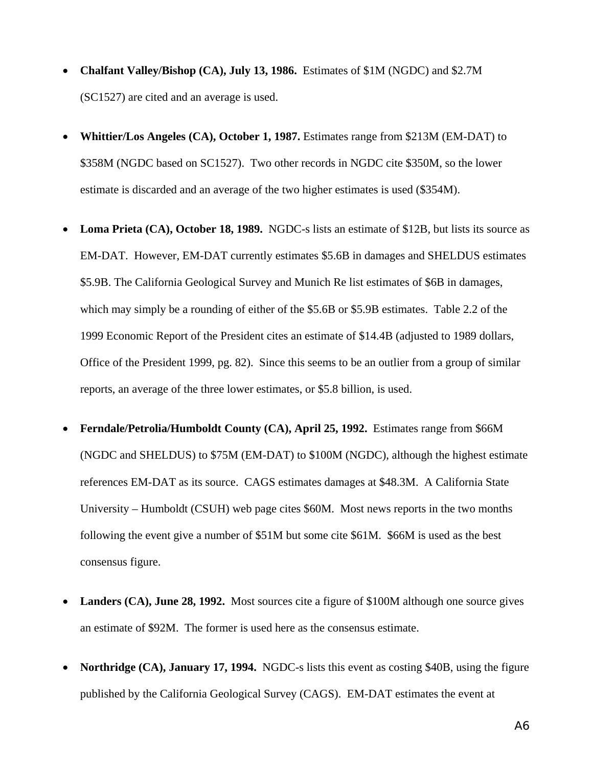- **Chalfant Valley/Bishop (CA), July 13, 1986.** Estimates of $1M (NGDC) and $2.7M (SC1527) are cited and an average is used.

- **Whittier/Los Angeles (CA), October 1, 1987.** Estimates range from $213M (EM-DAT) to $358M (NGDC based on SC1527). Two other records in NGDC cite $350M, so the lower estimate is discarded and an average of the two higher estimates is used ($354M).

- **Loma Prieta (CA), October 18, 1989.** NGDC-s lists an estimate of $12B, but lists its source as EM-DAT. However, EM-DAT currently estimates $5.6B in damages and SHELDUS estimates $5.9B. The California Geological Survey and Munich Re list estimates of $6B in damages, which may simply be a rounding of either of the $5.6B or $5.9B estimates. Table 2.2 of the 1999 Economic Report of the President cites an estimate of $14.4B (adjusted to 1989 dollars, Office of the President 1999, pg. 82). Since this seems to be an outlier from a group of similar reports, an average of the three lower estimates, or $5.8 billion, is used.

- **Ferndale/Petrolia/Humboldt County (CA), April 25, 1992.** Estimates range from $66M (NGDC and SHELDUS) to $75M (EM-DAT) to $100M (NGDC), although the highest estimate references EM-DAT as its source. CAGS estimates damages at $48.3M. A California State University – Humboldt (CSUH) web page cites $60M. Most news reports in the two months following the event give a number of $51M but some cite $61M. $66M is used as the best consensus figure.

- **Landers (CA), June 28, 1992.** Most sources cite a figure of $100M although one source gives an estimate of $92M. The former is used here as the consensus estimate.

- **Northridge (CA), January 17, 1994.** NGDC-s lists this event as costing $40B, using the figure published by the California Geological Survey (CAGS). EM-DAT estimates the event at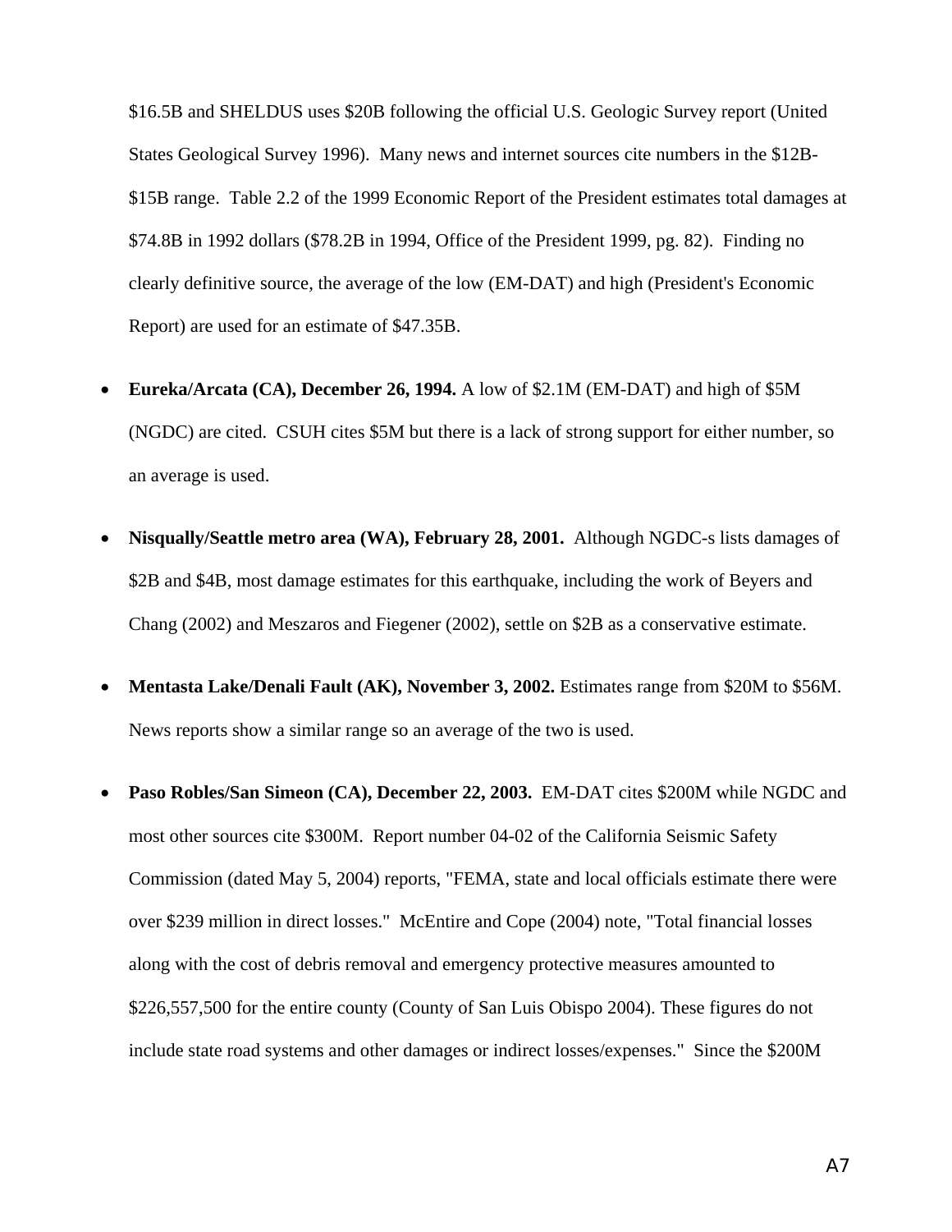$16.5B and SHELDUS uses $20B following the official U.S. Geologic Survey report (United States Geological Survey 1996). Many news and internet sources cite numbers in the $12B-$15B range. Table 2.2 of the 1999 Economic Report of the President estimates total damages at $74.8B in 1992 dollars ($78.2B in 1994, Office of the President 1999, pg. 82). Finding no clearly definitive source, the average of the low (EM-DAT) and high (President's Economic Report) are used for an estimate of $47.35B.

- **Eureka/Arcata (CA), December 26, 1994.** A low of $2.1M (EM-DAT) and high of $5M (NGDC) are cited. CSUH cites $5M but there is a lack of strong support for either number, so an average is used.

- **Nisqually/Seattle metro area (WA), February 28, 2001.** Although NGDC-s lists damages of $2B and $4B, most damage estimates for this earthquake, including the work of Beyers and Chang (2002) and Meszaros and Fiegener (2002), settle on $2B as a conservative estimate.

- **Mentasta Lake/Denali Fault (AK), November 3, 2002.** Estimates range from $20M to $56M. News reports show a similar range so an average of the two is used.

- **Paso Robles/San Simeon (CA), December 22, 2003.** EM-DAT cites $200M while NGDC and most other sources cite $300M. Report number 04-02 of the California Seismic Safety Commission (dated May 5, 2004) reports, "FEMA, state and local officials estimate there were over $239 million in direct losses." McEntire and Cope (2004) note, "Total financial losses along with the cost of debris removal and emergency protective measures amounted to $226,557,500 for the entire county (County of San Luis Obispo 2004). These figures do not include state road systems and other damages or indirect losses/expenses." Since the $200M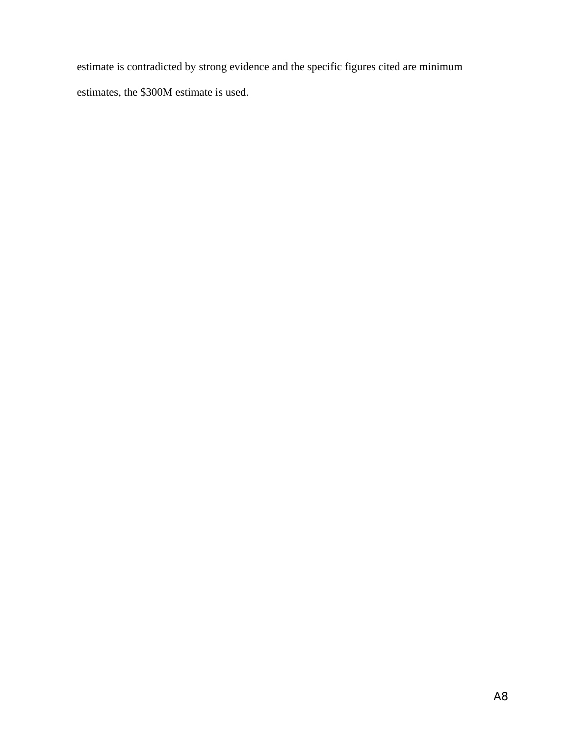estimate is contradicted by strong evidence and the specific figures cited are minimum estimates, the $300M estimate is used.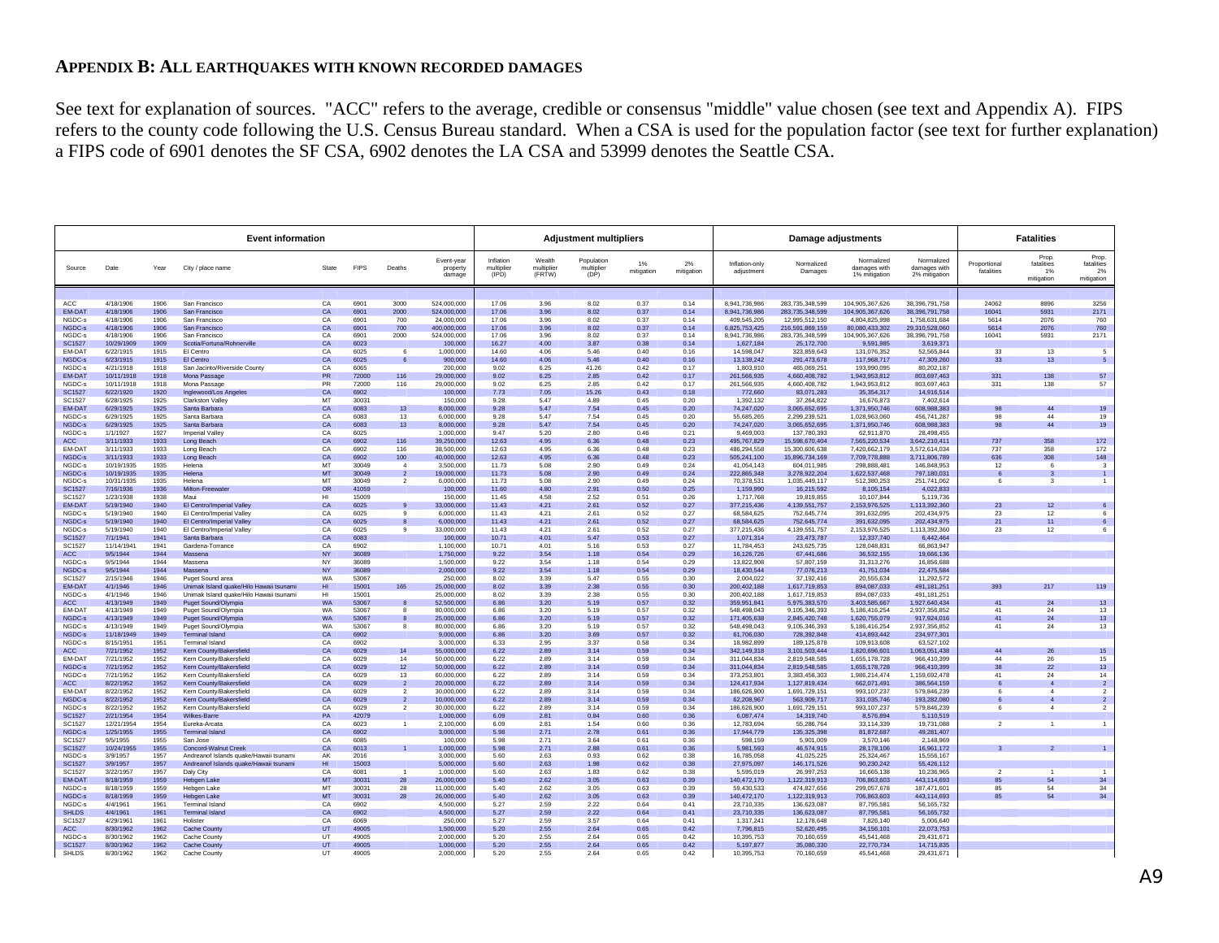## APPENDIX B: ALL EARTHQUAKES WITH KNOWN RECORDED DAMAGES

See text for explanation of sources. "ACC" refers to the average, credible or consensus "middle" value chosen (see text and Appendix A). FIPS refers to the county code following the U.S. Census Bureau standard. When a CSA is used for the population factor (see text for further explanation) a FIPS code of 6901 denotes the SF CSA, 6902 denotes the LA CSA and 53999 denotes the Seattle CSA.

| Event information | | | | | | | | Adjustment multipliers | | | | | Damage adjustments | | | | Fatalities | | |
|---|---|---|---|---|---|---|---|---|---|---|---|---|---|---|---|---|---|---|---|
| Source | Date | Year | City / place name | State | FIPS | Deaths | Event-year property damage | Inflation multiplier (IPD) | Wealth multiplier (FRTW) | Population multiplier (DP) | 1% mitigation | 2% mitigation | Inflation-only adjustment | Normalized Damages | Normalized damages with 1% mitigation | Normalized damages with 2% mitigation | Proportional fatalities | Prop. fatalities 1% mitigation | Prop. fatalities 2% mitigation |
| ACC | 4/18/1906 | 1906 | San Francisco | CA | 6901 | 3000 | 524,000,000 | 17.06 | 3.96 | 8.02 | 0.37 | 0.14 | 8,941,736,986 | 283,735,348,599 | 104,905,367,626 | 38,396,791,758 | 24062 | 8896 | 3256 |
| EM-DAT | 4/18/1906 | 1906 | San Francisco | CA | 6901 | 2000 | 524,000,000 | 17.06 | 3.96 | 8.02 | 0.37 | 0.14 | 8,941,736,986 | 283,735,348,599 | 104,905,367,626 | 38,396,791,758 | 16041 | 5931 | 2171 |
| NGDC-s | 4/18/1906 | 1906 | San Francisco | CA | 6901 | 700 | 24,000,000 | 17.06 | 3.96 | 8.02 | 0.37 | 0.14 | 409,545,205 | 12,995,512,150 | 4,804,825,998 | 1,758,631,684 | 5614 | 2076 | 760 |
| NGDC-s | 4/18/1906 | 1906 | San Francisco | CA | 6901 | 700 | 400,000,000 | 17.06 | 3.96 | 8.02 | 0.37 | 0.14 | 6,825,753,425 | 216,591,869,159 | 80,080,433,302 | 29,310,528,060 | 5614 | 2076 | 760 |
| NGDC-s | 4/18/1906 | 1906 | San Francisco | CA | 6901 | 2000 | 524,000,000 | 17.06 | 3.96 | 8.02 | 0.37 | 0.14 | 8,941,736,986 | 283,735,348,599 | 104,905,367,626 | 38,396,791,758 | 16041 | 5931 | 2171 |
| SC1527 | 10/29/1909 | 1909 | Scotia/Fortuna/Rohnerville | CA | 6023 | | 100,000 | 16.27 | 4.00 | 3.87 | 0.38 | 0.14 | 1,627,184 | 25,172,700 | 9,591,985 | 3,619,371 | | | |
| EM-DAT | 6/22/1915 | 1915 | El Centro | CA | 6025 | 6 | 1,000,000 | 14.60 | 4.06 | 5.46 | 0.40 | 0.16 | 14,598,047 | 323,859,643 | 131,076,352 | 52,565,844 | 33 | 13 | 5 |
| NGDC-s | 6/23/1915 | 1915 | El Centro | CA | 6025 | 6 | 900,000 | 14.60 | 4.06 | 5.46 | 0.40 | 0.16 | 13,138,242 | 291,473,678 | 117,968,717 | 47,309,260 | 33 | 13 | 5 |
| NGDC-s | 4/21/1918 | 1918 | San Jacinto/Riverside County | CA | 6065 | | 200,000 | 9.02 | 6.25 | 41.26 | 0.42 | 0.17 | 1,803,910 | 465,069,251 | 193,990,095 | 80,202,187 | | | |
| EM-DAT | 10/11/1918 | 1918 | Mona Passage | PR | 72000 | 116 | 29,000,000 | 9.02 | 6.25 | 2.85 | 0.42 | 0.17 | 261,566,935 | 4,660,408,782 | 1,943,953,812 | 803,697,463 | 331 | 138 | 57 |
| NGDC-s | 10/11/1918 | 1918 | Mona Passage | PR | 72000 | 116 | 29,000,000 | 9.02 | 6.25 | 2.85 | 0.42 | 0.17 | 261,566,935 | 4,660,408,782 | 1,943,953,812 | 803,697,463 | 331 | 138 | 57 |
| SC1527 | 6/22/1920 | 1920 | Inglewood/Los Angeles | CA | 6902 | | 100,000 | 7.73 | 7.05 | 15.26 | 0.43 | 0.18 | 772,660 | 83,071,283 | 35,354,317 | 14,916,514 | | | |
| SC1527 | 6/28/1925 | 1925 | Clarkston Valley | MT | 30031 | | 150,000 | 9.28 | 5.47 | 4.89 | 0.45 | 0.20 | 1,392,132 | 37,264,822 | 16,676,873 | 7,402,614 | | | |
| EM-DAT | 6/29/1925 | 1925 | Santa Barbara | CA | 6083 | 13 | 8,000,000 | 9.28 | 5.47 | 7.54 | 0.45 | 0.20 | 74,247,020 | 3,065,652,695 | 1,371,950,746 | 608,988,383 | 98 | 44 | 19 |
| NGDC-s | 6/29/1925 | 1925 | Santa Barbara | CA | 6083 | 13 | 6,000,000 | 9.28 | 5.47 | 7.54 | 0.45 | 0.20 | 55,685,265 | 2,299,239,521 | 1,028,963,060 | 456,741,287 | 98 | 44 | 19 |
| NGDC-s | 6/29/1925 | 1925 | Santa Barbara | CA | 6083 | 13 | 8,000,000 | 9.28 | 5.47 | 7.54 | 0.45 | 0.20 | 74,247,020 | 3,065,652,695 | 1,371,950,746 | 608,988,383 | 98 | 44 | 19 |
| NGDC-s | 1/1/1927 | 1927 | Imperial Valley | CA | 6025 | | 1,000,000 | 9.47 | 5.20 | 2.80 | 0.46 | 0.21 | 9,469,003 | 137,780,393 | 62,911,870 | 28,498,455 | | | |
| ACC | 3/11/1933 | 1933 | Long Beach | CA | 6902 | 116 | 39,250,000 | 12.63 | 4.95 | 6.36 | 0.48 | 0.23 | 495,767,829 | 15,598,670,404 | 7,565,220,534 | 3,642,210,411 | 737 | 358 | 172 |
| EM-DAT | 3/11/1933 | 1933 | Long Beach | CA | 6902 | 116 | 38,500,000 | 12.63 | 4.95 | 6.36 | 0.48 | 0.23 | 486,294,558 | 15,300,606,638 | 7,420,662,179 | 3,572,614,034 | 737 | 358 | 172 |
| NGDC-s | 3/11/1933 | 1933 | Long Beach | CA | 6902 | 100 | 40,000,000 | 12.63 | 4.95 | 6.36 | 0.48 | 0.23 | 505,241,100 | 15,896,734,169 | 7,709,778,888 | 3,711,806,789 | 636 | 308 | 148 |
| NGDC-s | 10/19/1935 | 1935 | Helena | MT | 30049 | 4 | 3,500,000 | 11.73 | 5.08 | 2.90 | 0.49 | 0.24 | 41,054,143 | 604,011,985 | 298,888,481 | 146,848,953 | 12 | 6 | 3 |
| NGDC-s | 10/19/1935 | 1935 | Helena | MT | 30049 | 2 | 19,000,000 | 11.73 | 5.08 | 2.90 | 0.49 | 0.24 | 222,865,348 | 3,278,922,204 | 1,622,537,468 | 797,180,031 | 6 | 3 | 1 |
| NGDC-s | 10/31/1935 | 1935 | Helena | MT | 30049 | 2 | 6,000,000 | 11.73 | 5.08 | 2.90 | 0.49 | 0.24 | 70,378,531 | 1,035,449,117 | 512,380,253 | 251,741,062 | 6 | 3 | 1 |
| SC1527 | 7/16/1936 | 1936 | Milton-Freewater | OR | 41059 | | 100,000 | 11.60 | 4.80 | 2.91 | 0.50 | 0.25 | 1,159,990 | 16,215,592 | 8,105,154 | 4,022,833 | | | |
| SC1527 | 1/23/1938 | 1938 | Maui | HI | 15009 | | 150,000 | 11.45 | 4.58 | 2.52 | 0.51 | 0.26 | 1,717,768 | 19,819,855 | 10,107,844 | 5,119,736 | | | |
| EM-DAT | 5/19/1940 | 1940 | El Centro/Imperial Valley | CA | 6025 | 9 | 33,000,000 | 11.43 | 4.21 | 2.61 | 0.52 | 0.27 | 377,215,436 | 4,139,551,757 | 2,153,976,525 | 1,113,392,360 | 23 | 12 | 6 |
| NGDC-s | 5/19/1940 | 1940 | El Centro/Imperial Valley | CA | 6025 | 9 | 6,000,000 | 11.43 | 4.21 | 2.61 | 0.52 | 0.27 | 68,584,625 | 752,645,774 | 391,632,095 | 202,434,975 | 23 | 12 | 6 |
| NGDC-s | 5/19/1940 | 1940 | El Centro/Imperial Valley | CA | 6025 | 8 | 6,000,000 | 11.43 | 4.21 | 2.61 | 0.52 | 0.27 | 68,584,625 | 752,645,774 | 391,632,095 | 202,434,975 | 21 | 11 | 6 |
| NGDC-s | 5/19/1940 | 1940 | El Centro/Imperial Valley | CA | 6025 | 9 | 33,000,000 | 11.43 | 4.21 | 2.61 | 0.52 | 0.27 | 377,215,436 | 4,139,551,757 | 2,153,976,525 | 1,113,392,360 | 23 | 12 | 6 |
| SC1527 | 7/1/1941 | 1941 | Santa Barbara | CA | 6083 | | 100,000 | 10.71 | 4.01 | 5.47 | 0.53 | 0.27 | 1,071,314 | 23,473,787 | 12,337,740 | 6,442,464 | | | |
| SC1527 | 11/14/1941 | 1941 | Gardena-Torrance | CA | 6902 | | 1,100,000 | 10.71 | 4.01 | 5.16 | 0.53 | 0.27 | 11,784,453 | 243,625,735 | 128,048,831 | 66,863,947 | | | |
| ACC | 9/5/1944 | 1944 | Massena | NY | 36089 | | 1,750,000 | 9.22 | 3.54 | 1.18 | 0.54 | 0.29 | 16,126,726 | 67,441,686 | 36,532,155 | 19,666,136 | | | |
| NGDC-s | 9/5/1944 | 1944 | Massena | NY | 36089 | | 1,500,000 | 9.22 | 3.54 | 1.18 | 0.54 | 0.29 | 13,822,908 | 57,807,159 | 31,313,276 | 16,856,688 | | | |
| NGDC-s | 9/5/1944 | 1944 | Massena | NY | 36089 | | 2,000,000 | 9.22 | 3.54 | 1.18 | 0.54 | 0.29 | 18,430,544 | 77,076,213 | 41,751,034 | 22,475,584 | | | |
| SC1527 | 2/15/1946 | 1946 | Puget Sound area | WA | 53067 | | 250,000 | 8.02 | 3.39 | 5.47 | 0.55 | 0.30 | 2,004,022 | 37,192,416 | 20,555,634 | 11,292,572 | | | |
| EM-DAT | 4/1/1946 | 1946 | Unimak Island quake/Hilo Hawaii tsunami | HI | 15001 | 165 | 25,000,000 | 8.02 | 3.39 | 2.38 | 0.55 | 0.30 | 200,402,188 | 1,617,719,853 | 894,087,033 | 491,181,251 | 393 | 217 | 119 |
| NGDC-s | 4/1/1946 | 1946 | Unimak Island quake/Hilo Hawaii tsunami | HI | 15001 | | 25,000,000 | 8.02 | 3.39 | 2.38 | 0.55 | 0.30 | 200,402,188 | 1,617,719,853 | 894,087,033 | 491,181,251 | | | |
| ACC | 4/13/1949 | 1949 | Puget Sound/Olympia | WA | 53067 | 8 | 52,500,000 | 6.86 | 3.20 | 5.19 | 0.57 | 0.32 | 359,951,841 | 5,975,383,570 | 3,403,585,667 | 1,927,640,434 | 41 | 24 | 13 |
| EM-DAT | 4/13/1949 | 1949 | Puget Sound/Olympia | WA | 53067 | 8 | 80,000,000 | 6.86 | 3.20 | 5.19 | 0.57 | 0.32 | 548,498,043 | 9,105,346,393 | 5,186,416,254 | 2,937,356,852 | 41 | 24 | 13 |
| NGDC-s | 4/13/1949 | 1949 | Puget Sound/Olympia | WA | 53067 | 8 | 25,000,000 | 6.86 | 3.20 | 5.19 | 0.57 | 0.32 | 171,405,638 | 2,845,420,748 | 1,620,755,079 | 917,924,016 | 41 | 24 | 13 |
| NGDC-s | 4/13/1949 | 1949 | Puget Sound/Olympia | WA | 53067 | 8 | 80,000,000 | 6.86 | 3.20 | 5.19 | 0.57 | 0.32 | 548,498,043 | 9,105,346,393 | 5,186,416,254 | 2,937,356,852 | 41 | 24 | 13 |
| NGDC-s | 11/18/1949 | 1949 | Terminal Island | CA | 6902 | | 9,000,000 | 6.86 | 3.20 | 3.69 | 0.57 | 0.32 | 61,706,030 | 728,392,848 | 414,893,442 | 234,977,301 | | | |
| NGDC-s | 8/15/1951 | 1951 | Terminal Island | CA | 6902 | | 3,000,000 | 6.33 | 2.95 | 3.37 | 0.58 | 0.34 | 18,982,899 | 189,125,878 | 109,913,608 | 63,527,102 | | | |
| ACC | 7/21/1952 | 1952 | Kern County/Bakersfield | CA | 6029 | 14 | 55,000,000 | 6.22 | 2.89 | 3.14 | 0.59 | 0.34 | 342,149,318 | 3,101,503,444 | 1,820,696,601 | 1,063,051,438 | 44 | 26 | 15 |
| EM-DAT | 7/21/1952 | 1952 | Kern County/Bakersfield | CA | 6029 | 14 | 50,000,000 | 6.22 | 2.89 | 3.14 | 0.59 | 0.34 | 311,044,834 | 2,819,548,585 | 1,655,178,728 | 966,410,399 | 44 | 26 | 15 |
| NGDC-s | 7/21/1952 | 1952 | Kern County/Bakersfield | CA | 6029 | 12 | 50,000,000 | 6.22 | 2.89 | 3.14 | 0.59 | 0.34 | 311,044,834 | 2,819,548,585 | 1,655,178,728 | 966,410,399 | 38 | 22 | 13 |
| NGDC-s | 7/21/1952 | 1952 | Kern County/Bakersfield | CA | 6029 | 13 | 60,000,000 | 6.22 | 2.89 | 3.14 | 0.59 | 0.34 | 373,253,801 | 3,383,458,303 | 1,986,214,474 | 1,159,692,478 | 41 | 24 | 14 |
| ACC | 8/22/1952 | 1952 | Kern County/Bakersfield | CA | 6029 | 2 | 20,000,000 | 6.22 | 2.89 | 3.14 | 0.59 | 0.34 | 124,417,934 | 1,127,819,434 | 662,071,491 | 386,564,159 | 6 | 4 | 2 |
| EM-DAT | 8/22/1952 | 1952 | Kern County/Bakersfield | CA | 6029 | 2 | 30,000,000 | 6.22 | 2.89 | 3.14 | 0.59 | 0.34 | 186,626,900 | 1,691,729,151 | 993,107,237 | 579,846,239 | 6 | 4 | 2 |
| NGDC-s | 8/22/1952 | 1952 | Kern County/Bakersfield | CA | 6029 | 2 | 10,000,000 | 6.22 | 2.89 | 3.14 | 0.59 | 0.34 | 62,208,967 | 563,909,717 | 331,035,746 | 193,282,080 | 6 | 4 | 2 |
| NGDC-s | 8/22/1952 | 1952 | Kern County/Bakersfield | CA | 6029 | 2 | 30,000,000 | 6.22 | 2.89 | 3.14 | 0.59 | 0.34 | 186,626,900 | 1,691,729,151 | 993,107,237 | 579,846,239 | 6 | 4 | 2 |
| SC1527 | 2/21/1954 | 1954 | Wilkes-Barre | PA | 42079 | | 1,000,000 | 6.09 | 2.81 | 0.84 | 0.60 | 0.36 | 6,087,474 | 14,319,740 | 8,576,894 | 5,110,519 | | | |
| SC1527 | 12/21/1954 | 1954 | Eureka-Arcata | CA | 6023 | 1 | 2,100,000 | 6.09 | 2.81 | 1.54 | 0.60 | 0.36 | 12,783,694 | 55,286,764 | 33,114,339 | 19,731,088 | 2 | 1 | 1 |
| NGDC-s | 1/25/1955 | 1955 | Terminal Island | CA | 6902 | | 3,000,000 | 5.98 | 2.71 | 2.78 | 0.61 | 0.36 | 17,944,779 | 135,325,398 | 81,872,687 | 49,281,407 | | | |
| SC1527 | 9/5/1955 | 1955 | San Jose | CA | 6085 | | 100,000 | 5.98 | 2.71 | 3.64 | 0.61 | 0.36 | 598,159 | 5,901,009 | 3,570,146 | 2,148,969 | | | |
| SC1527 | 10/24/1955 | 1955 | Concord-Walnut Creek | CA | 6013 | 1 | 1,000,000 | 5.98 | 2.71 | 2.88 | 0.61 | 0.36 | 5,981,593 | 46,574,915 | 28,178,106 | 16,961,172 | 3 | 2 | 1 |
| NGDC-s | 3/9/1957 | 1957 | Andreanof Islands quake/Hawaii tsunami | AK | 2016 | | 3,000,000 | 5.60 | 2.63 | 0.93 | 0.62 | 0.38 | 16,785,058 | 41,025,225 | 25,324,467 | 15,556,167 | | | |
| SC1527 | 3/9/1957 | 1957 | Andreanof Islands quake/Hawaii tsunami | HI | 15003 | | 5,000,000 | 5.60 | 2.63 | 1.98 | 0.62 | 0.38 | 27,975,097 | 146,171,526 | 90,230,242 | 55,426,112 | | | |
| SC1527 | 3/22/1957 | 1957 | Daly City | CA | 6081 | 1 | 1,000,000 | 5.60 | 2.63 | 1.83 | 0.62 | 0.38 | 5,595,019 | 26,997,253 | 16,665,138 | 10,236,965 | 2 | 1 | 1 |
| EM-DAT | 8/18/1959 | 1959 | Hebgen Lake | MT | 30031 | 28 | 26,000,000 | 5.40 | 2.62 | 3.05 | 0.63 | 0.39 | 140,472,170 | 1,122,319,913 | 706,863,603 | 443,114,693 | 85 | 54 | 34 |
| NGDC-s | 8/18/1959 | 1959 | Hebgen Lake | MT | 30031 | 28 | 11,000,000 | 5.40 | 2.62 | 3.05 | 0.63 | 0.39 | 59,430,533 | 474,827,656 | 299,057,678 | 187,471,601 | 85 | 54 | 34 |
| NGDC-s | 8/18/1959 | 1959 | Hebgen Lake | MT | 30031 | 28 | 26,000,000 | 5.40 | 2.62 | 3.05 | 0.63 | 0.39 | 140,472,170 | 1,122,319,913 | 706,863,603 | 443,114,693 | 85 | 54 | 34 |
| NGDC-s | 4/4/1961 | 1961 | Terminal Island | CA | 6902 | | 4,500,000 | 5.27 | 2.59 | 2.22 | 0.64 | 0.41 | 23,710,335 | 136,623,087 | 87,795,581 | 56,165,732 | | | |
| SHLDS | 4/4/1961 | 1961 | Terminal Island | CA | 6902 | | 4,500,000 | 5.27 | 2.59 | 2.22 | 0.64 | 0.41 | 23,710,335 | 136,623,087 | 87,795,581 | 56,165,732 | | | |
| SC1527 | 4/29/1961 | 1961 | Hollister | CA | 6069 | | 250,000 | 5.27 | 2.59 | 3.57 | 0.64 | 0.41 | 1,317,241 | 12,178,648 | 7,826,140 | 5,006,640 | | | |
| ACC | 8/30/1962 | 1962 | Cache County | UT | 49005 | | 1,500,000 | 5.20 | 2.55 | 2.64 | 0.65 | 0.42 | 7,796,815 | 52,620,495 | 34,156,101 | 22,073,753 | | | |
| NGDC-s | 8/30/1962 | 1962 | Cache County | UT | 49005 | | 2,000,000 | 5.20 | 2.55 | 2.64 | 0.65 | 0.42 | 10,395,753 | 70,160,659 | 45,541,468 | 29,431,671 | | | |
| SC1527 | 8/30/1962 | 1962 | Cache County | UT | 49005 | | 1,000,000 | 5.20 | 2.55 | 2.64 | 0.65 | 0.42 | 5,197,877 | 35,080,330 | 22,770,734 | 14,715,835 | | | |
| SHLDS | 8/30/1962 | 1962 | Cache County | UT | 49005 | | 2,000,000 | 5.20 | 2.55 | 2.64 | 0.65 | 0.42 | 10,395,753 | 70,160,659 | 45,541,468 | 29,431,671 | | | |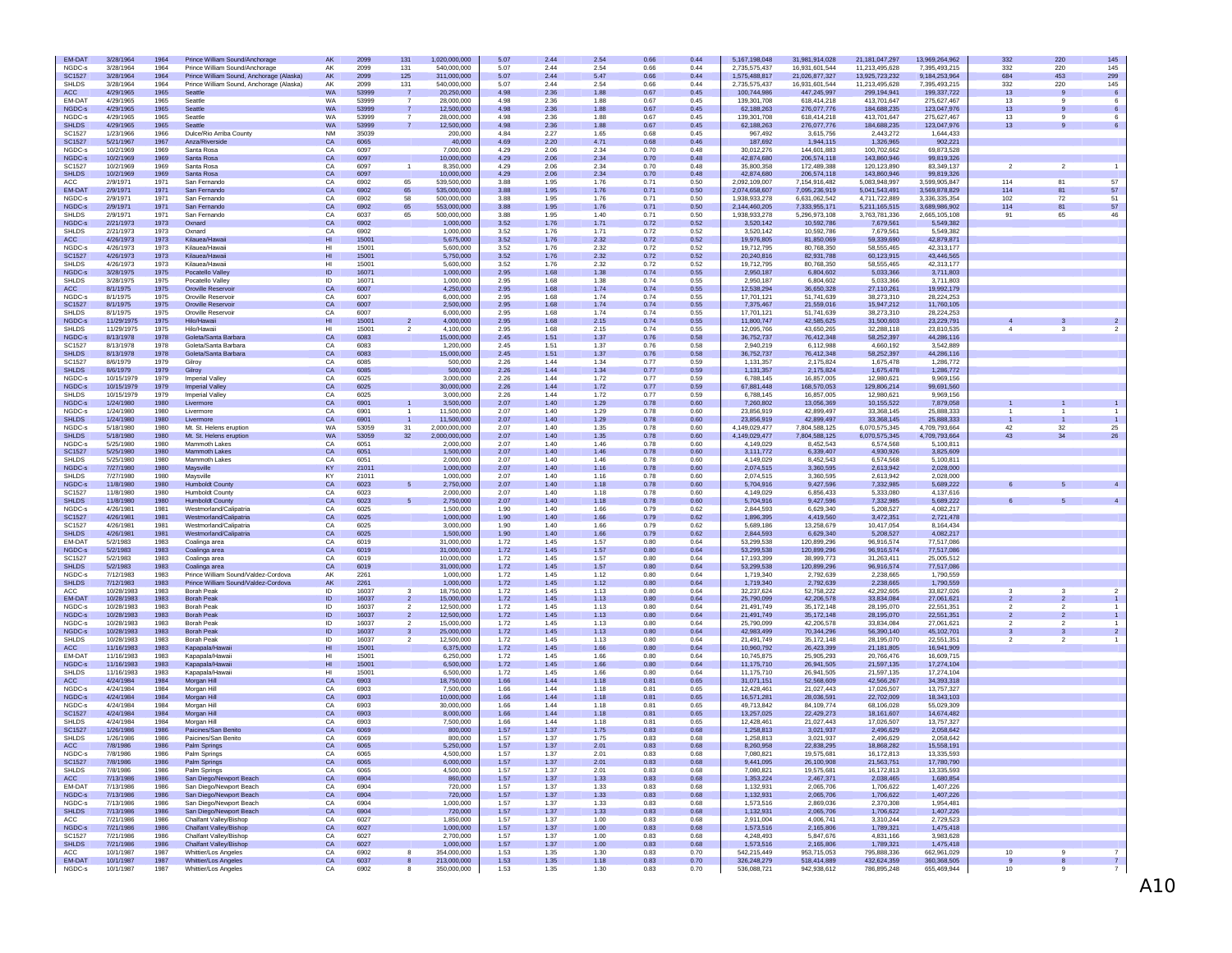| | | | | | | | | | | | | | | | | | | | |
|---|---|---|---|---|---|---|---|---|---|---|---|---|---|---|---|---|---|---|---|
| EM-DAT | 3/28/1964 | 1964 | Prince William Sound/Anchorage | AK | 2099 | 131 | 1,020,000,000 | 5.07 | 2.44 | 2.54 | 0.66 | 0.44 | 5,167,198,048 | 31,981,914,028 | 21,181,047,297 | 13,969,264,962 | 332 | 220 | 145 |
| NGDC-s | 3/28/1964 | 1964 | Prince William Sound/Anchorage | AK | 2099 | 131 | 540,000,000 | 5.07 | 2.44 | 2.54 | 0.66 | 0.44 | 2,735,575,437 | 16,931,601,544 | 11,213,495,628 | 7,395,493,215 | 332 | 220 | 145 |
| SC1527 | 3/28/1964 | 1964 | Prince William Sound, Anchorage (Alaska) | AK | 2099 | 125 | 311,000,000 | 5.07 | 2.44 | 5.47 | 0.66 | 0.44 | 1,575,488,817 | 21,026,877,327 | 13,925,723,232 | 9,184,253,964 | 684 | 453 | 299 |
| SHLDS | 3/28/1964 | 1964 | Prince William Sound, Anchorage (Alaska) | AK | 2099 | 131 | 540,000,000 | 5.07 | 2.44 | 2.54 | 0.66 | 0.44 | 2,735,575,437 | 16,931,601,544 | 11,213,495,628 | 7,395,493,215 | 332 | 220 | 145 |
| ACC | 4/29/1965 | 1965 | Seattle | WA | 53999 | 7 | 20,250,000 | 4.98 | 2.36 | 1.88 | 0.67 | 0.45 | 100,744,986 | 447,245,997 | 299,194,941 | 199,337,722 | 13 | 9 | 6 |
| EM-DAT | 4/29/1965 | 1965 | Seattle | WA | 53999 | 7 | 28,000,000 | 4.98 | 2.36 | 1.88 | 0.67 | 0.45 | 139,301,708 | 618,414,218 | 413,701,647 | 275,627,467 | 13 | 9 | 6 |
| NGDC-s | 4/29/1965 | 1965 | Seattle | WA | 53999 | 7 | 12,500,000 | 4.98 | 2.36 | 1.88 | 0.67 | 0.45 | 62,188,263 | 276,077,776 | 184,688,235 | 123,047,976 | 13 | 9 | 6 |
| NGDC-s | 4/29/1965 | 1965 | Seattle | WA | 53999 | 7 | 28,000,000 | 4.98 | 2.36 | 1.88 | 0.67 | 0.45 | 139,301,708 | 618,414,218 | 413,701,647 | 275,627,467 | 13 | 9 | 6 |
| SHLDS | 4/29/1965 | 1965 | Seattle | WA | 53999 | 7 | 12,500,000 | 4.98 | 2.36 | 1.88 | 0.67 | 0.45 | 62,188,263 | 276,077,776 | 184,688,235 | 123,047,976 | 13 | 9 | 6 |
| SC1527 | 1/23/1966 | 1966 | Dulce/Rio Arriba County | NM | 35039 | | 200,000 | 4.84 | 2.27 | 1.65 | 0.68 | 0.45 | 967,492 | 3,615,756 | 2,443,272 | 1,644,433 | | | |
| SC1527 | 5/21/1967 | 1967 | Anza/Riverside | CA | 6065 | | 40,000 | 4.69 | 2.20 | 4.71 | 0.68 | 0.46 | 187,692 | 1,944,115 | 1,326,965 | 902,221 | | | |
| NGDC-s | 10/2/1969 | 1969 | Santa Rosa | CA | 6097 | | 7,000,000 | 4.29 | 2.06 | 2.34 | 0.70 | 0.48 | 30,012,276 | 144,601,883 | 100,702,662 | 69,873,528 | | | |
| NGDC-s | 10/2/1969 | 1969 | Santa Rosa | CA | 6097 | | 10,000,000 | 4.29 | 2.06 | 2.34 | 0.70 | 0.48 | 42,874,680 | 206,574,118 | 143,860,946 | 99,819,326 | | | |
| SC1527 | 10/2/1969 | 1969 | Santa Rosa | CA | 6097 | 1 | 8,350,000 | 4.29 | 2.06 | 2.34 | 0.70 | 0.48 | 35,800,358 | 172,489,388 | 120,123,890 | 83,349,137 | 2 | 2 | 1 |
| SHLDS | 10/2/1969 | 1969 | Santa Rosa | CA | 6097 | | 10,000,000 | 4.29 | 2.06 | 2.34 | 0.70 | 0.48 | 42,874,680 | 206,574,118 | 143,860,946 | 99,819,326 | | | |
| ACC | 2/9/1971 | 1971 | San Fernando | CA | 6902 | 65 | 539,500,000 | 3.88 | 1.95 | 1.76 | 0.71 | 0.50 | 2,092,109,007 | 7,154,916,482 | 5,083,948,997 | 3,599,905,847 | 114 | 81 | 57 |
| EM-DAT | 2/9/1971 | 1971 | San Fernando | CA | 6902 | 65 | 535,000,000 | 3.88 | 1.95 | 1.76 | 0.71 | 0.50 | 2,074,658,607 | 7,095,236,919 | 5,041,543,491 | 3,569,878,829 | 114 | 81 | 57 |
| NGDC-s | 2/9/1971 | 1971 | San Fernando | CA | 6902 | 58 | 500,000,000 | 3.88 | 1.95 | 1.76 | 0.71 | 0.50 | 1,938,933,278 | 6,631,062,542 | 4,711,722,889 | 3,336,335,354 | 102 | 72 | 51 |
| NGDC-s | 2/9/1971 | 1971 | San Fernando | CA | 6902 | 65 | 553,000,000 | 3.88 | 1.95 | 1.76 | 0.71 | 0.50 | 2,144,460,205 | 7,333,955,171 | 5,211,165,515 | 3,689,986,902 | 114 | 81 | 57 |
| SHLDS | 2/9/1971 | 1971 | San Fernando | CA | 6037 | 65 | 500,000,000 | 3.88 | 1.95 | 1.40 | 0.71 | 0.50 | 1,938,933,278 | 5,296,973,108 | 3,763,781,336 | 2,665,105,108 | 91 | 65 | 46 |
| NGDC-s | 2/21/1973 | 1973 | Oxnard | CA | 6902 | | 1,000,000 | 3.52 | 1.76 | 1.71 | 0.72 | 0.52 | 3,520,142 | 10,592,786 | 7,679,561 | 5,549,382 | | | |
| SHLDS | 2/21/1973 | 1973 | Oxnard | CA | 6902 | | 1,000,000 | 3.52 | 1.76 | 1.71 | 0.72 | 0.52 | 3,520,142 | 10,592,786 | 7,679,561 | 5,549,382 | | | |
| ACC | 4/26/1973 | 1973 | Kilauea/Hawaii | HI | 15001 | | 5,675,000 | 3.52 | 1.76 | 2.32 | 0.72 | 0.52 | 19,976,805 | 81,850,069 | 59,339,690 | 42,879,871 | | | |
| NGDC-s | 4/26/1973 | 1973 | Kilauea/Hawaii | HI | 15001 | | 5,600,000 | 3.52 | 1.76 | 2.32 | 0.72 | 0.52 | 19,712,795 | 80,768,350 | 58,555,465 | 42,313,177 | | | |
| SC1527 | 4/26/1973 | 1973 | Kilauea/Hawaii | HI | 15001 | | 5,750,000 | 3.52 | 1.76 | 2.32 | 0.72 | 0.52 | 20,240,816 | 82,931,788 | 60,123,915 | 43,446,565 | | | |
| SHLDS | 4/26/1973 | 1973 | Kilauea/Hawaii | HI | 15001 | | 5,600,000 | 3.52 | 1.76 | 2.32 | 0.72 | 0.52 | 19,712,795 | 80,768,350 | 58,555,465 | 42,313,177 | | | |
| NGDC-s | 3/28/1975 | 1975 | Pocatello Valley | ID | 16071 | | 1,000,000 | 2.95 | 1.68 | 1.38 | 0.74 | 0.55 | 2,950,187 | 6,804,602 | 5,033,366 | 3,711,803 | | | |
| SHLDS | 3/28/1975 | 1975 | Pocatello Valley | ID | 16071 | | 1,000,000 | 2.95 | 1.68 | 1.38 | 0.74 | 0.55 | 2,950,187 | 6,804,602 | 5,033,366 | 3,711,803 | | | |
| ACC | 8/1/1975 | 1975 | Oroville Reservoir | CA | 6007 | | 4,250,000 | 2.95 | 1.68 | 1.74 | 0.74 | 0.55 | 12,538,294 | 36,650,328 | 27,110,261 | 19,992,179 | | | |
| NGDC-s | 8/1/1975 | 1975 | Oroville Reservoir | CA | 6007 | | 6,000,000 | 2.95 | 1.68 | 1.74 | 0.74 | 0.55 | 17,701,121 | 51,741,639 | 38,273,310 | 28,224,253 | | | |
| SC1527 | 8/1/1975 | 1975 | Oroville Reservoir | CA | 6007 | | 2,500,000 | 2.95 | 1.68 | 1.74 | 0.74 | 0.55 | 7,375,467 | 21,559,016 | 15,947,212 | 11,760,105 | | | |
| SHLDS | 8/1/1975 | 1975 | Oroville Reservoir | CA | 6007 | | 6,000,000 | 2.95 | 1.68 | 1.74 | 0.74 | 0.55 | 17,701,121 | 51,741,639 | 38,273,310 | 28,224,253 | | | |
| NGDC-s | 11/29/1975 | 1975 | Hilo/Hawaii | HI | 15001 | 2 | 4,000,000 | 2.95 | 1.68 | 2.15 | 0.74 | 0.55 | 11,800,747 | 42,585,625 | 31,500,603 | 23,229,791 | 4 | 3 | 2 |
| SHLDS | 11/29/1975 | 1975 | Hilo/Hawaii | HI | 15001 | 2 | 4,100,000 | 2.95 | 1.68 | 2.15 | 0.74 | 0.55 | 12,095,766 | 43,650,265 | 32,288,118 | 23,810,535 | 4 | 3 | 2 |
| NGDC-s | 8/13/1978 | 1978 | Goleta/Santa Barbara | CA | 6083 | | 15,000,000 | 2.45 | 1.51 | 1.37 | 0.76 | 0.58 | 36,752,737 | 76,412,348 | 58,252,397 | 44,286,116 | | | |
| SC1527 | 8/13/1978 | 1978 | Goleta/Santa Barbara | CA | 6083 | | 1,200,000 | 2.45 | 1.51 | 1.37 | 0.76 | 0.58 | 2,940,219 | 6,112,988 | 4,660,192 | 3,542,889 | | | |
| SHLDS | 8/13/1978 | 1978 | Goleta/Santa Barbara | CA | 6083 | | 15,000,000 | 2.45 | 1.51 | 1.37 | 0.76 | 0.58 | 36,752,737 | 76,412,348 | 58,252,397 | 44,286,116 | | | |
| SC1527 | 8/6/1979 | 1979 | Gilroy | CA | 6085 | | 500,000 | 2.26 | 1.44 | 1.34 | 0.77 | 0.59 | 1,131,357 | 2,175,824 | 1,675,478 | 1,286,772 | | | |
| SHLDS | 8/6/1979 | 1979 | Gilroy | CA | 6085 | | 500,000 | 2.26 | 1.44 | 1.34 | 0.77 | 0.59 | 1,131,357 | 2,175,824 | 1,675,478 | 1,286,772 | | | |
| NGDC-s | 10/15/1979 | 1979 | Imperial Valley | CA | 6025 | | 3,000,000 | 2.26 | 1.44 | 1.72 | 0.77 | 0.59 | 6,788,145 | 16,857,005 | 12,980,621 | 9,969,156 | | | |
| NGDC-s | 10/15/1979 | 1979 | Imperial Valley | CA | 6025 | | 30,000,000 | 2.26 | 1.44 | 1.72 | 0.77 | 0.59 | 67,881,448 | 168,570,053 | 129,806,214 | 99,691,560 | | | |
| SHLDS | 10/15/1979 | 1979 | Imperial Valley | CA | 6025 | | 3,000,000 | 2.26 | 1.44 | 1.72 | 0.77 | 0.59 | 6,788,145 | 16,857,005 | 12,980,621 | 9,969,156 | | | |
| NGDC-s | 1/24/1980 | 1980 | Livermore | CA | 6901 | 1 | 3,500,000 | 2.07 | 1.40 | 1.29 | 0.78 | 0.60 | 7,260,802 | 13,056,369 | 10,155,522 | 7,879,058 | 1 | 1 | 1 |
| NGDC-s | 1/24/1980 | 1980 | Livermore | CA | 6901 | 1 | 11,500,000 | 2.07 | 1.40 | 1.29 | 0.78 | 0.60 | 23,856,919 | 42,899,497 | 33,368,145 | 25,888,333 | 1 | 1 | 1 |
| SHLDS | 1/24/1980 | 1980 | Livermore | CA | 6901 | 1 | 11,500,000 | 2.07 | 1.40 | 1.29 | 0.78 | 0.60 | 23,856,919 | 42,899,497 | 33,368,145 | 25,888,333 | 1 | 1 | 1 |
| NGDC-s | 5/18/1980 | 1980 | Mt. St. Helens eruption | WA | 53059 | 31 | 2,000,000,000 | 2.07 | 1.40 | 1.35 | 0.78 | 0.60 | 4,149,029,477 | 7,804,588,125 | 6,070,575,345 | 4,709,793,664 | 42 | 32 | 25 |
| SHLDS | 5/18/1980 | 1980 | Mt. St. Helens eruption | WA | 53059 | 32 | 2,000,000,000 | 2.07 | 1.40 | 1.35 | 0.78 | 0.60 | 4,149,029,477 | 7,804,588,125 | 6,070,575,345 | 4,709,793,664 | 43 | 34 | 26 |
| NGDC-s | 5/25/1980 | 1980 | Mammoth Lakes | CA | 6051 | | 2,000,000 | 2.07 | 1.40 | 1.46 | 0.78 | 0.60 | 4,149,029 | 8,452,543 | 6,574,568 | 5,100,811 | | | |
| SC1527 | 5/25/1980 | 1980 | Mammoth Lakes | CA | 6051 | | 1,500,000 | 2.07 | 1.40 | 1.46 | 0.78 | 0.60 | 3,111,772 | 6,339,407 | 4,930,926 | 3,825,609 | | | |
| SHLDS | 5/25/1980 | 1980 | Mammoth Lakes | CA | 6051 | | 2,000,000 | 2.07 | 1.40 | 1.46 | 0.78 | 0.60 | 4,149,029 | 8,452,543 | 6,574,568 | 5,100,811 | | | |
| NGDC-s | 7/27/1980 | 1980 | Maysville | KY | 21011 | | 1,000,000 | 2.07 | 1.40 | 1.16 | 0.78 | 0.60 | 2,074,515 | 3,360,595 | 2,613,942 | 2,028,000 | | | |
| SHLDS | 7/27/1980 | 1980 | Maysville | KY | 21011 | | 1,000,000 | 2.07 | 1.40 | 1.16 | 0.78 | 0.60 | 2,074,515 | 3,360,595 | 2,613,942 | 2,028,000 | | | |
| NGDC-s | 11/8/1980 | 1980 | Humboldt County | CA | 6023 | 5 | 2,750,000 | 2.07 | 1.40 | 1.18 | 0.78 | 0.60 | 5,704,916 | 9,427,596 | 7,332,985 | 5,689,222 | 6 | 5 | 4 |
| SC1527 | 11/8/1980 | 1980 | Humboldt County | CA | 6023 | | 2,000,000 | 2.07 | 1.40 | 1.18 | 0.78 | 0.60 | 4,149,029 | 6,856,433 | 5,333,080 | 4,137,616 | | | |
| SHLDS | 11/8/1980 | 1980 | Humboldt County | CA | 6023 | 5 | 2,750,000 | 2.07 | 1.40 | 1.18 | 0.78 | 0.60 | 5,704,916 | 9,427,596 | 7,332,985 | 5,689,222 | 6 | 5 | 4 |
| NGDC-s | 4/26/1981 | 1981 | Westmorland/Calipatria | CA | 6025 | | 1,500,000 | 1.90 | 1.40 | 1.66 | 0.79 | 0.62 | 2,844,593 | 6,629,340 | 5,208,527 | 4,082,217 | | | |
| SC1527 | 4/26/1981 | 1981 | Westmorland/Calipatria | CA | 6025 | | 1,000,000 | 1.90 | 1.40 | 1.66 | 0.79 | 0.62 | 1,896,395 | 4,419,560 | 3,472,351 | 2,721,478 | | | |
| SC1527 | 4/26/1981 | 1981 | Westmorland/Calipatria | CA | 6025 | | 3,000,000 | 1.90 | 1.40 | 1.66 | 0.79 | 0.62 | 5,689,186 | 13,258,679 | 10,417,054 | 8,164,434 | | | |
| SHLDS | 4/26/1981 | 1981 | Westmorland/Calipatria | CA | 6025 | | 1,500,000 | 1.90 | 1.40 | 1.66 | 0.79 | 0.62 | 2,844,593 | 6,629,340 | 5,208,527 | 4,082,217 | | | |
| EM-DAT | 5/2/1983 | 1983 | Coalinga area | CA | 6019 | | 31,000,000 | 1.72 | 1.45 | 1.57 | 0.80 | 0.64 | 53,299,538 | 120,899,296 | 96,916,574 | 77,517,086 | | | |
| NGDC-s | 5/2/1983 | 1983 | Coalinga area | CA | 6019 | | 31,000,000 | 1.72 | 1.45 | 1.57 | 0.80 | 0.64 | 53,299,538 | 120,899,296 | 96,916,574 | 77,517,086 | | | |
| SC1527 | 5/2/1983 | 1983 | Coalinga area | CA | 6019 | | 10,000,000 | 1.72 | 1.45 | 1.57 | 0.80 | 0.64 | 17,193,399 | 38,999,773 | 31,263,411 | 25,005,512 | | | |
| SHLDS | 5/2/1983 | 1983 | Coalinga area | CA | 6019 | | 31,000,000 | 1.72 | 1.45 | 1.57 | 0.80 | 0.64 | 53,299,538 | 120,899,296 | 96,916,574 | 77,517,086 | | | |
| NGDC-s | 7/12/1983 | 1983 | Prince William Sound/Valdez-Cordova | AK | 2261 | | 1,000,000 | 1.72 | 1.45 | 1.12 | 0.80 | 0.64 | 1,719,340 | 2,792,639 | 2,238,665 | 1,790,559 | | | |
| SHLDS | 7/12/1983 | 1983 | Prince William Sound/Valdez-Cordova | AK | 2261 | | 1,000,000 | 1.72 | 1.45 | 1.12 | 0.80 | 0.64 | 1,719,340 | 2,792,639 | 2,238,665 | 1,790,559 | | | |
| ACC | 10/28/1983 | 1983 | Borah Peak | ID | 16037 | 3 | 18,750,000 | 1.72 | 1.45 | 1.13 | 0.80 | 0.64 | 32,237,624 | 52,758,222 | 42,292,605 | 33,827,026 | 3 | 3 | 2 |
| EM-DAT | 10/28/1983 | 1983 | Borah Peak | ID | 16037 | 2 | 15,000,000 | 1.72 | 1.45 | 1.13 | 0.80 | 0.64 | 25,790,099 | 42,206,578 | 33,834,084 | 27,061,621 | 2 | 2 | 1 |
| NGDC-s | 10/28/1983 | 1983 | Borah Peak | ID | 16037 | 2 | 12,500,000 | 1.72 | 1.45 | 1.13 | 0.80 | 0.64 | 21,491,749 | 35,172,148 | 28,195,070 | 22,551,351 | 2 | 2 | 1 |
| NGDC-s | 10/28/1983 | 1983 | Borah Peak | ID | 16037 | 2 | 12,500,000 | 1.72 | 1.45 | 1.13 | 0.80 | 0.64 | 21,491,749 | 35,172,148 | 28,195,070 | 22,551,351 | 2 | 2 | 1 |
| NGDC-s | 10/28/1983 | 1983 | Borah Peak | ID | 16037 | 2 | 15,000,000 | 1.72 | 1.45 | 1.13 | 0.80 | 0.64 | 25,790,099 | 42,206,578 | 33,834,084 | 27,061,621 | 2 | 2 | 1 |
| NGDC-s | 10/28/1983 | 1983 | Borah Peak | ID | 16037 | 3 | 25,000,000 | 1.72 | 1.45 | 1.13 | 0.80 | 0.64 | 42,983,499 | 70,344,296 | 56,390,140 | 45,102,701 | 3 | 3 | 2 |
| SHLDS | 10/28/1983 | 1983 | Borah Peak | ID | 16037 | 2 | 12,500,000 | 1.72 | 1.45 | 1.13 | 0.80 | 0.64 | 21,491,749 | 35,172,148 | 28,195,070 | 22,551,351 | 2 | 2 | 1 |
| ACC | 11/16/1983 | 1983 | Kapapala/Hawaii | HI | 15001 | | 6,375,000 | 1.72 | 1.45 | 1.66 | 0.80 | 0.64 | 10,960,792 | 26,423,399 | 21,181,805 | 16,941,909 | | | |
| EM-DAT | 11/16/1983 | 1983 | Kapapala/Hawaii | HI | 15001 | | 6,250,000 | 1.72 | 1.45 | 1.66 | 0.80 | 0.64 | 10,745,875 | 25,905,293 | 20,766,476 | 16,609,715 | | | |
| NGDC-s | 11/16/1983 | 1983 | Kapapala/Hawaii | HI | 15001 | | 6,500,000 | 1.72 | 1.45 | 1.66 | 0.80 | 0.64 | 11,175,710 | 26,941,505 | 21,597,135 | 17,274,104 | | | |
| SHLDS | 11/16/1983 | 1983 | Kapapala/Hawaii | HI | 15001 | | 6,500,000 | 1.72 | 1.45 | 1.66 | 0.80 | 0.64 | 11,175,710 | 26,941,505 | 21,597,135 | 17,274,104 | | | |
| ACC | 4/24/1984 | 1984 | Morgan Hill | CA | 6903 | | 18,750,000 | 1.66 | 1.44 | 1.18 | 0.81 | 0.65 | 31,071,151 | 52,568,609 | 42,566,267 | 34,393,318 | | | |
| NGDC-s | 4/24/1984 | 1984 | Morgan Hill | CA | 6903 | | 7,500,000 | 1.66 | 1.44 | 1.18 | 0.81 | 0.65 | 12,428,461 | 21,027,443 | 17,026,507 | 13,757,327 | | | |
| NGDC-s | 4/24/1984 | 1984 | Morgan Hill | CA | 6903 | | 10,000,000 | 1.66 | 1.44 | 1.18 | 0.81 | 0.65 | 16,571,281 | 28,036,591 | 22,702,009 | 18,343,103 | | | |
| NGDC-s | 4/24/1984 | 1984 | Morgan Hill | CA | 6903 | | 30,000,000 | 1.66 | 1.44 | 1.18 | 0.81 | 0.65 | 49,713,842 | 84,109,774 | 68,106,028 | 55,029,309 | | | |
| SC1527 | 4/24/1984 | 1984 | Morgan Hill | CA | 6903 | | 8,000,000 | 1.66 | 1.44 | 1.18 | 0.81 | 0.65 | 13,257,025 | 22,429,273 | 18,161,607 | 14,674,482 | | | |
| SHLDS | 4/24/1984 | 1984 | Morgan Hill | CA | 6903 | | 7,500,000 | 1.66 | 1.44 | 1.18 | 0.81 | 0.65 | 12,428,461 | 21,027,443 | 17,026,507 | 13,757,327 | | | |
| SC1527 | 1/26/1986 | 1986 | Paicines/San Benito | CA | 6069 | | 800,000 | 1.57 | 1.37 | 1.75 | 0.83 | 0.68 | 1,258,813 | 3,021,937 | 2,496,629 | 2,058,642 | | | |
| SHLDS | 1/26/1986 | 1986 | Paicines/San Benito | CA | 6069 | | 800,000 | 1.57 | 1.37 | 1.75 | 0.83 | 0.68 | 1,258,813 | 3,021,937 | 2,496,629 | 2,058,642 | | | |
| ACC | 7/8/1986 | 1986 | Palm Springs | CA | 6065 | | 5,250,000 | 1.57 | 1.37 | 2.01 | 0.83 | 0.68 | 8,260,958 | 22,838,295 | 18,868,282 | 15,558,191 | | | |
| NGDC-s | 7/8/1986 | 1986 | Palm Springs | CA | 6065 | | 4,500,000 | 1.57 | 1.37 | 2.01 | 0.83 | 0.68 | 7,080,821 | 19,575,681 | 16,172,813 | 13,335,593 | | | |
| SC1527 | 7/8/1986 | 1986 | Palm Springs | CA | 6065 | | 6,000,000 | 1.57 | 1.37 | 2.01 | 0.83 | 0.68 | 9,441,095 | 26,100,908 | 21,563,751 | 17,780,790 | | | |
| SHLDS | 7/8/1986 | 1986 | Palm Springs | CA | 6065 | | 4,500,000 | 1.57 | 1.37 | 2.01 | 0.83 | 0.68 | 7,080,821 | 19,575,681 | 16,172,813 | 13,335,593 | | | |
| ACC | 7/13/1986 | 1986 | San Diego/Newport Beach | CA | 6904 | | 860,000 | 1.57 | 1.37 | 1.33 | 0.83 | 0.68 | 1,353,224 | 2,467,371 | 2,038,465 | 1,680,854 | | | |
| EM-DAT | 7/13/1986 | 1986 | San Diego/Newport Beach | CA | 6904 | | 720,000 | 1.57 | 1.37 | 1.33 | 0.83 | 0.68 | 1,132,931 | 2,065,706 | 1,706,622 | 1,407,226 | | | |
| NGDC-s | 7/13/1986 | 1986 | San Diego/Newport Beach | CA | 6904 | | 720,000 | 1.57 | 1.37 | 1.33 | 0.83 | 0.68 | 1,132,931 | 2,065,706 | 1,706,622 | 1,407,226 | | | |
| NGDC-s | 7/13/1986 | 1986 | San Diego/Newport Beach | CA | 6904 | | 1,000,000 | 1.57 | 1.37 | 1.33 | 0.83 | 0.68 | 1,573,516 | 2,869,036 | 2,370,308 | 1,954,481 | | | |
| SHLDS | 7/13/1986 | 1986 | San Diego/Newport Beach | CA | 6904 | | 720,000 | 1.57 | 1.37 | 1.33 | 0.83 | 0.68 | 1,132,931 | 2,065,706 | 1,706,622 | 1,407,226 | | | |
| ACC | 7/21/1986 | 1986 | Chalfant Valley/Bishop | CA | 6027 | | 1,850,000 | 1.57 | 1.37 | 1.00 | 0.83 | 0.68 | 2,911,004 | 4,006,741 | 3,310,244 | 2,729,523 | | | |
| NGDC-s | 7/21/1986 | 1986 | Chalfant Valley/Bishop | CA | 6027 | | 1,000,000 | 1.57 | 1.37 | 1.00 | 0.83 | 0.68 | 1,573,516 | 2,165,806 | 1,789,321 | 1,475,418 | | | |
| SC1527 | 7/21/1986 | 1986 | Chalfant Valley/Bishop | CA | 6027 | | 2,700,000 | 1.57 | 1.37 | 1.00 | 0.83 | 0.68 | 4,248,493 | 5,847,676 | 4,831,166 | 3,983,628 | | | |
| SHLDS | 7/21/1986 | 1986 | Chalfant Valley/Bishop | CA | 6027 | | 1,000,000 | 1.57 | 1.37 | 1.00 | 0.83 | 0.68 | 1,573,516 | 2,165,806 | 1,789,321 | 1,475,418 | | | |
| ACC | 10/1/1987 | 1987 | Whittier/Los Angeles | CA | 6902 | 8 | 354,000,000 | 1.53 | 1.35 | 1.30 | 0.83 | 0.70 | 542,215,449 | 953,715,053 | 795,888,336 | 662,961,029 | 10 | 9 | 7 |
| EM-DAT | 10/1/1987 | 1987 | Whittier/Los Angeles | CA | 6037 | 8 | 213,000,000 | 1.53 | 1.35 | 1.18 | 0.83 | 0.70 | 326,248,279 | 518,414,889 | 432,624,359 | 360,368,505 | 9 | 8 | 7 |
| NGDC-s | 10/1/1987 | 1987 | Whittier/Los Angeles | CA | 6902 | 8 | 350,000,000 | 1.53 | 1.35 | 1.30 | 0.83 | 0.70 | 536,088,721 | 942,938,612 | 786,895,248 | 655,469,944 | 10 | 9 | 7 |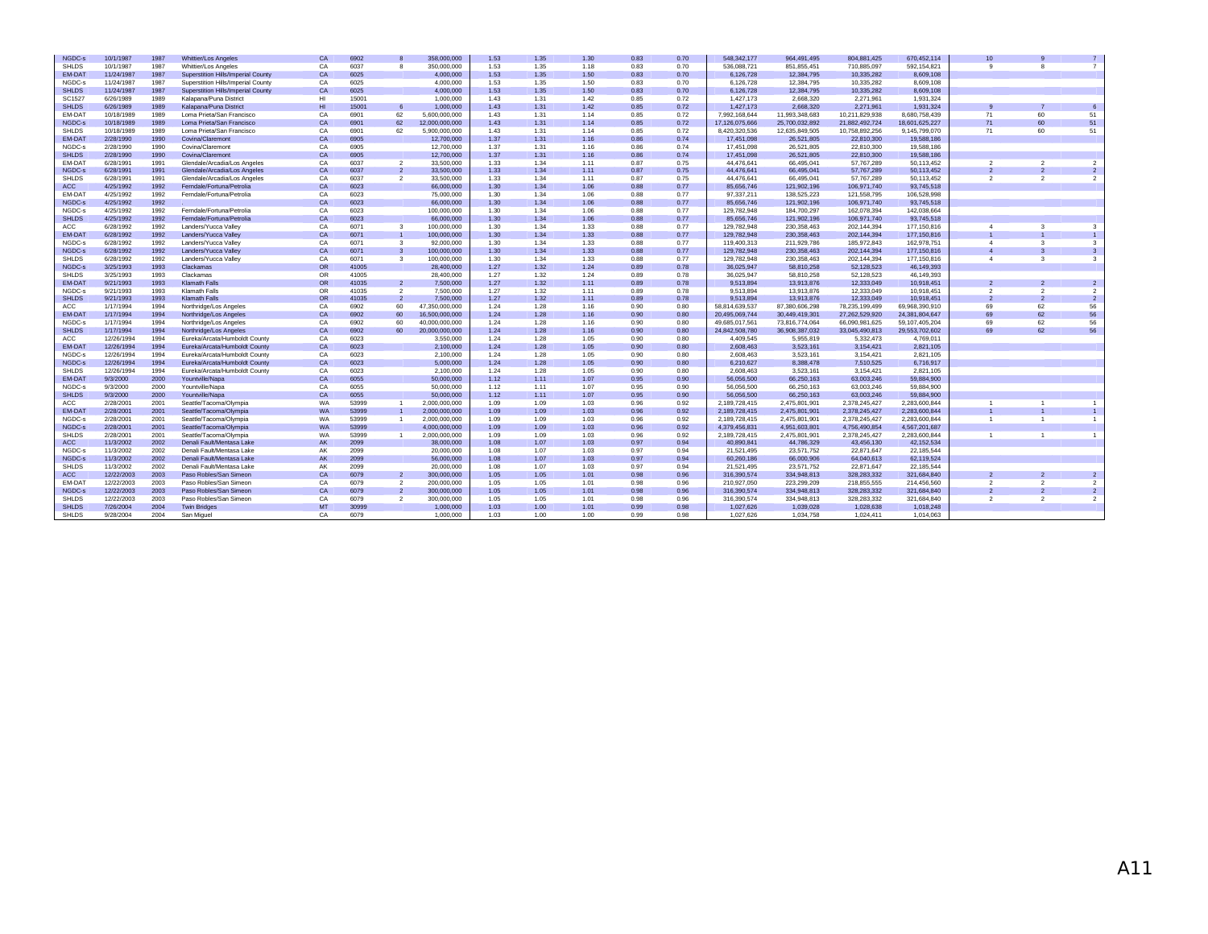| | | | | | | | | | | | | | | | | | | | |
|---|---|---|---|---|---|---|---|---|---|---|---|---|---|---|---|---|---|---|---|
| NGDC-s | 10/1/1987 | 1987 | Whittier/Los Angeles | CA | 6902 | 8 | 358,000,000 | 1.53 | 1.35 | 1.30 | 0.83 | 0.70 | 548,342,177 | 964,491,495 | 804,881,425 | 670,452,114 | 10 | 9 | 7 |
| SHLDS | 10/1/1987 | 1987 | Whittier/Los Angeles | CA | 6037 | 8 | 350,000,000 | 1.53 | 1.35 | 1.18 | 0.83 | 0.70 | 536,088,721 | 851,855,451 | 710,885,097 | 592,154,821 | 9 | 8 | 7 |
| EM-DAT | 11/24/1987 | 1987 | Superstition Hills/Imperial County | CA | 6025 | | 4,000,000 | 1.53 | 1.35 | 1.50 | 0.83 | 0.70 | 6,126,728 | 12,384,795 | 10,335,282 | 8,609,108 | | | |
| NGDC-s | 11/24/1987 | 1987 | Superstition Hills/Imperial County | CA | 6025 | | 4,000,000 | 1.53 | 1.35 | 1.50 | 0.83 | 0.70 | 6,126,728 | 12,384,795 | 10,335,282 | 8,609,108 | | | |
| SHLDS | 11/24/1987 | 1987 | Superstition Hills/Imperial County | CA | 6025 | | 4,000,000 | 1.53 | 1.35 | 1.50 | 0.83 | 0.70 | 6,126,728 | 12,384,795 | 10,335,282 | 8,609,108 | | | |
| SC1527 | 6/26/1989 | 1989 | Kalapana/Puna District | HI | 15001 | | 1,000,000 | 1.43 | 1.31 | 1.42 | 0.85 | 0.72 | 1,427,173 | 2,668,320 | 2,271,961 | 1,931,324 | | | |
| SHLDS | 6/26/1989 | 1989 | Kalapana/Puna District | HI | 15001 | 6 | 1,000,000 | 1.43 | 1.31 | 1.42 | 0.85 | 0.72 | 1,427,173 | 2,668,320 | 2,271,961 | 1,931,324 | 9 | 7 | 6 |
| EM-DAT | 10/18/1989 | 1989 | Loma Prieta/San Francisco | CA | 6901 | 62 | 5,600,000,000 | 1.43 | 1.31 | 1.14 | 0.85 | 0.72 | 7,992,168,644 | 11,993,348,683 | 10,211,829,938 | 8,680,758,439 | 71 | 60 | 51 |
| NGDC-s | 10/18/1989 | 1989 | Loma Prieta/San Francisco | CA | 6901 | 62 | 12,000,000,000 | 1.43 | 1.31 | 1.14 | 0.85 | 0.72 | 17,126,075,666 | 25,700,032,892 | 21,882,492,724 | 18,601,625,227 | 71 | 60 | 51 |
| SHLDS | 10/18/1989 | 1989 | Loma Prieta/San Francisco | CA | 6901 | 62 | 5,900,000,000 | 1.43 | 1.31 | 1.14 | 0.85 | 0.72 | 8,420,320,536 | 12,635,849,505 | 10,758,892,256 | 9,145,799,070 | 71 | 60 | 51 |
| EM-DAT | 2/28/1990 | 1990 | Covina/Claremont | CA | 6905 | | 12,700,000 | 1.37 | 1.31 | 1.16 | 0.86 | 0.74 | 17,451,098 | 26,521,805 | 22,810,300 | 19,588,186 | | | |
| NGDC-s | 2/28/1990 | 1990 | Covina/Claremont | CA | 6905 | | 12,700,000 | 1.37 | 1.31 | 1.16 | 0.86 | 0.74 | 17,451,098 | 26,521,805 | 22,810,300 | 19,588,186 | | | |
| SHLDS | 2/28/1990 | 1990 | Covina/Claremont | CA | 6905 | | 12,700,000 | 1.37 | 1.31 | 1.16 | 0.86 | 0.74 | 17,451,098 | 26,521,805 | 22,810,300 | 19,588,186 | | | |
| EM-DAT | 6/28/1991 | 1991 | Glendale/Arcadia/Los Angeles | CA | 6037 | 2 | 33,500,000 | 1.33 | 1.34 | 1.11 | 0.87 | 0.75 | 44,476,641 | 66,495,041 | 57,767,289 | 50,113,452 | 2 | 2 | 2 |
| NGDC-s | 6/28/1991 | 1991 | Glendale/Arcadia/Los Angeles | CA | 6037 | 2 | 33,500,000 | 1.33 | 1.34 | 1.11 | 0.87 | 0.75 | 44,476,641 | 66,495,041 | 57,767,289 | 50,113,452 | 2 | 2 | 2 |
| SHLDS | 6/28/1991 | 1991 | Glendale/Arcadia/Los Angeles | CA | 6037 | 2 | 33,500,000 | 1.33 | 1.34 | 1.11 | 0.87 | 0.75 | 44,476,641 | 66,495,041 | 57,767,289 | 50,113,452 | 2 | 2 | 2 |
| ACC | 4/25/1992 | 1992 | Ferndale/Fortuna/Petrolia | CA | 6023 | | 66,000,000 | 1.30 | 1.34 | 1.06 | 0.88 | 0.77 | 85,656,746 | 121,902,196 | 106,971,740 | 93,745,518 | | | |
| EM-DAT | 4/25/1992 | 1992 | Ferndale/Fortuna/Petrolia | CA | 6023 | | 75,000,000 | 1.30 | 1.34 | 1.06 | 0.88 | 0.77 | 97,337,211 | 138,525,223 | 121,558,795 | 106,528,998 | | | |
| NGDC-s | 4/25/1992 | 1992 | . | CA | 6023 | | 66,000,000 | 1.30 | 1.34 | 1.06 | 0.88 | 0.77 | 85,656,746 | 121,902,196 | 106,971,740 | 93,745,518 | | | |
| NGDC-s | 4/25/1992 | 1992 | Ferndale/Fortuna/Petrolia | CA | 6023 | | 100,000,000 | 1.30 | 1.34 | 1.06 | 0.88 | 0.77 | 129,782,948 | 184,700,297 | 162,078,394 | 142,038,664 | | | |
| SHLDS | 4/25/1992 | 1992 | Ferndale/Fortuna/Petrolia | CA | 6023 | | 66,000,000 | 1.30 | 1.34 | 1.06 | 0.88 | 0.77 | 85,656,746 | 121,902,196 | 106,971,740 | 93,745,518 | | | |
| ACC | 6/28/1992 | 1992 | Landers/Yucca Valley | CA | 6071 | 3 | 100,000,000 | 1.30 | 1.34 | 1.33 | 0.88 | 0.77 | 129,782,948 | 230,358,463 | 202,144,394 | 177,150,816 | 4 | 3 | 3 |
| EM-DAT | 6/28/1992 | 1992 | Landers/Yucca Valley | CA | 6071 | 1 | 100,000,000 | 1.30 | 1.34 | 1.33 | 0.88 | 0.77 | 129,782,948 | 230,358,463 | 202,144,394 | 177,150,816 | 1 | 1 | 1 |
| NGDC-s | 6/28/1992 | 1992 | Landers/Yucca Valley | CA | 6071 | 3 | 92,000,000 | 1.30 | 1.34 | 1.33 | 0.88 | 0.77 | 119,400,313 | 211,929,786 | 185,972,843 | 162,978,751 | 4 | 3 | 3 |
| NGDC-s | 6/28/1992 | 1992 | Landers/Yucca Valley | CA | 6071 | 3 | 100,000,000 | 1.30 | 1.34 | 1.33 | 0.88 | 0.77 | 129,782,948 | 230,358,463 | 202,144,394 | 177,150,816 | 4 | 3 | 3 |
| SHLDS | 6/28/1992 | 1992 | Landers/Yucca Valley | CA | 6071 | 3 | 100,000,000 | 1.30 | 1.34 | 1.33 | 0.88 | 0.77 | 129,782,948 | 230,358,463 | 202,144,394 | 177,150,816 | 4 | 3 | 3 |
| NGDC-s | 3/25/1993 | 1993 | Clackamas | OR | 41005 | | 28,400,000 | 1.27 | 1.32 | 1.24 | 0.89 | 0.78 | 36,025,947 | 58,810,258 | 52,128,523 | 46,149,393 | | | |
| SHLDS | 3/25/1993 | 1993 | Clackamas | OR | 41005 | | 28,400,000 | 1.27 | 1.32 | 1.24 | 0.89 | 0.78 | 36,025,947 | 58,810,258 | 52,128,523 | 46,149,393 | | | |
| EM-DAT | 9/21/1993 | 1993 | Klamath Falls | OR | 41035 | 2 | 7,500,000 | 1.27 | 1.32 | 1.11 | 0.89 | 0.78 | 9,513,894 | 13,913,876 | 12,333,049 | 10,918,451 | 2 | 2 | 2 |
| NGDC-s | 9/21/1993 | 1993 | Klamath Falls | OR | 41035 | 2 | 7,500,000 | 1.27 | 1.32 | 1.11 | 0.89 | 0.78 | 9,513,894 | 13,913,876 | 12,333,049 | 10,918,451 | 2 | 2 | 2 |
| SHLDS | 9/21/1993 | 1993 | Klamath Falls | OR | 41035 | 2 | 7,500,000 | 1.27 | 1.32 | 1.11 | 0.89 | 0.78 | 9,513,894 | 13,913,876 | 12,333,049 | 10,918,451 | 2 | 2 | 2 |
| ACC | 1/17/1994 | 1994 | Northridge/Los Angeles | CA | 6902 | 60 | 47,350,000,000 | 1.24 | 1.28 | 1.16 | 0.90 | 0.80 | 58,814,639,537 | 87,380,606,298 | 78,235,199,499 | 69,968,390,910 | 69 | 62 | 56 |
| EM-DAT | 1/17/1994 | 1994 | Northridge/Los Angeles | CA | 6902 | 60 | 16,500,000,000 | 1.24 | 1.28 | 1.16 | 0.90 | 0.80 | 20,495,069,744 | 30,449,419,301 | 27,262,529,920 | 24,381,804,647 | 69 | 62 | 56 |
| NGDC-s | 1/17/1994 | 1994 | Northridge/Los Angeles | CA | 6902 | 60 | 40,000,000,000 | 1.24 | 1.28 | 1.16 | 0.90 | 0.80 | 49,685,017,561 | 73,816,774,064 | 66,090,981,625 | 59,107,405,204 | 69 | 62 | 56 |
| SHLDS | 1/17/1994 | 1994 | Northridge/Los Angeles | CA | 6902 | 60 | 20,000,000,000 | 1.24 | 1.28 | 1.16 | 0.90 | 0.80 | 24,842,508,780 | 36,908,387,032 | 33,045,490,813 | 29,553,702,602 | 69 | 62 | 56 |
| ACC | 12/26/1994 | 1994 | Eureka/Arcata/Humboldt County | CA | 6023 | | 3,550,000 | 1.24 | 1.28 | 1.05 | 0.90 | 0.80 | 4,409,545 | 5,955,819 | 5,332,473 | 4,769,011 | | | |
| EM-DAT | 12/26/1994 | 1994 | Eureka/Arcata/Humboldt County | CA | 6023 | | 2,100,000 | 1.24 | 1.28 | 1.05 | 0.90 | 0.80 | 2,608,463 | 3,523,161 | 3,154,421 | 2,821,105 | | | |
| NGDC-s | 12/26/1994 | 1994 | Eureka/Arcata/Humboldt County | CA | 6023 | | 2,100,000 | 1.24 | 1.28 | 1.05 | 0.90 | 0.80 | 2,608,463 | 3,523,161 | 3,154,421 | 2,821,105 | | | |
| NGDC-s | 12/26/1994 | 1994 | Eureka/Arcata/Humboldt County | CA | 6023 | | 5,000,000 | 1.24 | 1.28 | 1.05 | 0.90 | 0.80 | 6,210,627 | 8,388,478 | 7,510,525 | 6,716,917 | | | |
| SHLDS | 12/26/1994 | 1994 | Eureka/Arcata/Humboldt County | CA | 6023 | | 2,100,000 | 1.24 | 1.28 | 1.05 | 0.90 | 0.80 | 2,608,463 | 3,523,161 | 3,154,421 | 2,821,105 | | | |
| EM-DAT | 9/3/2000 | 2000 | Yountville/Napa | CA | 6055 | | 50,000,000 | 1.12 | 1.11 | 1.07 | 0.95 | 0.90 | 56,056,500 | 66,250,163 | 63,003,246 | 59,884,900 | | | |
| NGDC-s | 9/3/2000 | 2000 | Yountville/Napa | CA | 6055 | | 50,000,000 | 1.12 | 1.11 | 1.07 | 0.95 | 0.90 | 56,056,500 | 66,250,163 | 63,003,246 | 59,884,900 | | | |
| SHLDS | 9/3/2000 | 2000 | Yountville/Napa | CA | 6055 | | 50,000,000 | 1.12 | 1.11 | 1.07 | 0.95 | 0.90 | 56,056,500 | 66,250,163 | 63,003,246 | 59,884,900 | | | |
| ACC | 2/28/2001 | 2001 | Seattle/Tacoma/Olympia | WA | 53999 | 1 | 2,000,000,000 | 1.09 | 1.09 | 1.03 | 0.96 | 0.92 | 2,189,728,415 | 2,475,801,901 | 2,378,245,427 | 2,283,600,844 | 1 | 1 | 1 |
| EM-DAT | 2/28/2001 | 2001 | Seattle/Tacoma/Olympia | WA | 53999 | 1 | 2,000,000,000 | 1.09 | 1.09 | 1.03 | 0.96 | 0.92 | 2,189,728,415 | 2,475,801,901 | 2,378,245,427 | 2,283,600,844 | 1 | 1 | 1 |
| NGDC-s | 2/28/2001 | 2001 | Seattle/Tacoma/Olympia | WA | 53999 | 1 | 2,000,000,000 | 1.09 | 1.09 | 1.03 | 0.96 | 0.92 | 2,189,728,415 | 2,475,801,901 | 2,378,245,427 | 2,283,600,844 | 1 | 1 | 1 |
| NGDC-s | 2/28/2001 | 2001 | Seattle/Tacoma/Olympia | WA | 53999 | | 4,000,000,000 | 1.09 | 1.09 | 1.03 | 0.96 | 0.92 | 4,379,456,831 | 4,951,603,801 | 4,756,490,854 | 4,567,201,687 | | | |
| SHLDS | 2/28/2001 | 2001 | Seattle/Tacoma/Olympia | WA | 53999 | 1 | 2,000,000,000 | 1.09 | 1.09 | 1.03 | 0.96 | 0.92 | 2,189,728,415 | 2,475,801,901 | 2,378,245,427 | 2,283,600,844 | 1 | 1 | 1 |
| ACC | 11/3/2002 | 2002 | Denali Fault/Mentasa Lake | AK | 2099 | | 38,000,000 | 1.08 | 1.07 | 1.03 | 0.97 | 0.94 | 40,890,841 | 44,786,329 | 43,456,130 | 42,152,534 | | | |
| NGDC-s | 11/3/2002 | 2002 | Denali Fault/Mentasa Lake | AK | 2099 | | 20,000,000 | 1.08 | 1.07 | 1.03 | 0.97 | 0.94 | 21,521,495 | 23,571,752 | 22,871,647 | 22,185,544 | | | |
| NGDC-s | 11/3/2002 | 2002 | Denali Fault/Mentasa Lake | AK | 2099 | | 56,000,000 | 1.08 | 1.07 | 1.03 | 0.97 | 0.94 | 60,260,186 | 66,000,906 | 64,040,613 | 62,119,524 | | | |
| SHLDS | 11/3/2002 | 2002 | Denali Fault/Mentasa Lake | AK | 2099 | | 20,000,000 | 1.08 | 1.07 | 1.03 | 0.97 | 0.94 | 21,521,495 | 23,571,752 | 22,871,647 | 22,185,544 | | | |
| ACC | 12/22/2003 | 2003 | Paso Robles/San Simeon | CA | 6079 | 2 | 300,000,000 | 1.05 | 1.05 | 1.01 | 0.98 | 0.96 | 316,390,574 | 334,948,813 | 328,283,332 | 321,684,840 | 2 | 2 | 2 |
| EM-DAT | 12/22/2003 | 2003 | Paso Robles/San Simeon | CA | 6079 | 2 | 200,000,000 | 1.05 | 1.05 | 1.01 | 0.98 | 0.96 | 210,927,050 | 223,299,209 | 218,855,555 | 214,456,560 | 2 | 2 | 2 |
| NGDC-s | 12/22/2003 | 2003 | Paso Robles/San Simeon | CA | 6079 | 2 | 300,000,000 | 1.05 | 1.05 | 1.01 | 0.98 | 0.96 | 316,390,574 | 334,948,813 | 328,283,332 | 321,684,840 | 2 | 2 | 2 |
| SHLDS | 12/22/2003 | 2003 | Paso Robles/San Simeon | CA | 6079 | 2 | 300,000,000 | 1.05 | 1.05 | 1.01 | 0.98 | 0.96 | 316,390,574 | 334,948,813 | 328,283,332 | 321,684,840 | 2 | 2 | 2 |
| SHLDS | 7/26/2004 | 2004 | Twin Bridges | MT | 30999 | | 1,000,000 | 1.03 | 1.00 | 1.01 | 0.99 | 0.98 | 1,027,626 | 1,039,028 | 1,028,638 | 1,018,248 | | | |
| SHLDS | 9/28/2004 | 2004 | San Miguel | CA | 6079 | | 1,000,000 | 1.03 | 1.00 | 1.00 | 0.99 | 0.98 | 1,027,626 | 1,034,758 | 1,024,411 | 1,014,063 | | | |

A11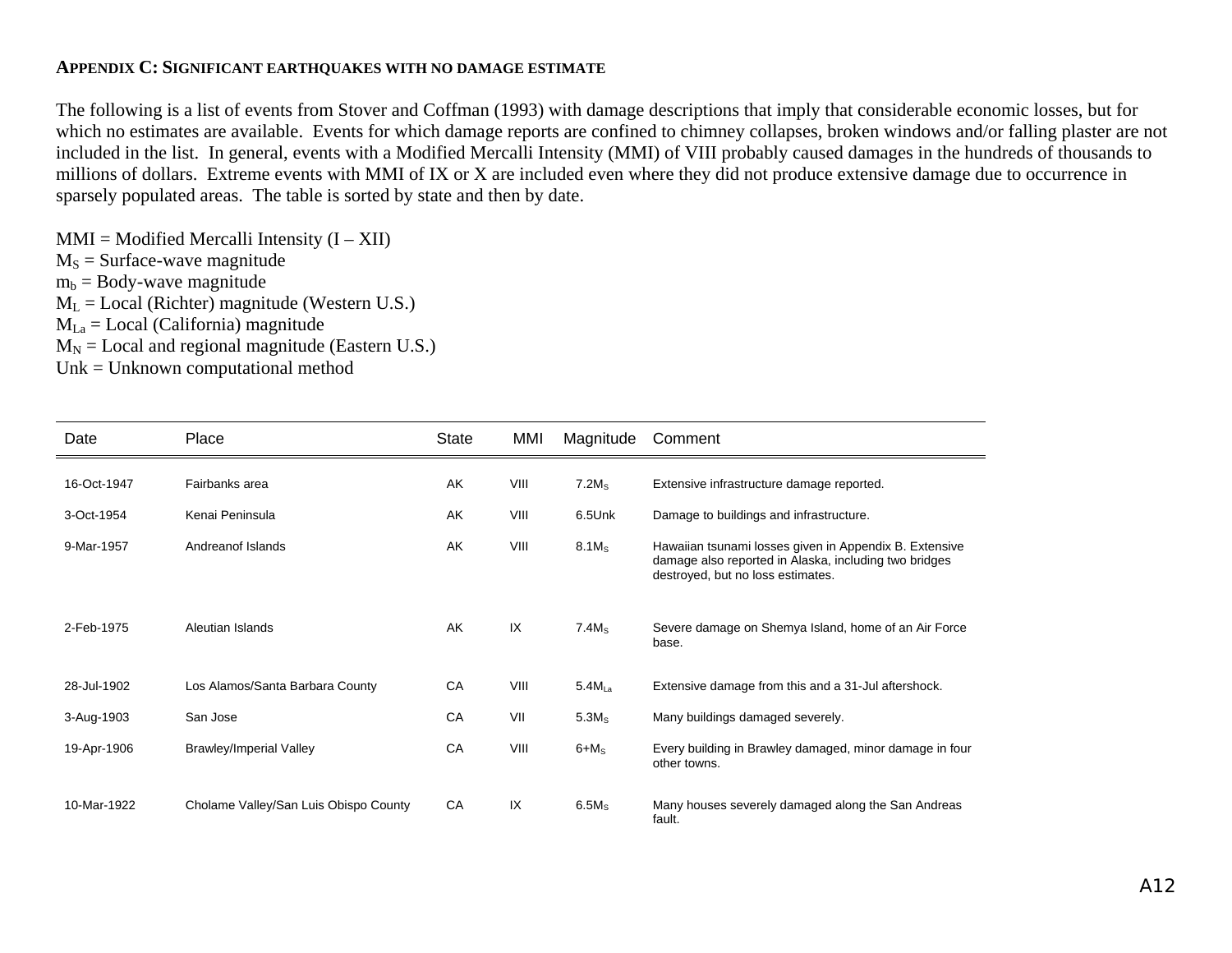### APPENDIX C: SIGNIFICANT EARTHQUAKES WITH NO DAMAGE ESTIMATE

The following is a list of events from Stover and Coffman (1993) with damage descriptions that imply that considerable economic losses, but for which no estimates are available. Events for which damage reports are confined to chimney collapses, broken windows and/or falling plaster are not included in the list. In general, events with a Modified Mercalli Intensity (MMI) of VIII probably caused damages in the hundreds of thousands to millions of dollars. Extreme events with MMI of IX or X are included even where they did not produce extensive damage due to occurrence in sparsely populated areas. The table is sorted by state and then by date.

MMI = Modified Mercalli Intensity (I – XII)
$M_S$ = Surface-wave magnitude
$m_b$ = Body-wave magnitude
$M_L$ = Local (Richter) magnitude (Western U.S.)
$M_{La}$ = Local (California) magnitude
$M_N$ = Local and regional magnitude (Eastern U.S.)
Unk = Unknown computational method

| Date | Place | State | MMI | Magnitude | Comment |
|---|---|---|---|---|---|
| 16-Oct-1947 | Fairbanks area | AK | VIII | 7.2$M_S$ | Extensive infrastructure damage reported. |
| 3-Oct-1954 | Kenai Peninsula | AK | VIII | 6.5Unk | Damage to buildings and infrastructure. |
| 9-Mar-1957 | Andreanof Islands | AK | VIII | 8.1$M_S$ | Hawaiian tsunami losses given in Appendix B. Extensive damage also reported in Alaska, including two bridges destroyed, but no loss estimates. |
| 2-Feb-1975 | Aleutian Islands | AK | IX | 7.4$M_S$ | Severe damage on Shemya Island, home of an Air Force base. |
| 28-Jul-1902 | Los Alamos/Santa Barbara County | CA | VIII | 5.4$M_{La}$ | Extensive damage from this and a 31-Jul aftershock. |
| 3-Aug-1903 | San Jose | CA | VII | 5.3$M_S$ | Many buildings damaged severely. |
| 19-Apr-1906 | Brawley/Imperial Valley | CA | VIII | 6+$M_S$ | Every building in Brawley damaged, minor damage in four other towns. |
| 10-Mar-1922 | Cholame Valley/San Luis Obispo County | CA | IX | 6.5$M_S$ | Many houses severely damaged along the San Andreas fault. |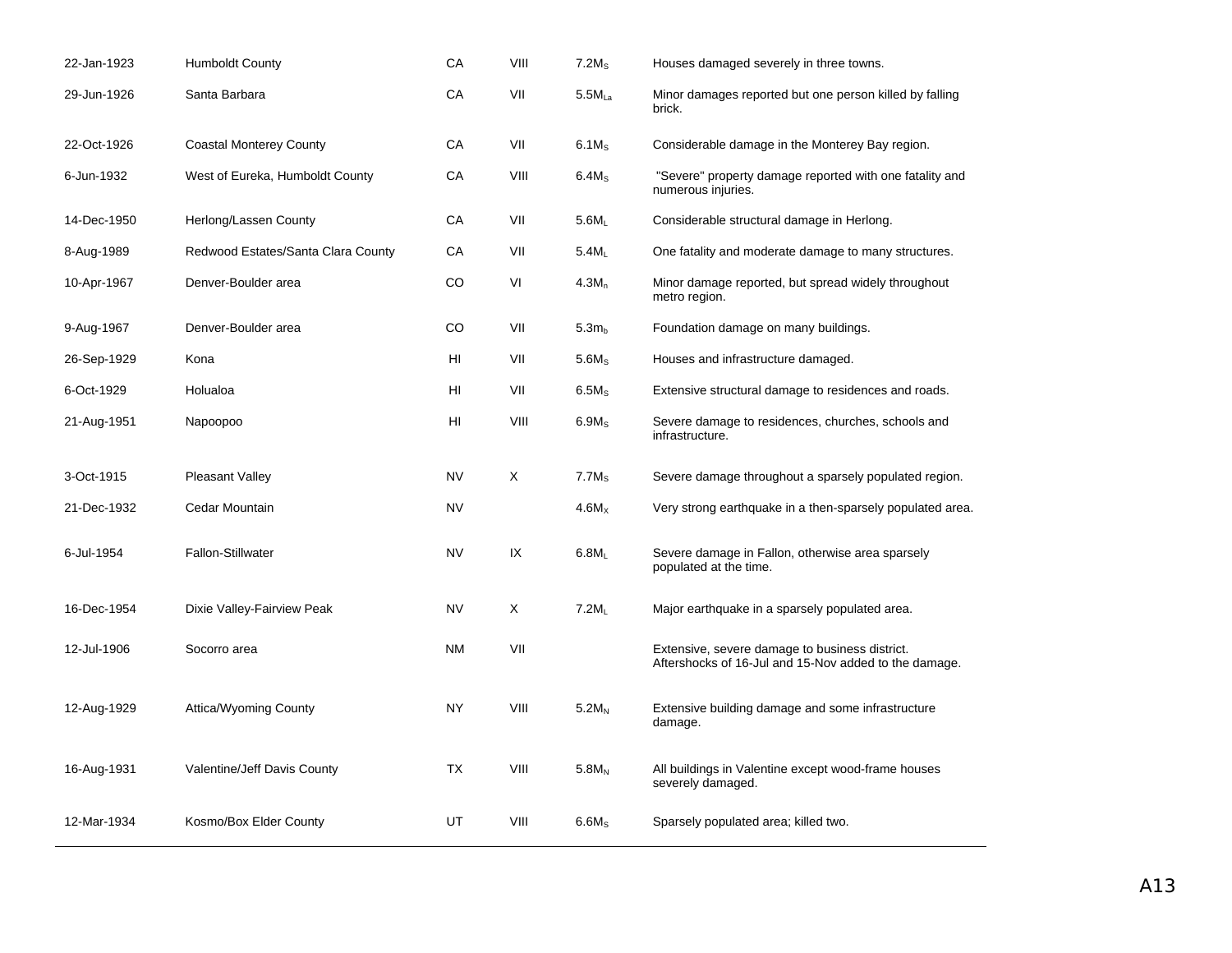| | | | | | |
|---|---|---|---|---|---|
| 22-Jan-1923 | Humboldt County | CA | VIII | $7.2M_S$ | Houses damaged severely in three towns. |
| 29-Jun-1926 | Santa Barbara | CA | VII | $5.5M_{La}$ | Minor damages reported but one person killed by falling brick. |
| 22-Oct-1926 | Coastal Monterey County | CA | VII | $6.1M_S$ | Considerable damage in the Monterey Bay region. |
| 6-Jun-1932 | West of Eureka, Humboldt County | CA | VIII | $6.4M_S$ | "Severe" property damage reported with one fatality and numerous injuries. |
| 14-Dec-1950 | Herlong/Lassen County | CA | VII | $5.6M_L$ | Considerable structural damage in Herlong. |
| 8-Aug-1989 | Redwood Estates/Santa Clara County | CA | VII | $5.4M_L$ | One fatality and moderate damage to many structures. |
| 10-Apr-1967 | Denver-Boulder area | CO | VI | $4.3M_n$ | Minor damage reported, but spread widely throughout metro region. |
| 9-Aug-1967 | Denver-Boulder area | CO | VII | $5.3m_b$ | Foundation damage on many buildings. |
| 26-Sep-1929 | Kona | HI | VII | $5.6M_S$ | Houses and infrastructure damaged. |
| 6-Oct-1929 | Holualoa | HI | VII | $6.5M_S$ | Extensive structural damage to residences and roads. |
| 21-Aug-1951 | Napoopoo | HI | VIII | $6.9M_S$ | Severe damage to residences, churches, schools and infrastructure. |
| 3-Oct-1915 | Pleasant Valley | NV | X | $7.7M_S$ | Severe damage throughout a sparsely populated region. |
| 21-Dec-1932 | Cedar Mountain | NV | | $4.6M_X$ | Very strong earthquake in a then-sparsely populated area. |
| 6-Jul-1954 | Fallon-Stillwater | NV | IX | $6.8M_L$ | Severe damage in Fallon, otherwise area sparsely populated at the time. |
| 16-Dec-1954 | Dixie Valley-Fairview Peak | NV | X | $7.2M_L$ | Major earthquake in a sparsely populated area. |
| 12-Jul-1906 | Socorro area | NM | VII | | Extensive, severe damage to business district. Aftershocks of 16-Jul and 15-Nov added to the damage. |
| 12-Aug-1929 | Attica/Wyoming County | NY | VIII | $5.2M_N$ | Extensive building damage and some infrastructure damage. |
| 16-Aug-1931 | Valentine/Jeff Davis County | TX | VIII | $5.8M_N$ | All buildings in Valentine except wood-frame houses severely damaged. |
| 12-Mar-1934 | Kosmo/Box Elder County | UT | VIII | $6.6M_S$ | Sparsely populated area; killed two. |